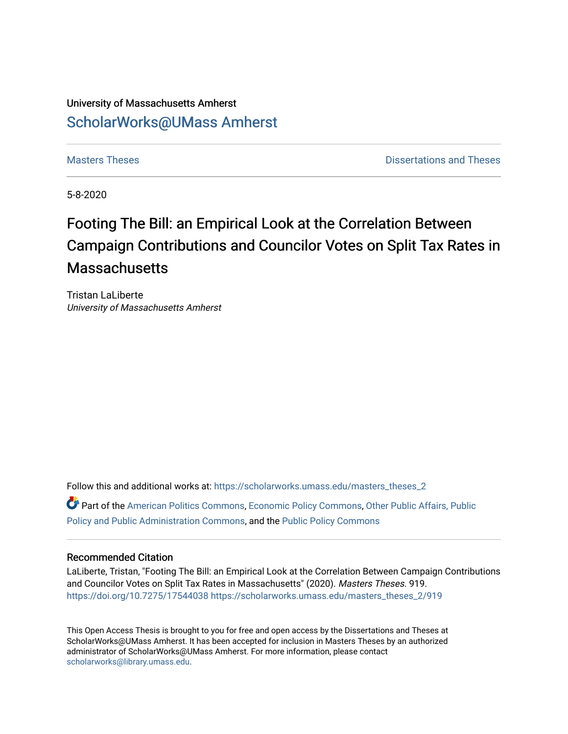University of Massachusetts Amherst

ScholarWorks@UMass Amherst

Masters Theses

Dissertations and Theses

5-8-2020

# Footing The Bill: an Empirical Look at the Correlation Between Campaign Contributions and Councilor Votes on Split Tax Rates in Massachusetts

Tristan LaLiberte
*University of Massachusetts Amherst*

Follow this and additional works at: https://scholarworks.umass.edu/masters_theses_2

Part of the American Politics Commons, Economic Policy Commons, Other Public Affairs, Public Policy and Public Administration Commons, and the Public Policy Commons

## Recommended Citation

LaLiberte, Tristan, "Footing The Bill: an Empirical Look at the Correlation Between Campaign Contributions and Councilor Votes on Split Tax Rates in Massachusetts" (2020). *Masters Theses*. 919.
https://doi.org/10.7275/17544038 https://scholarworks.umass.edu/masters_theses_2/919

This Open Access Thesis is brought to you for free and open access by the Dissertations and Theses at ScholarWorks@UMass Amherst. It has been accepted for inclusion in Masters Theses by an authorized administrator of ScholarWorks@UMass Amherst. For more information, please contact scholarworks@library.umass.edu.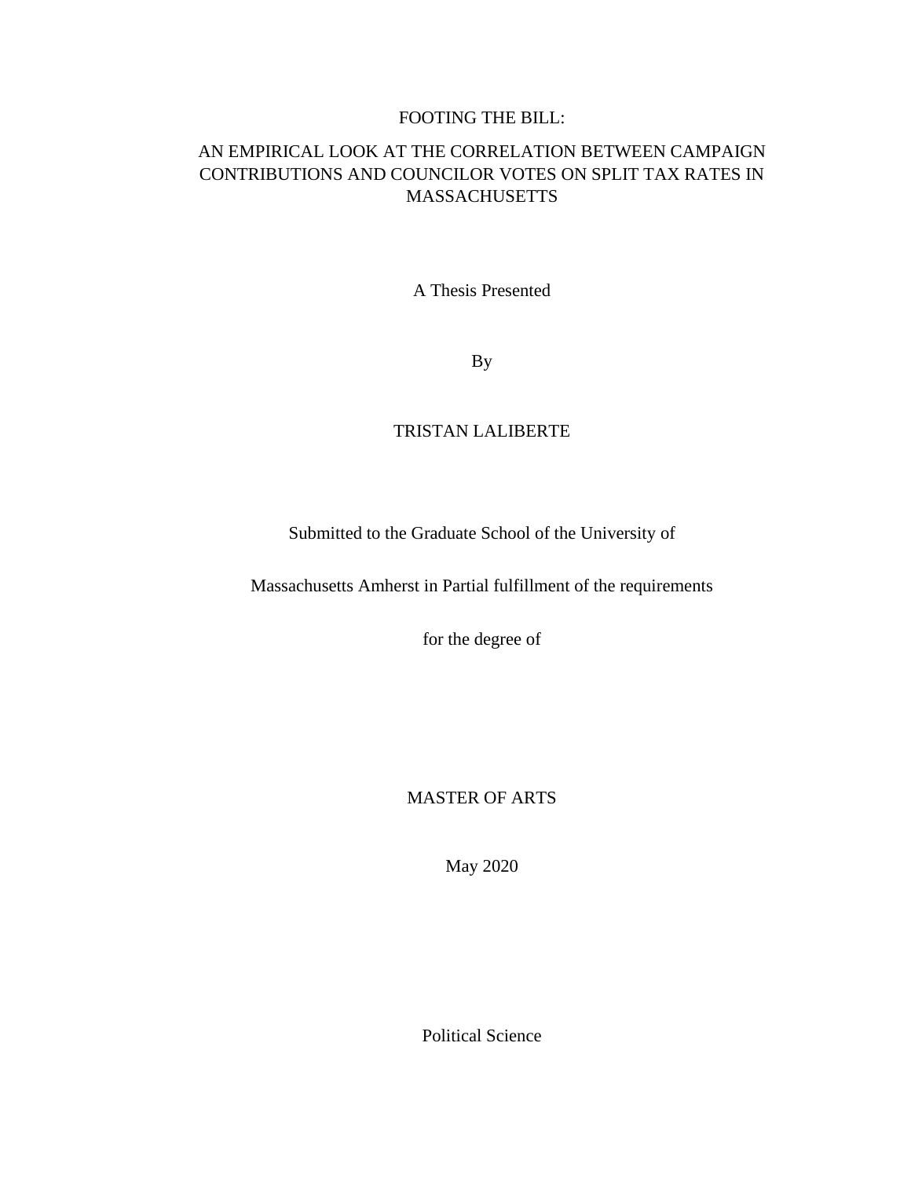# FOOTING THE BILL:

## AN EMPIRICAL LOOK AT THE CORRELATION BETWEEN CAMPAIGN CONTRIBUTIONS AND COUNCILOR VOTES ON SPLIT TAX RATES IN MASSACHUSETTS

A Thesis Presented

By

TRISTAN LALIBERTE

Submitted to the Graduate School of the University of

Massachusetts Amherst in Partial fulfillment of the requirements

for the degree of

MASTER OF ARTS

May 2020

Political Science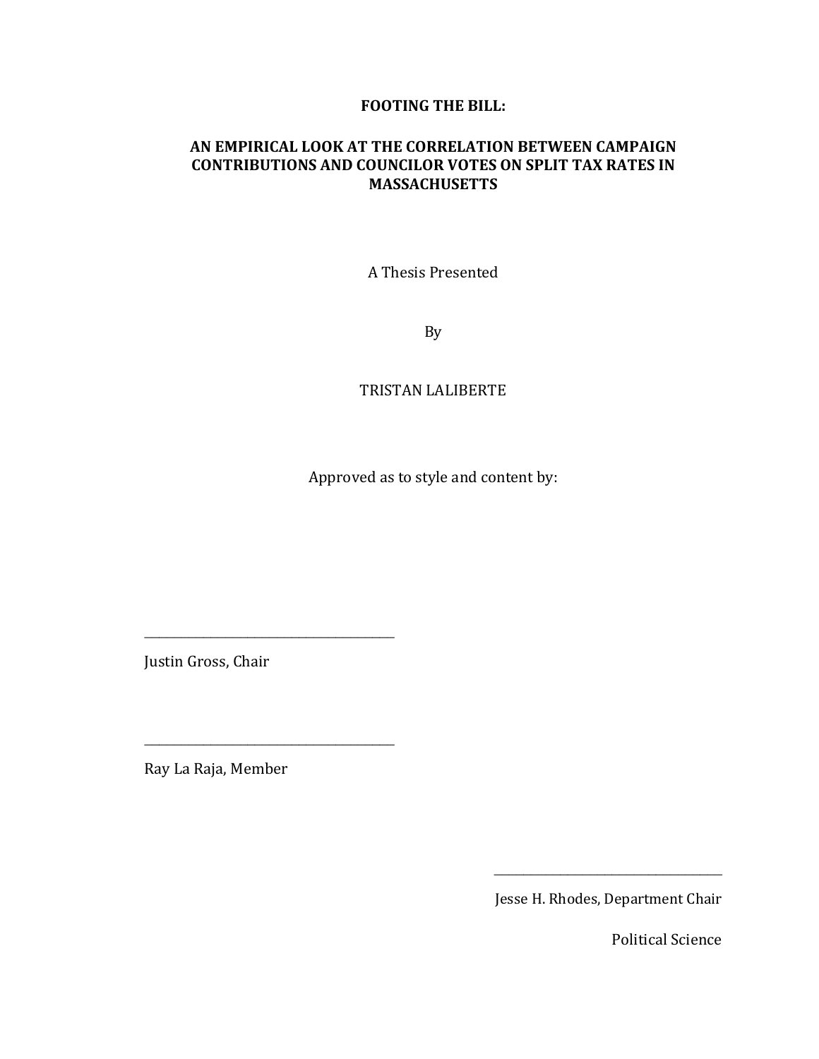**FOOTING THE BILL:**

**AN EMPIRICAL LOOK AT THE CORRELATION BETWEEN CAMPAIGN CONTRIBUTIONS AND COUNCILOR VOTES ON SPLIT TAX RATES IN MASSACHUSETTS**

A Thesis Presented

By

TRISTAN LALIBERTE

Approved as to style and content by:

\_\_\_\_\_\_\_\_\_\_\_\_\_\_\_\_\_\_\_\_\_\_\_\_\_\_\_\_\_\_\_\_\_\_\_\_\_\_\_\_

Justin Gross, Chair

\_\_\_\_\_\_\_\_\_\_\_\_\_\_\_\_\_\_\_\_\_\_\_\_\_\_\_\_\_\_\_\_\_\_\_\_\_\_\_\_

Ray La Raja, Member

\_\_\_\_\_\_\_\_\_\_\_\_\_\_\_\_\_\_\_\_\_\_\_\_\_\_\_\_\_\_\_\_\_\_\_\_\_\_\_\_

Jesse H. Rhodes, Department Chair

Political Science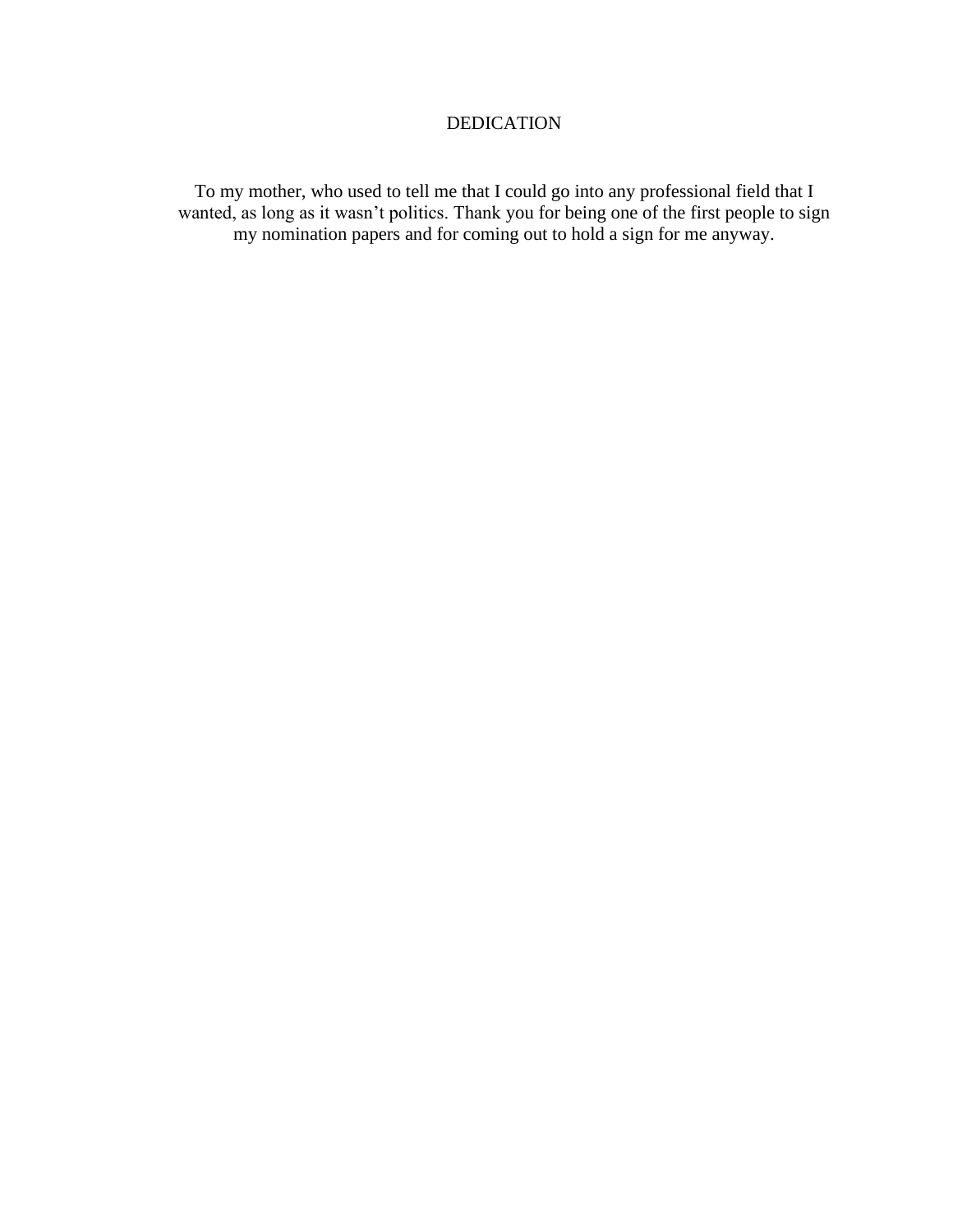# DEDICATION

To my mother, who used to tell me that I could go into any professional field that I wanted, as long as it wasn't politics. Thank you for being one of the first people to sign my nomination papers and for coming out to hold a sign for me anyway.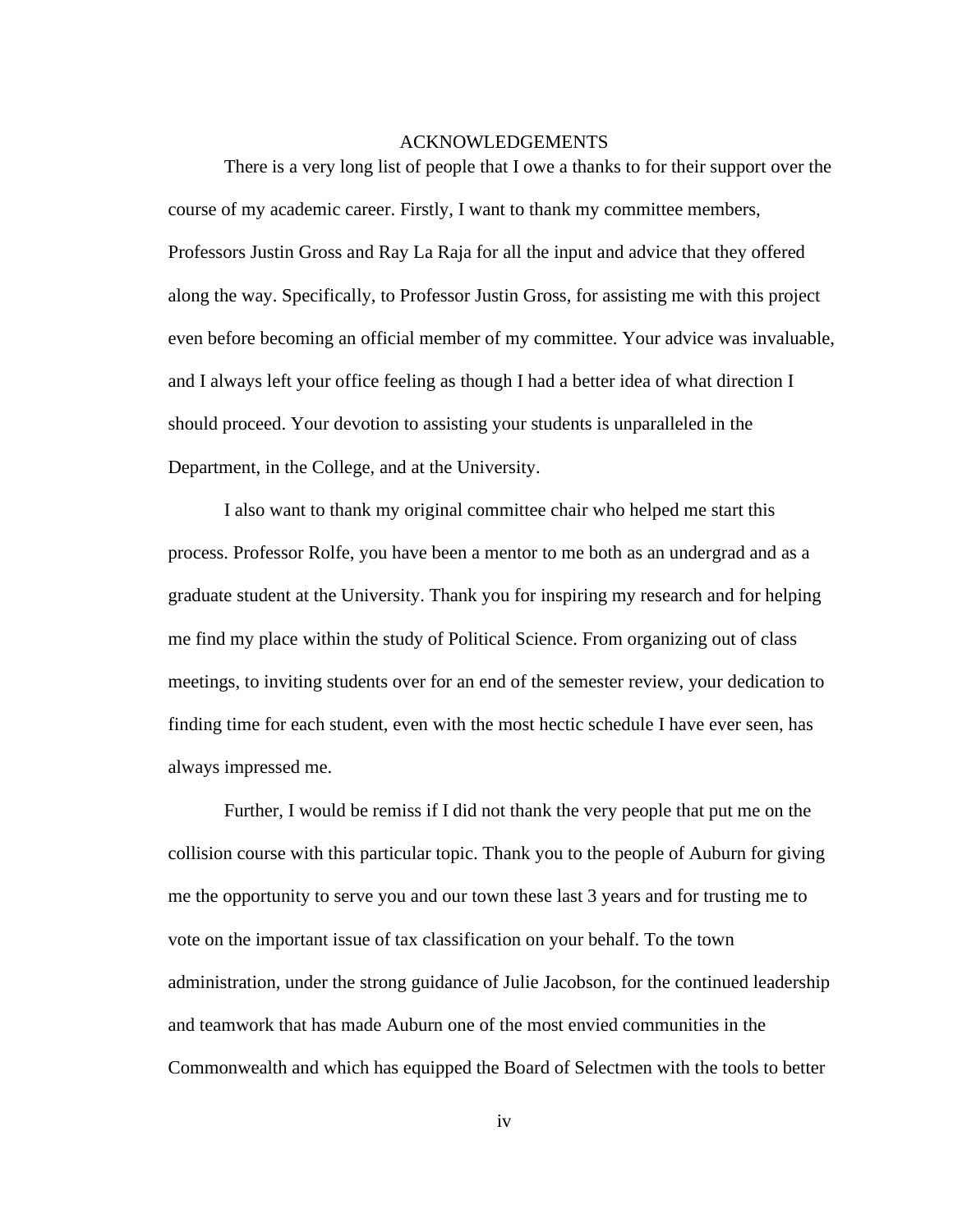# ACKNOWLEDGEMENTS

There is a very long list of people that I owe a thanks to for their support over the course of my academic career. Firstly, I want to thank my committee members, Professors Justin Gross and Ray La Raja for all the input and advice that they offered along the way. Specifically, to Professor Justin Gross, for assisting me with this project even before becoming an official member of my committee. Your advice was invaluable, and I always left your office feeling as though I had a better idea of what direction I should proceed. Your devotion to assisting your students is unparalleled in the Department, in the College, and at the University.

I also want to thank my original committee chair who helped me start this process. Professor Rolfe, you have been a mentor to me both as an undergrad and as a graduate student at the University. Thank you for inspiring my research and for helping me find my place within the study of Political Science. From organizing out of class meetings, to inviting students over for an end of the semester review, your dedication to finding time for each student, even with the most hectic schedule I have ever seen, has always impressed me.

Further, I would be remiss if I did not thank the very people that put me on the collision course with this particular topic. Thank you to the people of Auburn for giving me the opportunity to serve you and our town these last 3 years and for trusting me to vote on the important issue of tax classification on your behalf. To the town administration, under the strong guidance of Julie Jacobson, for the continued leadership and teamwork that has made Auburn one of the most envied communities in the Commonwealth and which has equipped the Board of Selectmen with the tools to better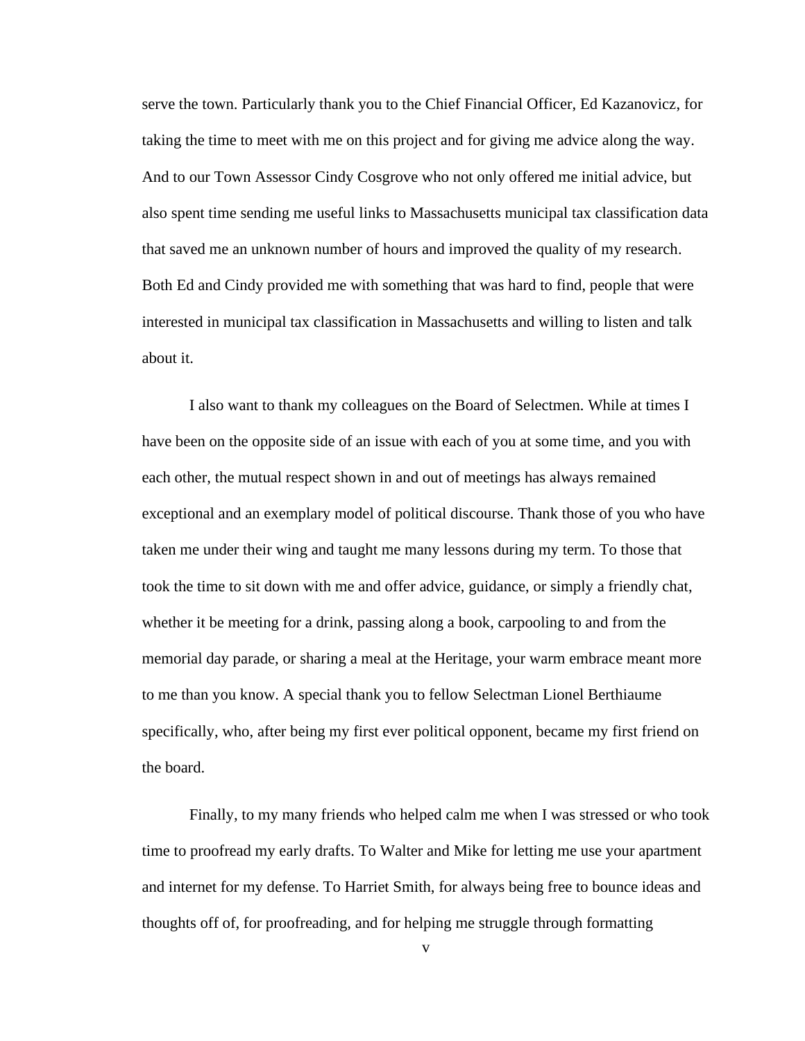serve the town. Particularly thank you to the Chief Financial Officer, Ed Kazanovicz, for taking the time to meet with me on this project and for giving me advice along the way. And to our Town Assessor Cindy Cosgrove who not only offered me initial advice, but also spent time sending me useful links to Massachusetts municipal tax classification data that saved me an unknown number of hours and improved the quality of my research. Both Ed and Cindy provided me with something that was hard to find, people that were interested in municipal tax classification in Massachusetts and willing to listen and talk about it.

I also want to thank my colleagues on the Board of Selectmen. While at times I have been on the opposite side of an issue with each of you at some time, and you with each other, the mutual respect shown in and out of meetings has always remained exceptional and an exemplary model of political discourse. Thank those of you who have taken me under their wing and taught me many lessons during my term. To those that took the time to sit down with me and offer advice, guidance, or simply a friendly chat, whether it be meeting for a drink, passing along a book, carpooling to and from the memorial day parade, or sharing a meal at the Heritage, your warm embrace meant more to me than you know. A special thank you to fellow Selectman Lionel Berthiaume specifically, who, after being my first ever political opponent, became my first friend on the board.

Finally, to my many friends who helped calm me when I was stressed or who took time to proofread my early drafts. To Walter and Mike for letting me use your apartment and internet for my defense. To Harriet Smith, for always being free to bounce ideas and thoughts off of, for proofreading, and for helping me struggle through formatting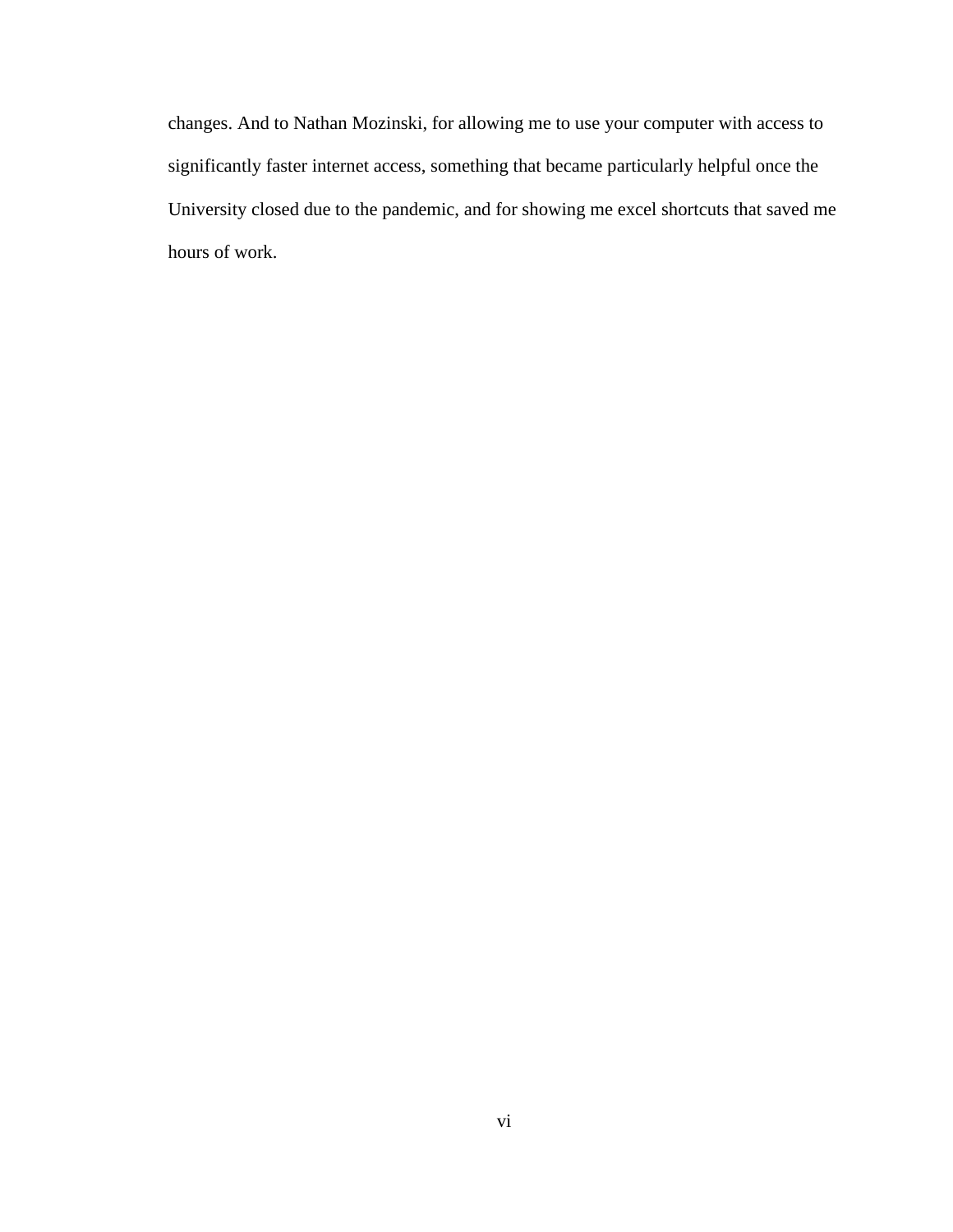changes. And to Nathan Mozinski, for allowing me to use your computer with access to significantly faster internet access, something that became particularly helpful once the University closed due to the pandemic, and for showing me excel shortcuts that saved me hours of work.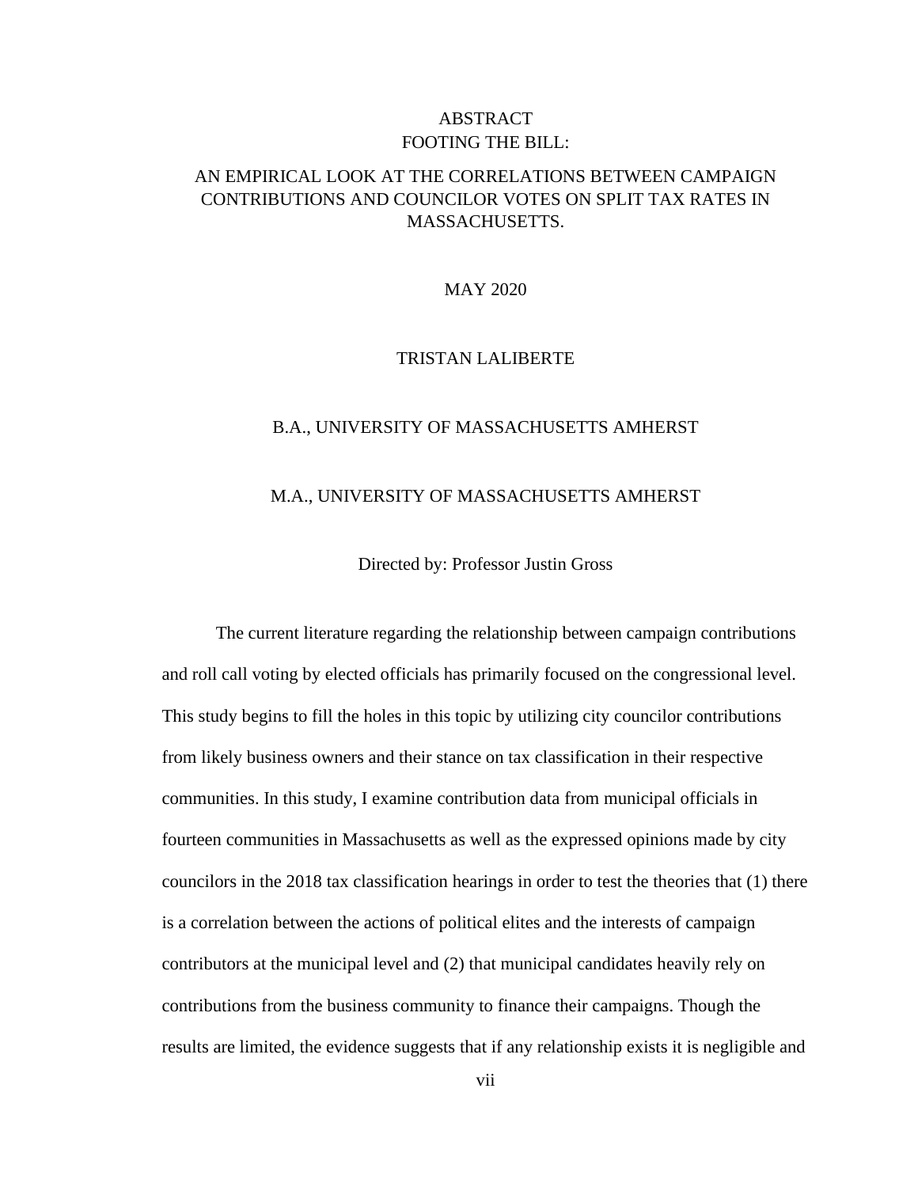# ABSTRACT

## FOOTING THE BILL:

## AN EMPIRICAL LOOK AT THE CORRELATIONS BETWEEN CAMPAIGN CONTRIBUTIONS AND COUNCILOR VOTES ON SPLIT TAX RATES IN MASSACHUSETTS.

MAY 2020

TRISTAN LALIBERTE

B.A., UNIVERSITY OF MASSACHUSETTS AMHERST

M.A., UNIVERSITY OF MASSACHUSETTS AMHERST

Directed by: Professor Justin Gross

The current literature regarding the relationship between campaign contributions and roll call voting by elected officials has primarily focused on the congressional level. This study begins to fill the holes in this topic by utilizing city councilor contributions from likely business owners and their stance on tax classification in their respective communities. In this study, I examine contribution data from municipal officials in fourteen communities in Massachusetts as well as the expressed opinions made by city councilors in the 2018 tax classification hearings in order to test the theories that (1) there is a correlation between the actions of political elites and the interests of campaign contributors at the municipal level and (2) that municipal candidates heavily rely on contributions from the business community to finance their campaigns. Though the results are limited, the evidence suggests that if any relationship exists it is negligible and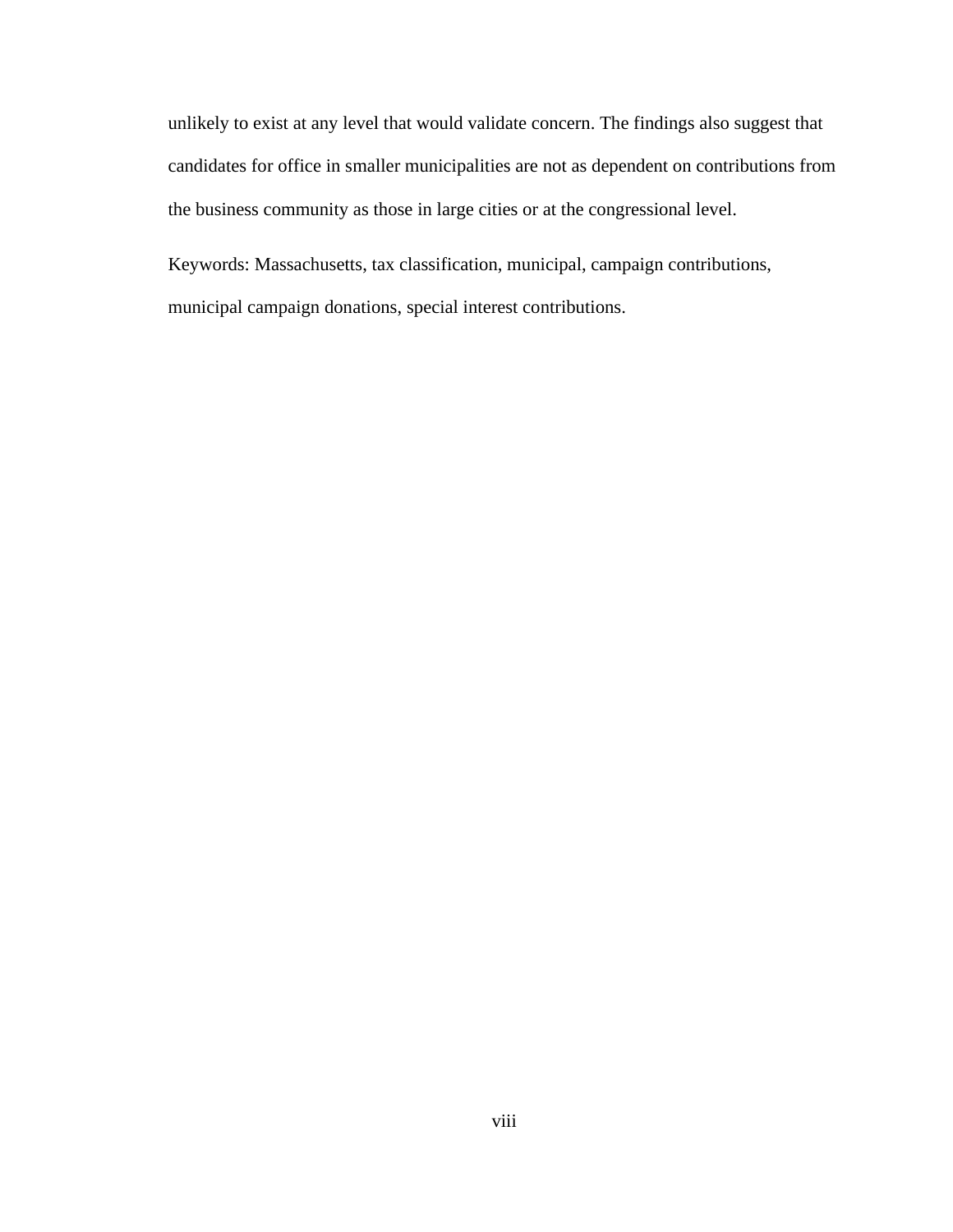unlikely to exist at any level that would validate concern. The findings also suggest that candidates for office in smaller municipalities are not as dependent on contributions from the business community as those in large cities or at the congressional level.

Keywords: Massachusetts, tax classification, municipal, campaign contributions, municipal campaign donations, special interest contributions.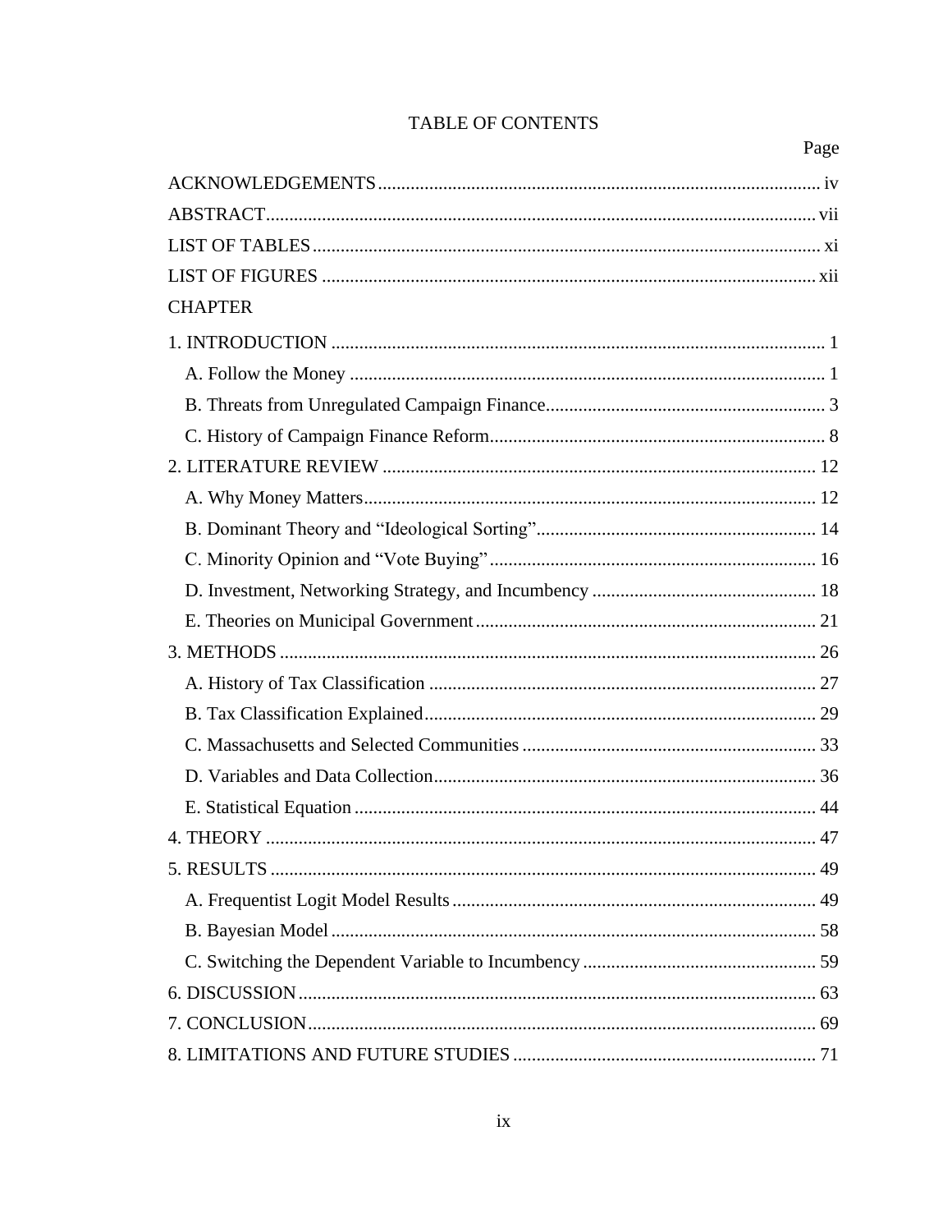# TABLE OF CONTENTS

| | Page |
|---|---|
| ACKNOWLEDGEMENTS | iv |
| ABSTRACT | vii |
| LIST OF TABLES | xi |
| LIST OF FIGURES | xii |
| CHAPTER | |
| 1. INTRODUCTION | 1 |
| A. Follow the Money | 1 |
| B. Threats from Unregulated Campaign Finance | 3 |
| C. History of Campaign Finance Reform | 8 |
| 2. LITERATURE REVIEW | 12 |
| A. Why Money Matters | 12 |
| B. Dominant Theory and "Ideological Sorting" | 14 |
| C. Minority Opinion and "Vote Buying" | 16 |
| D. Investment, Networking Strategy, and Incumbency | 18 |
| E. Theories on Municipal Government | 21 |
| 3. METHODS | 26 |
| A. History of Tax Classification | 27 |
| B. Tax Classification Explained | 29 |
| C. Massachusetts and Selected Communities | 33 |
| D. Variables and Data Collection | 36 |
| E. Statistical Equation | 44 |
| 4. THEORY | 47 |
| 5. RESULTS | 49 |
| A. Frequentist Logit Model Results | 49 |
| B. Bayesian Model | 58 |
| C. Switching the Dependent Variable to Incumbency | 59 |
| 6. DISCUSSION | 63 |
| 7. CONCLUSION | 69 |
| 8. LIMITATIONS AND FUTURE STUDIES | 71 |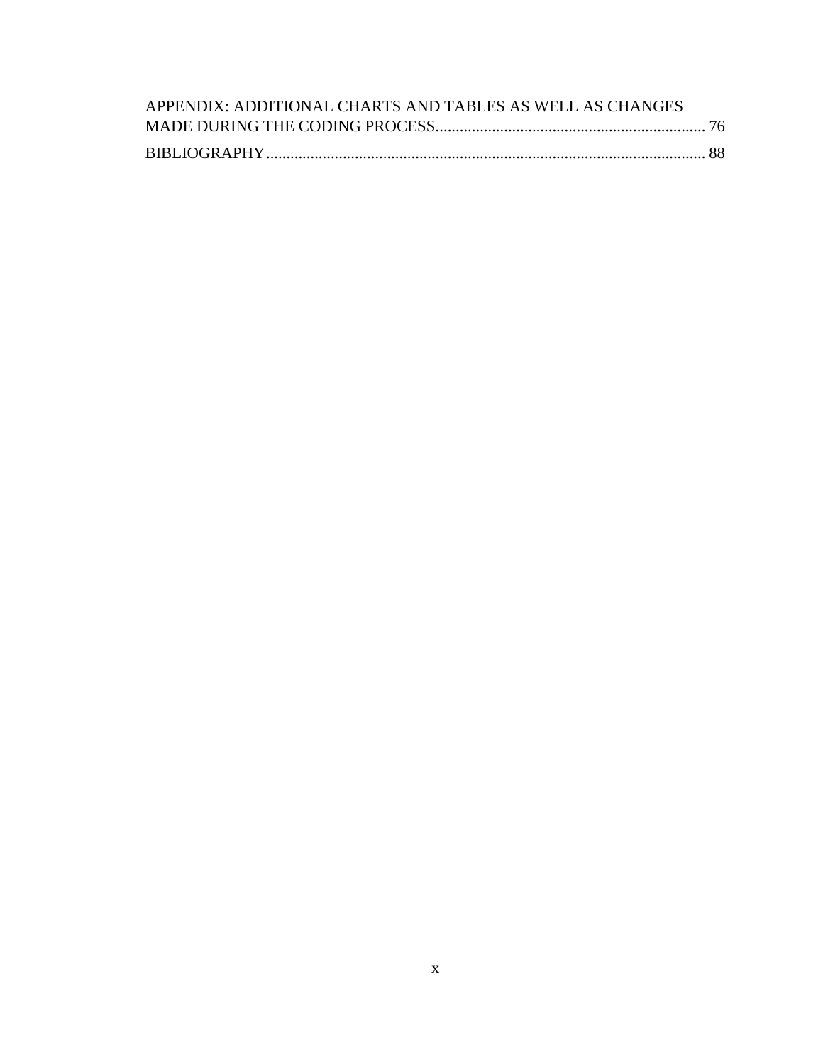APPENDIX: ADDITIONAL CHARTS AND TABLES AS WELL AS CHANGES MADE DURING THE CODING PROCESS .......... 76

BIBLIOGRAPHY .......... 88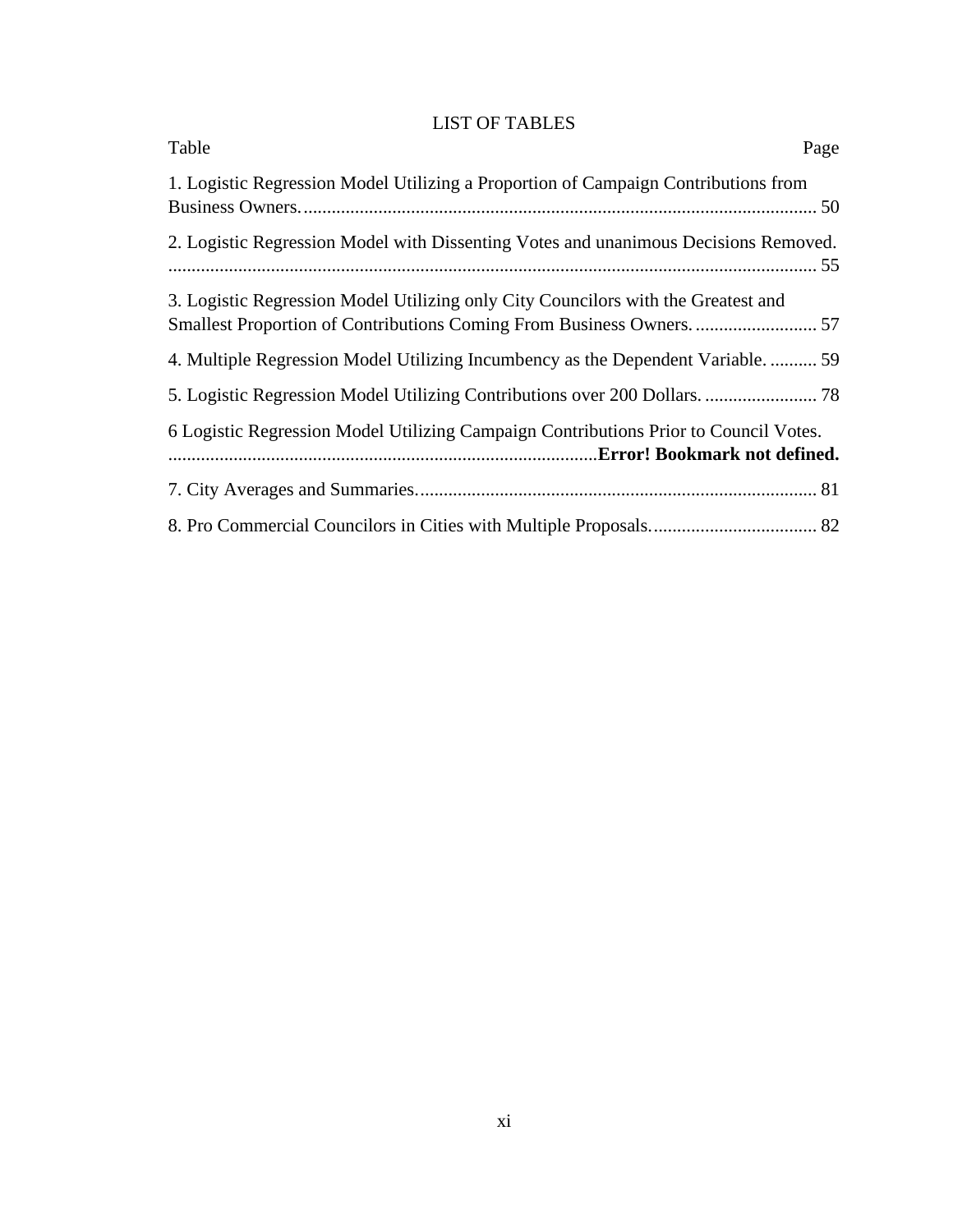# LIST OF TABLES

| Table | Page |
|---|---|
| 1. Logistic Regression Model Utilizing a Proportion of Campaign Contributions from Business Owners. | 50 |
| 2. Logistic Regression Model with Dissenting Votes and unanimous Decisions Removed. | 55 |
| 3. Logistic Regression Model Utilizing only City Councilors with the Greatest and Smallest Proportion of Contributions Coming From Business Owners. | 57 |
| 4. Multiple Regression Model Utilizing Incumbency as the Dependent Variable. | 59 |
| 5. Logistic Regression Model Utilizing Contributions over 200 Dollars. | 78 |
| 6 Logistic Regression Model Utilizing Campaign Contributions Prior to Council Votes. | **Error! Bookmark not defined.** |
| 7. City Averages and Summaries. | 81 |
| 8. Pro Commercial Councilors in Cities with Multiple Proposals. | 82 |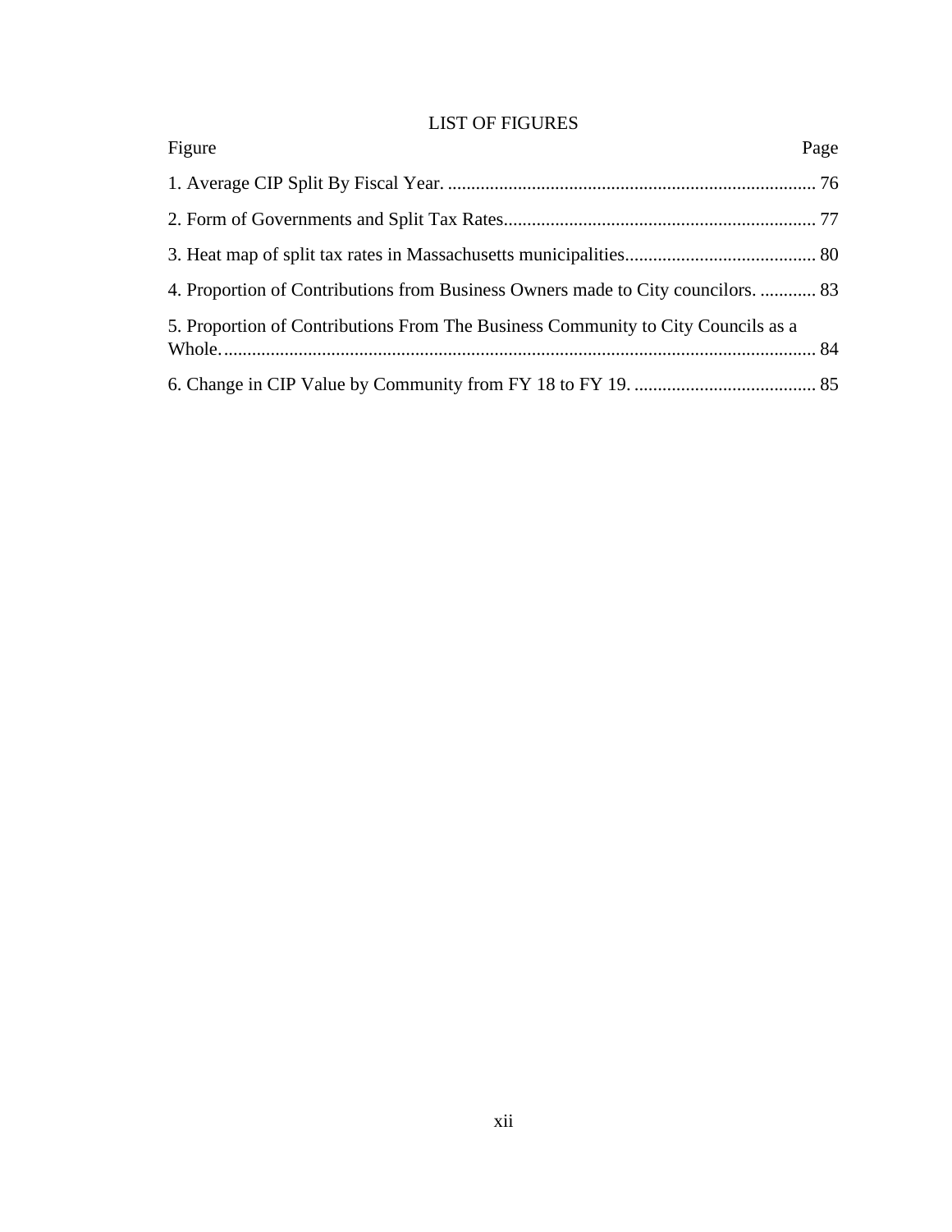# LIST OF FIGURES

| Figure | Page |
| --- | --- |
| 1. Average CIP Split By Fiscal Year. | 76 |
| 2. Form of Governments and Split Tax Rates | 77 |
| 3. Heat map of split tax rates in Massachusetts municipalities | 80 |
| 4. Proportion of Contributions from Business Owners made to City councilors. | 83 |
| 5. Proportion of Contributions From The Business Community to City Councils as a Whole. | 84 |
| 6. Change in CIP Value by Community from FY 18 to FY 19. | 85 |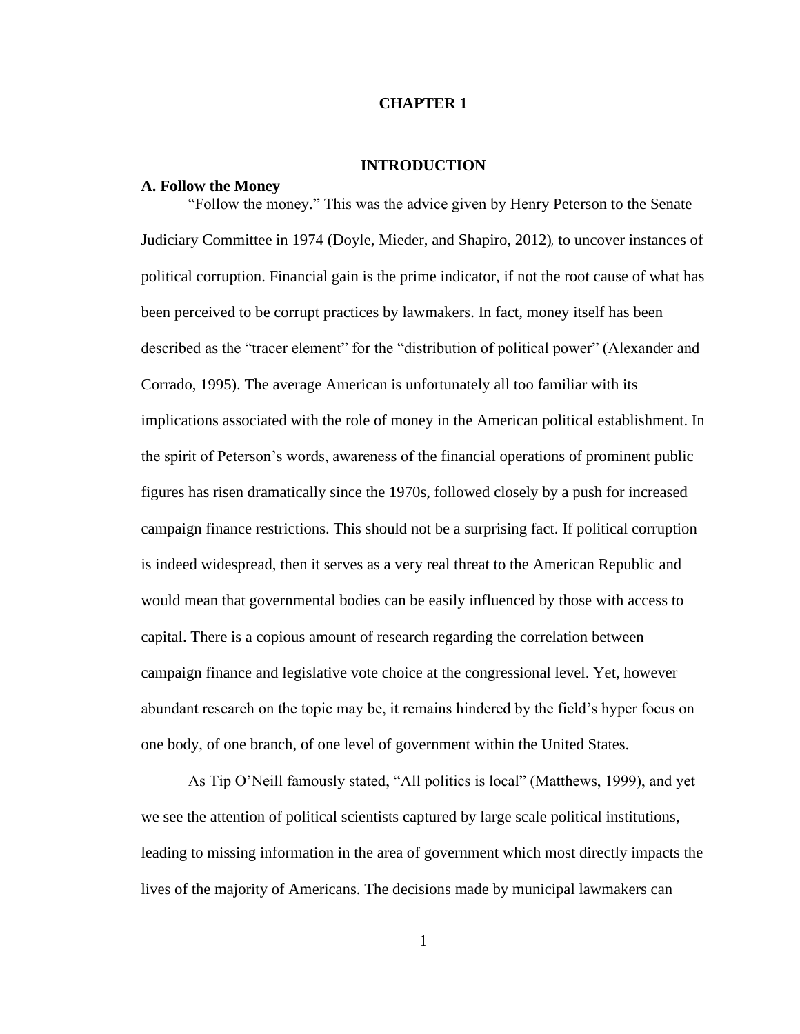# CHAPTER 1

## INTRODUCTION

### A. Follow the Money

"Follow the money." This was the advice given by Henry Peterson to the Senate Judiciary Committee in 1974 (Doyle, Mieder, and Shapiro, 2012), to uncover instances of political corruption. Financial gain is the prime indicator, if not the root cause of what has been perceived to be corrupt practices by lawmakers. In fact, money itself has been described as the "tracer element" for the "distribution of political power" (Alexander and Corrado, 1995). The average American is unfortunately all too familiar with its implications associated with the role of money in the American political establishment. In the spirit of Peterson's words, awareness of the financial operations of prominent public figures has risen dramatically since the 1970s, followed closely by a push for increased campaign finance restrictions. This should not be a surprising fact. If political corruption is indeed widespread, then it serves as a very real threat to the American Republic and would mean that governmental bodies can be easily influenced by those with access to capital. There is a copious amount of research regarding the correlation between campaign finance and legislative vote choice at the congressional level. Yet, however abundant research on the topic may be, it remains hindered by the field's hyper focus on one body, of one branch, of one level of government within the United States.

As Tip O'Neill famously stated, "All politics is local" (Matthews, 1999), and yet we see the attention of political scientists captured by large scale political institutions, leading to missing information in the area of government which most directly impacts the lives of the majority of Americans. The decisions made by municipal lawmakers can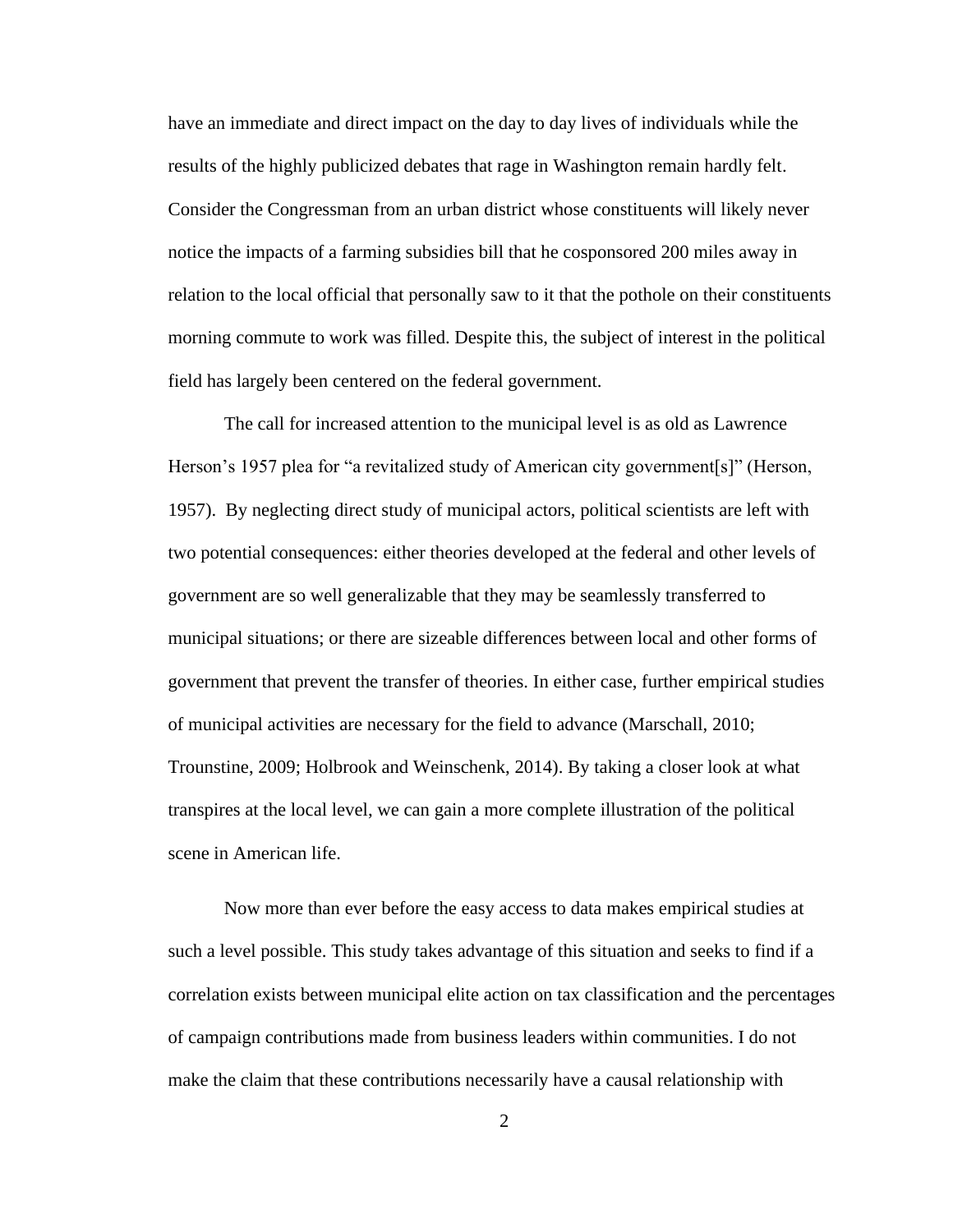have an immediate and direct impact on the day to day lives of individuals while the results of the highly publicized debates that rage in Washington remain hardly felt. Consider the Congressman from an urban district whose constituents will likely never notice the impacts of a farming subsidies bill that he cosponsored 200 miles away in relation to the local official that personally saw to it that the pothole on their constituents morning commute to work was filled. Despite this, the subject of interest in the political field has largely been centered on the federal government.

The call for increased attention to the municipal level is as old as Lawrence Herson's 1957 plea for "a revitalized study of American city government[s]" (Herson, 1957). By neglecting direct study of municipal actors, political scientists are left with two potential consequences: either theories developed at the federal and other levels of government are so well generalizable that they may be seamlessly transferred to municipal situations; or there are sizeable differences between local and other forms of government that prevent the transfer of theories. In either case, further empirical studies of municipal activities are necessary for the field to advance (Marschall, 2010; Trounstine, 2009; Holbrook and Weinschenk, 2014). By taking a closer look at what transpires at the local level, we can gain a more complete illustration of the political scene in American life.

Now more than ever before the easy access to data makes empirical studies at such a level possible. This study takes advantage of this situation and seeks to find if a correlation exists between municipal elite action on tax classification and the percentages of campaign contributions made from business leaders within communities. I do not make the claim that these contributions necessarily have a causal relationship with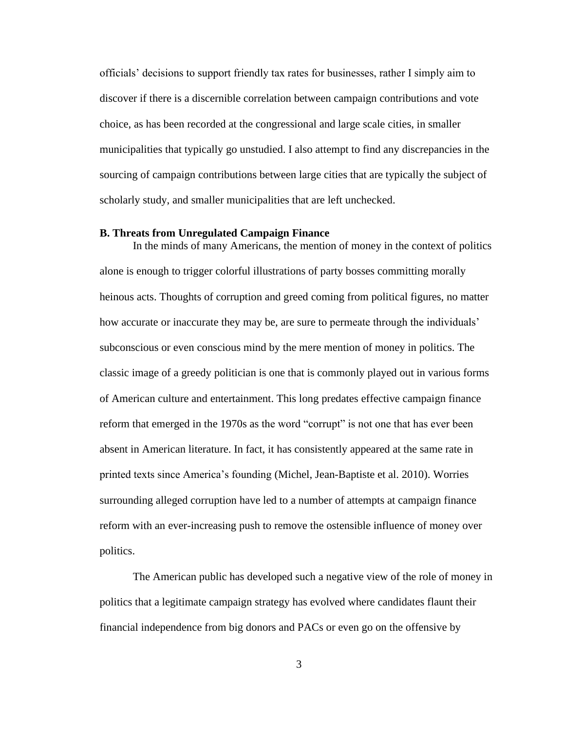officials' decisions to support friendly tax rates for businesses, rather I simply aim to discover if there is a discernible correlation between campaign contributions and vote choice, as has been recorded at the congressional and large scale cities, in smaller municipalities that typically go unstudied. I also attempt to find any discrepancies in the sourcing of campaign contributions between large cities that are typically the subject of scholarly study, and smaller municipalities that are left unchecked.

### B. Threats from Unregulated Campaign Finance

In the minds of many Americans, the mention of money in the context of politics alone is enough to trigger colorful illustrations of party bosses committing morally heinous acts. Thoughts of corruption and greed coming from political figures, no matter how accurate or inaccurate they may be, are sure to permeate through the individuals' subconscious or even conscious mind by the mere mention of money in politics. The classic image of a greedy politician is one that is commonly played out in various forms of American culture and entertainment. This long predates effective campaign finance reform that emerged in the 1970s as the word "corrupt" is not one that has ever been absent in American literature. In fact, it has consistently appeared at the same rate in printed texts since America's founding (Michel, Jean-Baptiste et al. 2010). Worries surrounding alleged corruption have led to a number of attempts at campaign finance reform with an ever-increasing push to remove the ostensible influence of money over politics.

The American public has developed such a negative view of the role of money in politics that a legitimate campaign strategy has evolved where candidates flaunt their financial independence from big donors and PACs or even go on the offensive by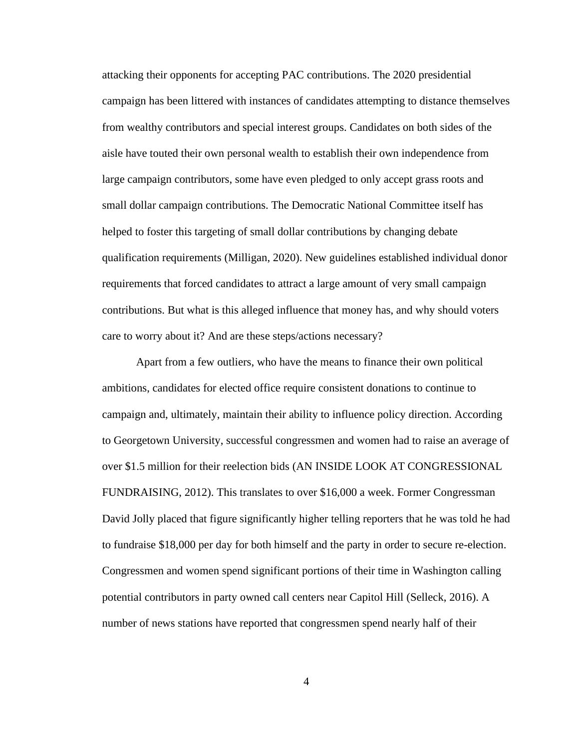attacking their opponents for accepting PAC contributions. The 2020 presidential campaign has been littered with instances of candidates attempting to distance themselves from wealthy contributors and special interest groups. Candidates on both sides of the aisle have touted their own personal wealth to establish their own independence from large campaign contributors, some have even pledged to only accept grass roots and small dollar campaign contributions. The Democratic National Committee itself has helped to foster this targeting of small dollar contributions by changing debate qualification requirements (Milligan, 2020). New guidelines established individual donor requirements that forced candidates to attract a large amount of very small campaign contributions. But what is this alleged influence that money has, and why should voters care to worry about it? And are these steps/actions necessary?

Apart from a few outliers, who have the means to finance their own political ambitions, candidates for elected office require consistent donations to continue to campaign and, ultimately, maintain their ability to influence policy direction. According to Georgetown University, successful congressmen and women had to raise an average of over $1.5 million for their reelection bids (AN INSIDE LOOK AT CONGRESSIONAL FUNDRAISING, 2012). This translates to over $16,000 a week. Former Congressman David Jolly placed that figure significantly higher telling reporters that he was told he had to fundraise $18,000 per day for both himself and the party in order to secure re-election. Congressmen and women spend significant portions of their time in Washington calling potential contributors in party owned call centers near Capitol Hill (Selleck, 2016). A number of news stations have reported that congressmen spend nearly half of their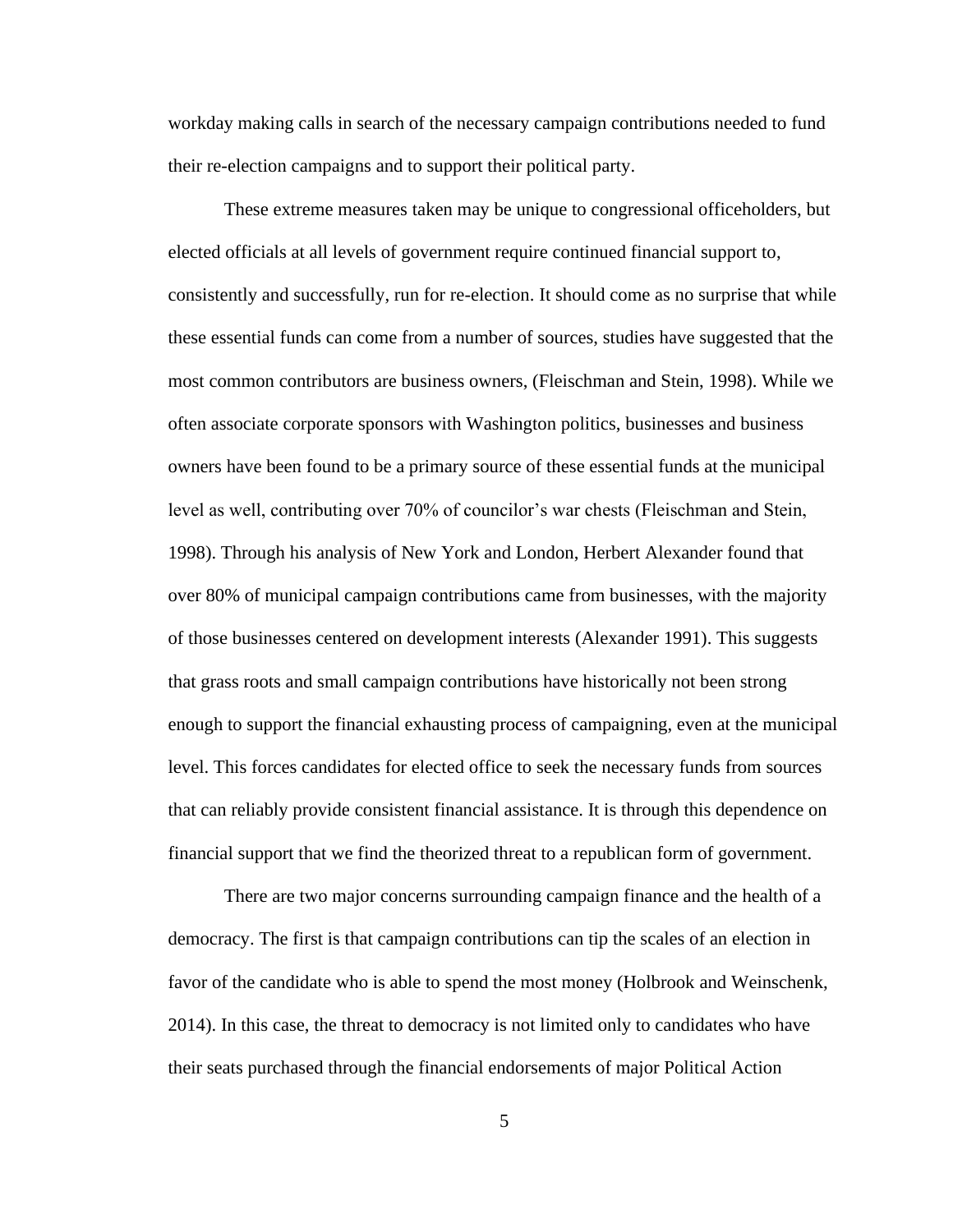workday making calls in search of the necessary campaign contributions needed to fund their re-election campaigns and to support their political party.

These extreme measures taken may be unique to congressional officeholders, but elected officials at all levels of government require continued financial support to, consistently and successfully, run for re-election. It should come as no surprise that while these essential funds can come from a number of sources, studies have suggested that the most common contributors are business owners, (Fleischman and Stein, 1998). While we often associate corporate sponsors with Washington politics, businesses and business owners have been found to be a primary source of these essential funds at the municipal level as well, contributing over 70% of councilor's war chests (Fleischman and Stein, 1998). Through his analysis of New York and London, Herbert Alexander found that over 80% of municipal campaign contributions came from businesses, with the majority of those businesses centered on development interests (Alexander 1991). This suggests that grass roots and small campaign contributions have historically not been strong enough to support the financial exhausting process of campaigning, even at the municipal level. This forces candidates for elected office to seek the necessary funds from sources that can reliably provide consistent financial assistance. It is through this dependence on financial support that we find the theorized threat to a republican form of government.

There are two major concerns surrounding campaign finance and the health of a democracy. The first is that campaign contributions can tip the scales of an election in favor of the candidate who is able to spend the most money (Holbrook and Weinschenk, 2014). In this case, the threat to democracy is not limited only to candidates who have their seats purchased through the financial endorsements of major Political Action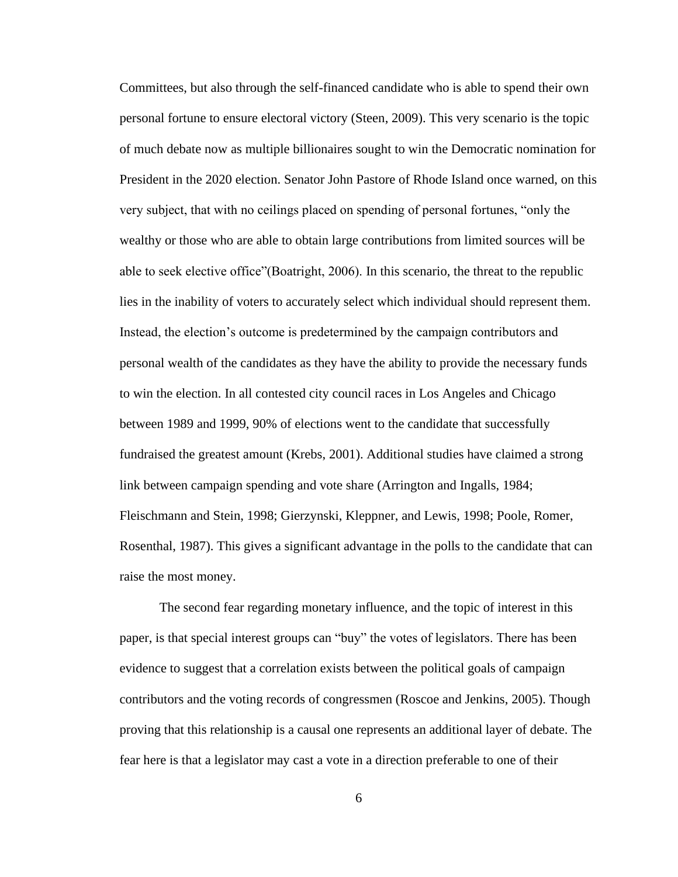Committees, but also through the self-financed candidate who is able to spend their own personal fortune to ensure electoral victory (Steen, 2009). This very scenario is the topic of much debate now as multiple billionaires sought to win the Democratic nomination for President in the 2020 election. Senator John Pastore of Rhode Island once warned, on this very subject, that with no ceilings placed on spending of personal fortunes, "only the wealthy or those who are able to obtain large contributions from limited sources will be able to seek elective office"(Boatright, 2006). In this scenario, the threat to the republic lies in the inability of voters to accurately select which individual should represent them. Instead, the election's outcome is predetermined by the campaign contributors and personal wealth of the candidates as they have the ability to provide the necessary funds to win the election. In all contested city council races in Los Angeles and Chicago between 1989 and 1999, 90% of elections went to the candidate that successfully fundraised the greatest amount (Krebs, 2001). Additional studies have claimed a strong link between campaign spending and vote share (Arrington and Ingalls, 1984; Fleischmann and Stein, 1998; Gierzynski, Kleppner, and Lewis, 1998; Poole, Romer, Rosenthal, 1987). This gives a significant advantage in the polls to the candidate that can raise the most money.

The second fear regarding monetary influence, and the topic of interest in this paper, is that special interest groups can "buy" the votes of legislators. There has been evidence to suggest that a correlation exists between the political goals of campaign contributors and the voting records of congressmen (Roscoe and Jenkins, 2005). Though proving that this relationship is a causal one represents an additional layer of debate. The fear here is that a legislator may cast a vote in a direction preferable to one of their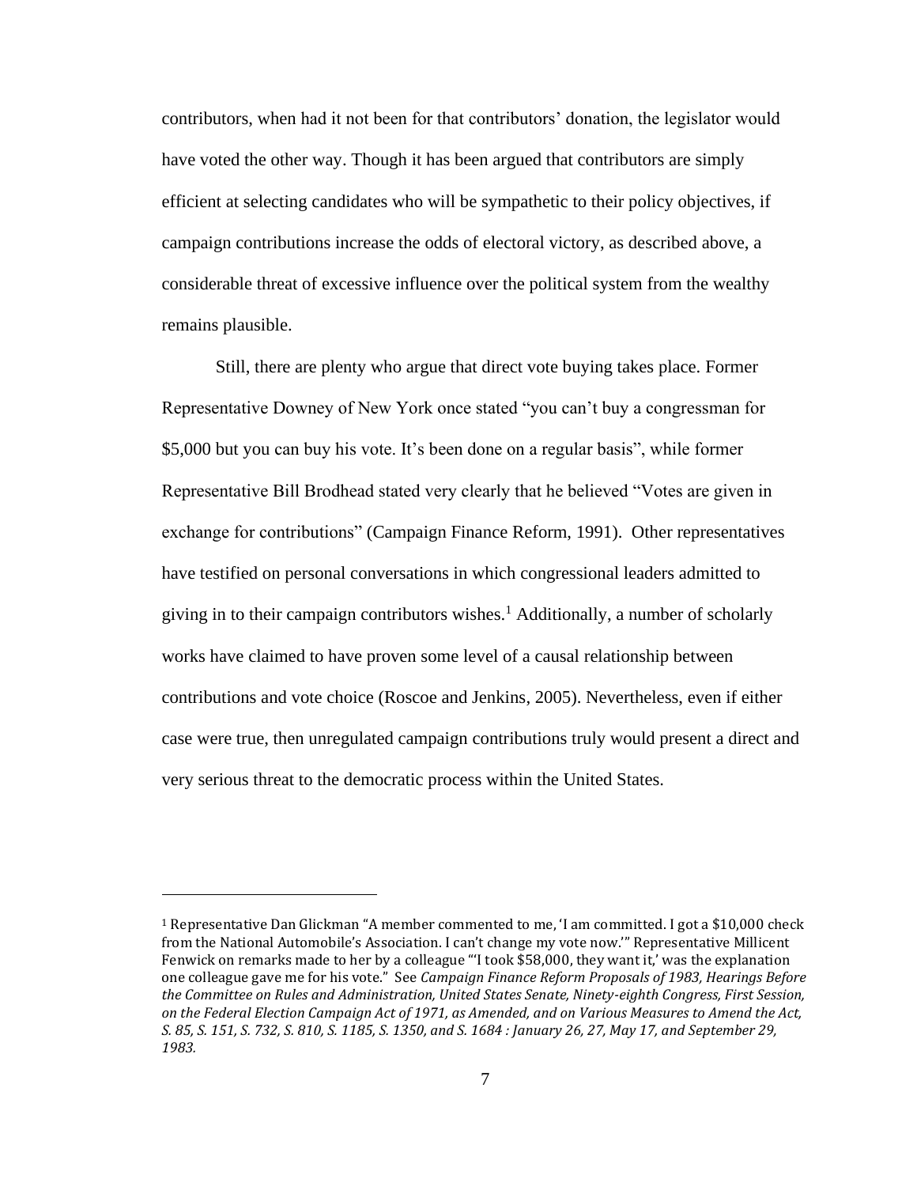contributors, when had it not been for that contributors' donation, the legislator would have voted the other way. Though it has been argued that contributors are simply efficient at selecting candidates who will be sympathetic to their policy objectives, if campaign contributions increase the odds of electoral victory, as described above, a considerable threat of excessive influence over the political system from the wealthy remains plausible.

Still, there are plenty who argue that direct vote buying takes place. Former Representative Downey of New York once stated "you can't buy a congressman for $5,000 but you can buy his vote. It's been done on a regular basis", while former Representative Bill Brodhead stated very clearly that he believed "Votes are given in exchange for contributions" (Campaign Finance Reform, 1991). Other representatives have testified on personal conversations in which congressional leaders admitted to giving in to their campaign contributors wishes.[1] Additionally, a number of scholarly works have claimed to have proven some level of a causal relationship between contributions and vote choice (Roscoe and Jenkins, 2005). Nevertheless, even if either case were true, then unregulated campaign contributions truly would present a direct and very serious threat to the democratic process within the United States.

---

[1] Representative Dan Glickman "A member commented to me, 'I am committed. I got a $10,000 check from the National Automobile's Association. I can't change my vote now.'" Representative Millicent Fenwick on remarks made to her by a colleague "'I took $58,000, they want it,' was the explanation one colleague gave me for his vote." See *Campaign Finance Reform Proposals of 1983, Hearings Before the Committee on Rules and Administration, United States Senate, Ninety-eighth Congress, First Session, on the Federal Election Campaign Act of 1971, as Amended, and on Various Measures to Amend the Act, S. 85, S. 151, S. 732, S. 810, S. 1185, S. 1350, and S. 1684 : January 26, 27, May 17, and September 29, 1983.*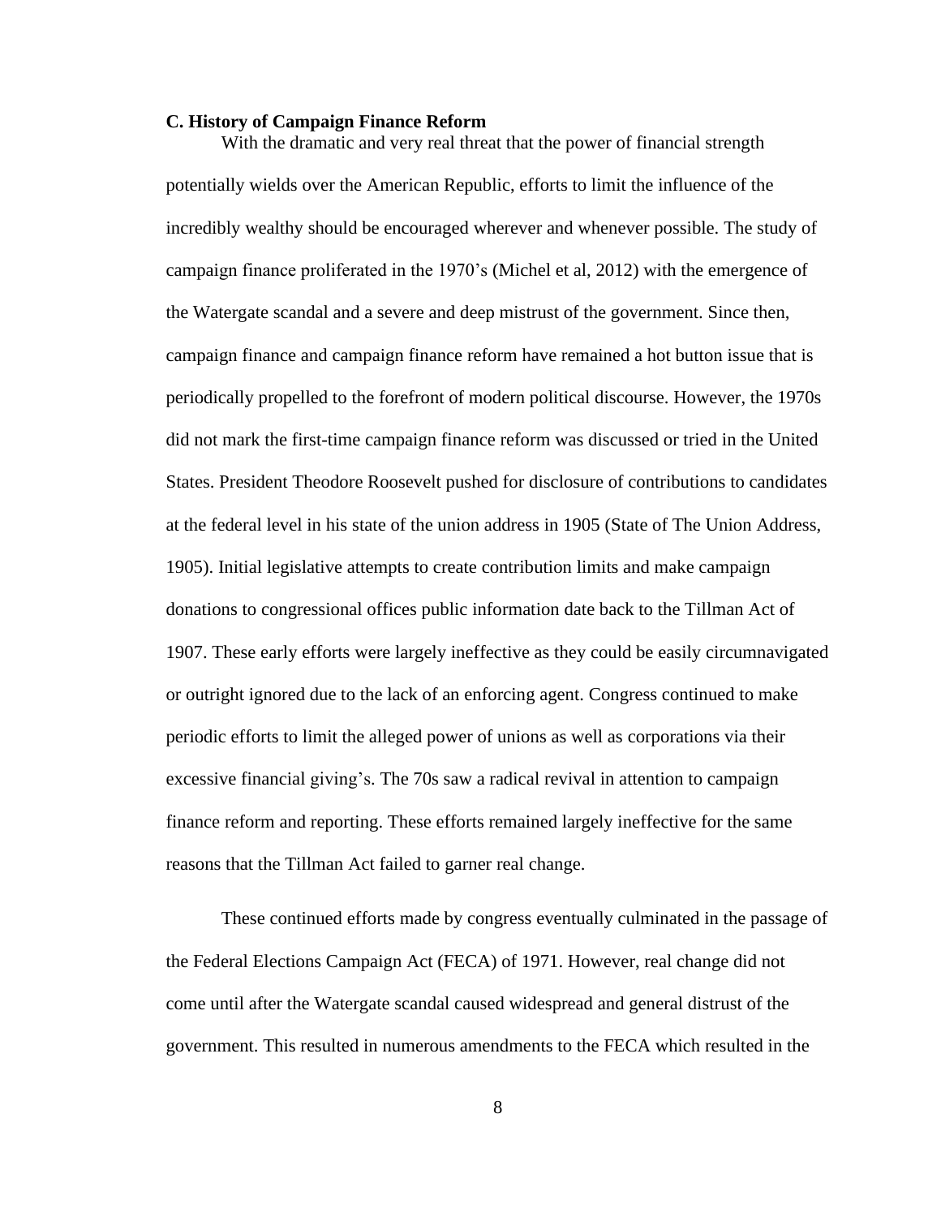### C. History of Campaign Finance Reform

With the dramatic and very real threat that the power of financial strength potentially wields over the American Republic, efforts to limit the influence of the incredibly wealthy should be encouraged wherever and whenever possible. The study of campaign finance proliferated in the 1970's (Michel et al, 2012) with the emergence of the Watergate scandal and a severe and deep mistrust of the government. Since then, campaign finance and campaign finance reform have remained a hot button issue that is periodically propelled to the forefront of modern political discourse. However, the 1970s did not mark the first-time campaign finance reform was discussed or tried in the United States. President Theodore Roosevelt pushed for disclosure of contributions to candidates at the federal level in his state of the union address in 1905 (State of The Union Address, 1905). Initial legislative attempts to create contribution limits and make campaign donations to congressional offices public information date back to the Tillman Act of 1907. These early efforts were largely ineffective as they could be easily circumnavigated or outright ignored due to the lack of an enforcing agent. Congress continued to make periodic efforts to limit the alleged power of unions as well as corporations via their excessive financial giving's. The 70s saw a radical revival in attention to campaign finance reform and reporting. These efforts remained largely ineffective for the same reasons that the Tillman Act failed to garner real change.

These continued efforts made by congress eventually culminated in the passage of the Federal Elections Campaign Act (FECA) of 1971. However, real change did not come until after the Watergate scandal caused widespread and general distrust of the government. This resulted in numerous amendments to the FECA which resulted in the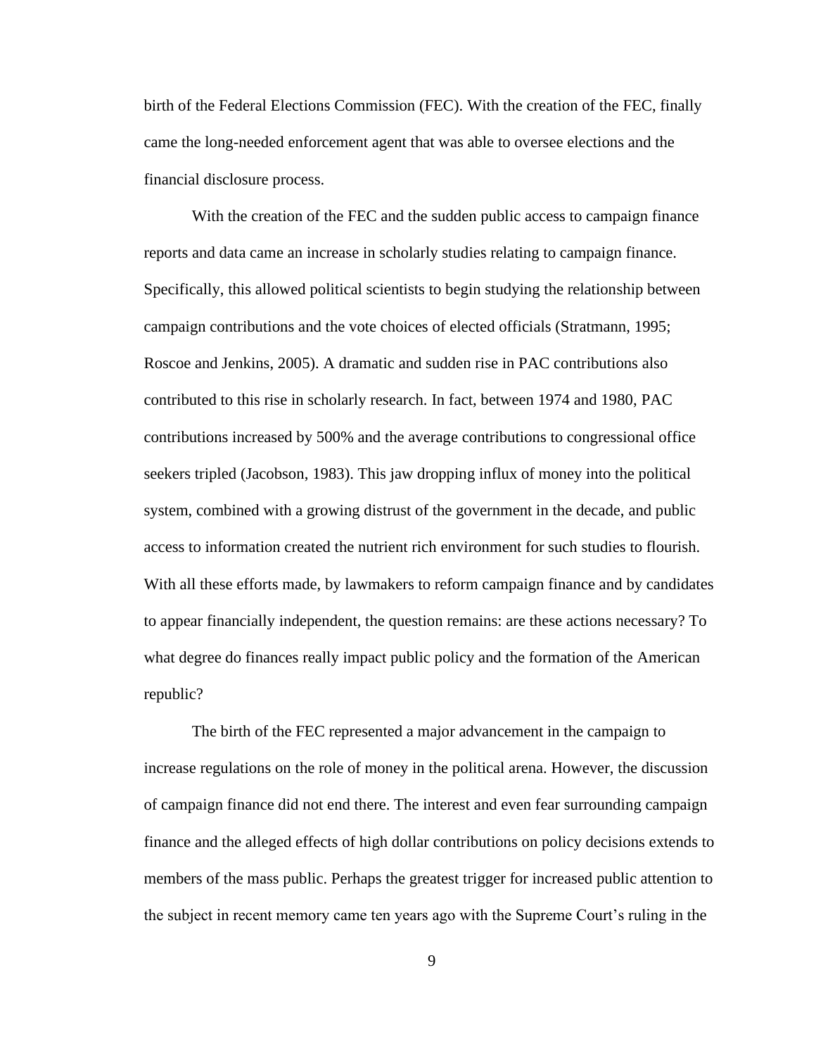birth of the Federal Elections Commission (FEC). With the creation of the FEC, finally came the long-needed enforcement agent that was able to oversee elections and the financial disclosure process.

With the creation of the FEC and the sudden public access to campaign finance reports and data came an increase in scholarly studies relating to campaign finance. Specifically, this allowed political scientists to begin studying the relationship between campaign contributions and the vote choices of elected officials (Stratmann, 1995; Roscoe and Jenkins, 2005). A dramatic and sudden rise in PAC contributions also contributed to this rise in scholarly research. In fact, between 1974 and 1980, PAC contributions increased by 500% and the average contributions to congressional office seekers tripled (Jacobson, 1983). This jaw dropping influx of money into the political system, combined with a growing distrust of the government in the decade, and public access to information created the nutrient rich environment for such studies to flourish. With all these efforts made, by lawmakers to reform campaign finance and by candidates to appear financially independent, the question remains: are these actions necessary? To what degree do finances really impact public policy and the formation of the American republic?

The birth of the FEC represented a major advancement in the campaign to increase regulations on the role of money in the political arena. However, the discussion of campaign finance did not end there. The interest and even fear surrounding campaign finance and the alleged effects of high dollar contributions on policy decisions extends to members of the mass public. Perhaps the greatest trigger for increased public attention to the subject in recent memory came ten years ago with the Supreme Court's ruling in the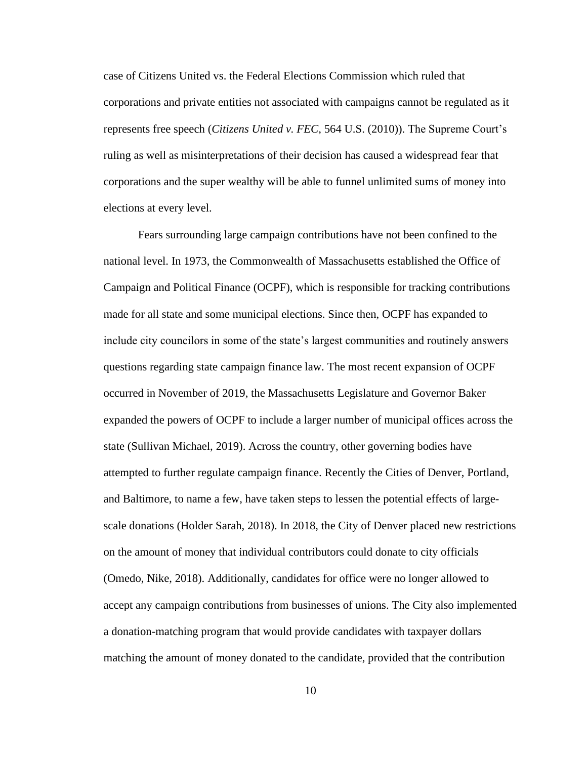case of Citizens United vs. the Federal Elections Commission which ruled that corporations and private entities not associated with campaigns cannot be regulated as it represents free speech (*Citizens United v. FEC*, 564 U.S. (2010)). The Supreme Court's ruling as well as misinterpretations of their decision has caused a widespread fear that corporations and the super wealthy will be able to funnel unlimited sums of money into elections at every level.

Fears surrounding large campaign contributions have not been confined to the national level. In 1973, the Commonwealth of Massachusetts established the Office of Campaign and Political Finance (OCPF), which is responsible for tracking contributions made for all state and some municipal elections. Since then, OCPF has expanded to include city councilors in some of the state's largest communities and routinely answers questions regarding state campaign finance law. The most recent expansion of OCPF occurred in November of 2019, the Massachusetts Legislature and Governor Baker expanded the powers of OCPF to include a larger number of municipal offices across the state (Sullivan Michael, 2019). Across the country, other governing bodies have attempted to further regulate campaign finance. Recently the Cities of Denver, Portland, and Baltimore, to name a few, have taken steps to lessen the potential effects of large-scale donations (Holder Sarah, 2018). In 2018, the City of Denver placed new restrictions on the amount of money that individual contributors could donate to city officials (Omedo, Nike, 2018). Additionally, candidates for office were no longer allowed to accept any campaign contributions from businesses of unions. The City also implemented a donation-matching program that would provide candidates with taxpayer dollars matching the amount of money donated to the candidate, provided that the contribution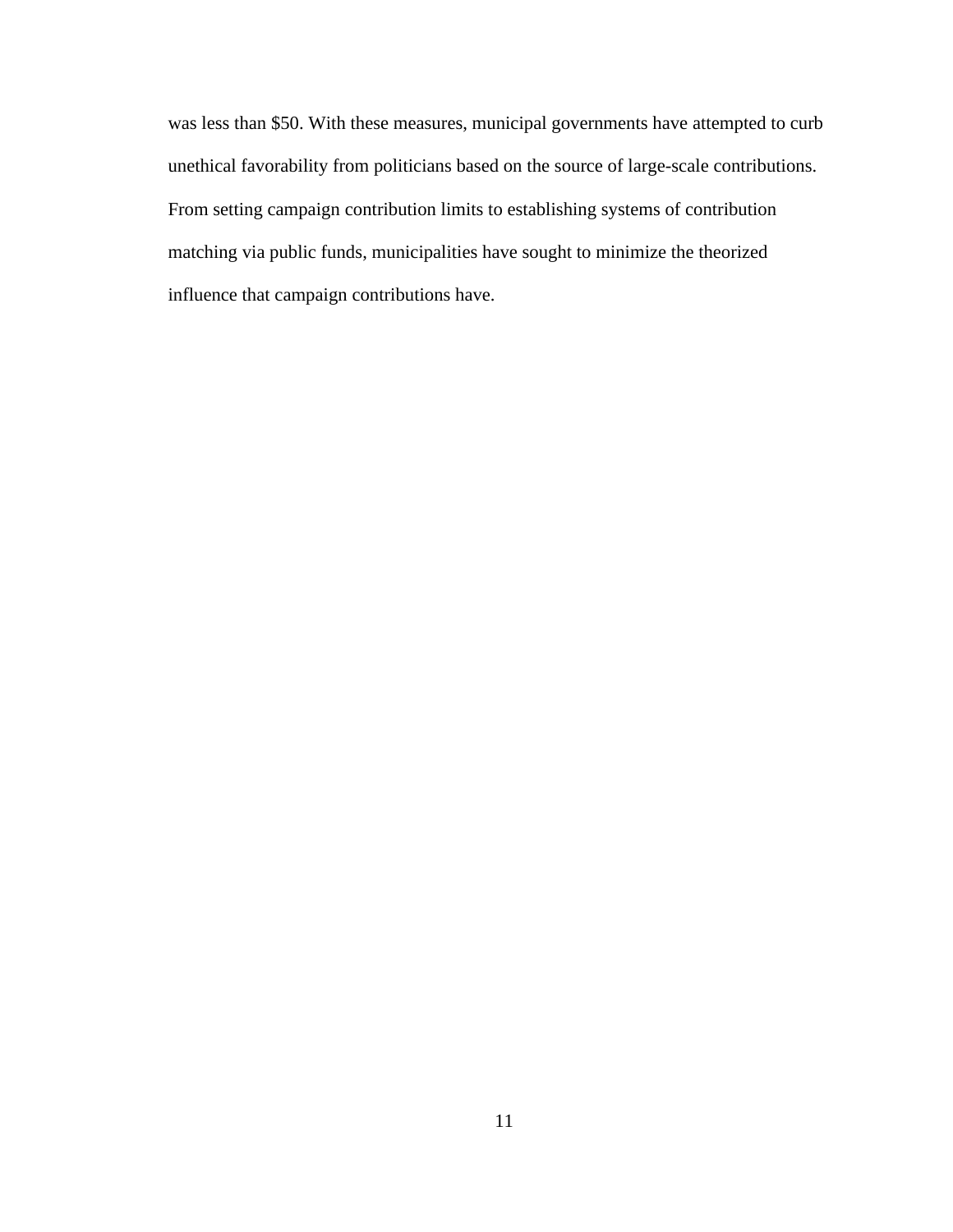was less than $50. With these measures, municipal governments have attempted to curb unethical favorability from politicians based on the source of large-scale contributions. From setting campaign contribution limits to establishing systems of contribution matching via public funds, municipalities have sought to minimize the theorized influence that campaign contributions have.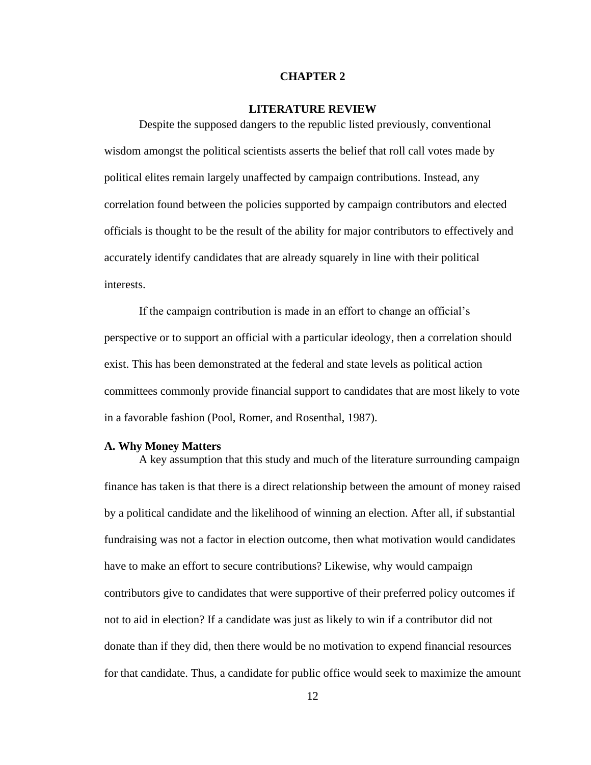# CHAPTER 2

## LITERATURE REVIEW

Despite the supposed dangers to the republic listed previously, conventional wisdom amongst the political scientists asserts the belief that roll call votes made by political elites remain largely unaffected by campaign contributions. Instead, any correlation found between the policies supported by campaign contributors and elected officials is thought to be the result of the ability for major contributors to effectively and accurately identify candidates that are already squarely in line with their political interests.

If the campaign contribution is made in an effort to change an official's perspective or to support an official with a particular ideology, then a correlation should exist. This has been demonstrated at the federal and state levels as political action committees commonly provide financial support to candidates that are most likely to vote in a favorable fashion (Pool, Romer, and Rosenthal, 1987).

### A. Why Money Matters

A key assumption that this study and much of the literature surrounding campaign finance has taken is that there is a direct relationship between the amount of money raised by a political candidate and the likelihood of winning an election. After all, if substantial fundraising was not a factor in election outcome, then what motivation would candidates have to make an effort to secure contributions? Likewise, why would campaign contributors give to candidates that were supportive of their preferred policy outcomes if not to aid in election? If a candidate was just as likely to win if a contributor did not donate than if they did, then there would be no motivation to expend financial resources for that candidate. Thus, a candidate for public office would seek to maximize the amount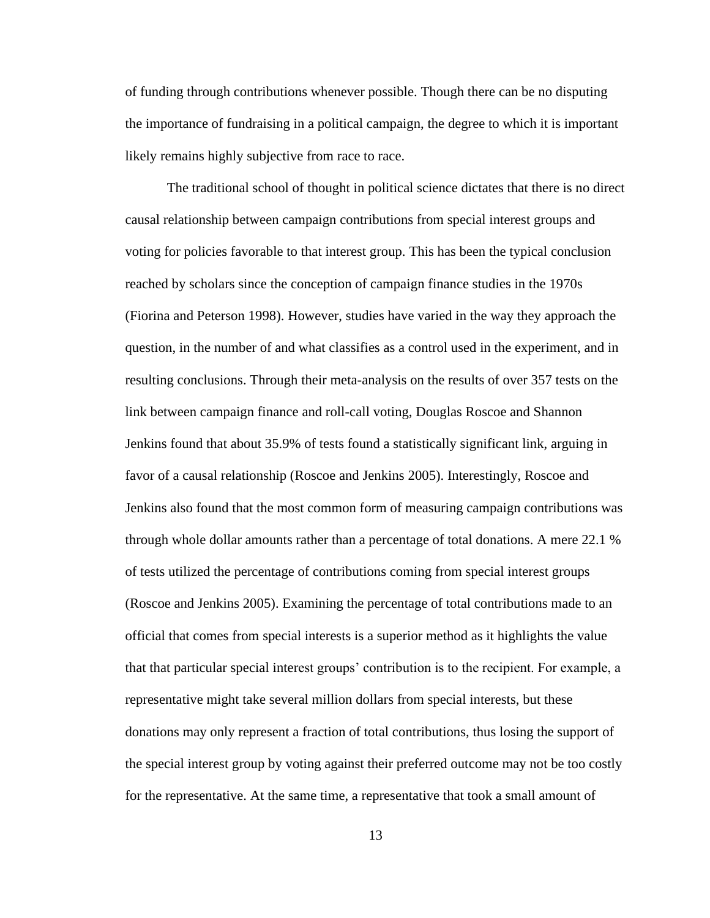of funding through contributions whenever possible. Though there can be no disputing the importance of fundraising in a political campaign, the degree to which it is important likely remains highly subjective from race to race.

The traditional school of thought in political science dictates that there is no direct causal relationship between campaign contributions from special interest groups and voting for policies favorable to that interest group. This has been the typical conclusion reached by scholars since the conception of campaign finance studies in the 1970s (Fiorina and Peterson 1998). However, studies have varied in the way they approach the question, in the number of and what classifies as a control used in the experiment, and in resulting conclusions. Through their meta-analysis on the results of over 357 tests on the link between campaign finance and roll-call voting, Douglas Roscoe and Shannon Jenkins found that about 35.9% of tests found a statistically significant link, arguing in favor of a causal relationship (Roscoe and Jenkins 2005). Interestingly, Roscoe and Jenkins also found that the most common form of measuring campaign contributions was through whole dollar amounts rather than a percentage of total donations. A mere 22.1 % of tests utilized the percentage of contributions coming from special interest groups (Roscoe and Jenkins 2005). Examining the percentage of total contributions made to an official that comes from special interests is a superior method as it highlights the value that that particular special interest groups' contribution is to the recipient. For example, a representative might take several million dollars from special interests, but these donations may only represent a fraction of total contributions, thus losing the support of the special interest group by voting against their preferred outcome may not be too costly for the representative. At the same time, a representative that took a small amount of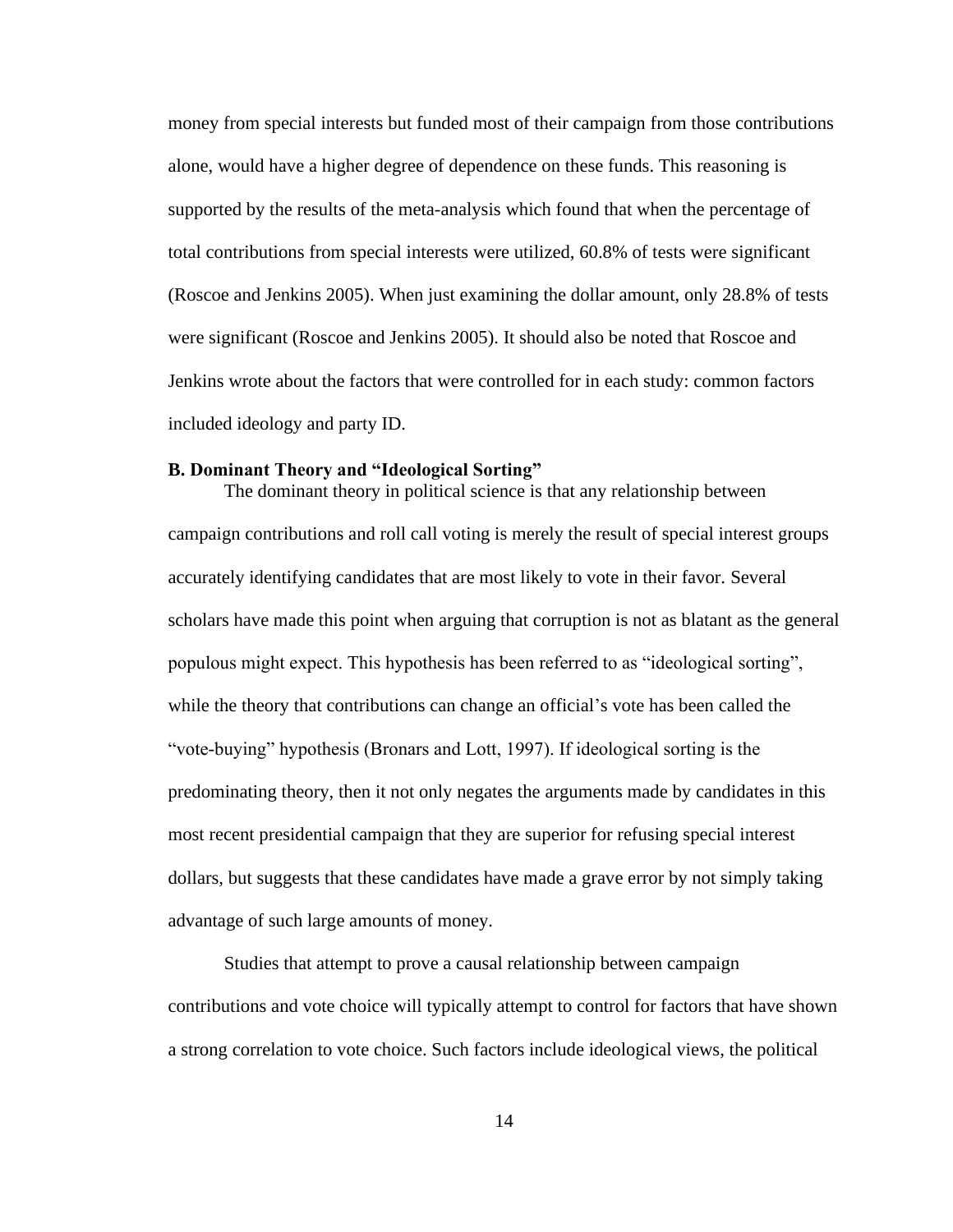money from special interests but funded most of their campaign from those contributions alone, would have a higher degree of dependence on these funds. This reasoning is supported by the results of the meta-analysis which found that when the percentage of total contributions from special interests were utilized, 60.8% of tests were significant (Roscoe and Jenkins 2005). When just examining the dollar amount, only 28.8% of tests were significant (Roscoe and Jenkins 2005). It should also be noted that Roscoe and Jenkins wrote about the factors that were controlled for in each study: common factors included ideology and party ID.

### B. Dominant Theory and "Ideological Sorting"

The dominant theory in political science is that any relationship between campaign contributions and roll call voting is merely the result of special interest groups accurately identifying candidates that are most likely to vote in their favor. Several scholars have made this point when arguing that corruption is not as blatant as the general populous might expect. This hypothesis has been referred to as "ideological sorting", while the theory that contributions can change an official's vote has been called the "vote-buying" hypothesis (Bronars and Lott, 1997). If ideological sorting is the predominating theory, then it not only negates the arguments made by candidates in this most recent presidential campaign that they are superior for refusing special interest dollars, but suggests that these candidates have made a grave error by not simply taking advantage of such large amounts of money.

Studies that attempt to prove a causal relationship between campaign contributions and vote choice will typically attempt to control for factors that have shown a strong correlation to vote choice. Such factors include ideological views, the political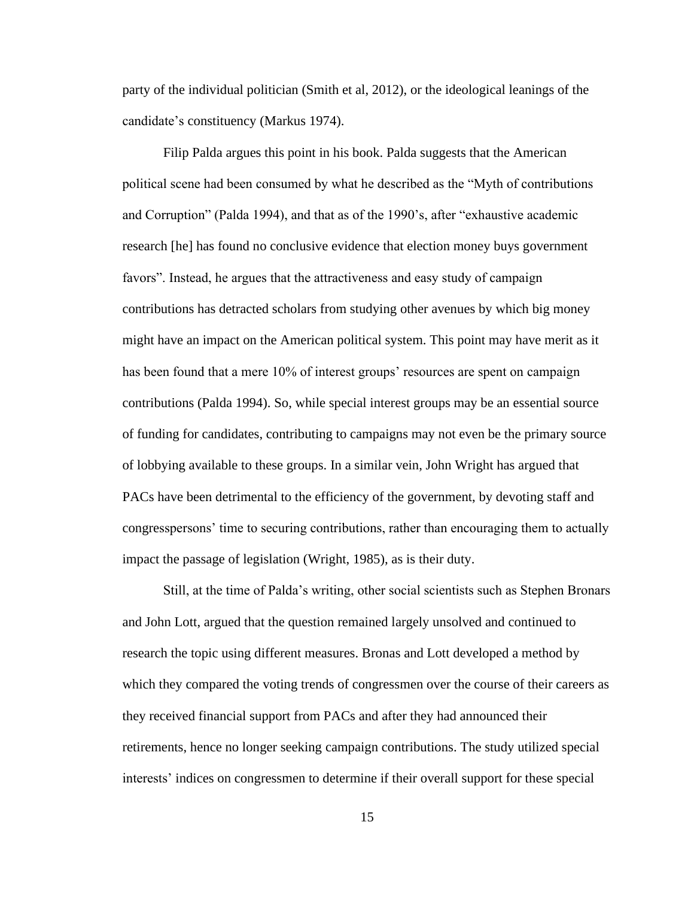party of the individual politician (Smith et al, 2012), or the ideological leanings of the candidate's constituency (Markus 1974).

Filip Palda argues this point in his book. Palda suggests that the American political scene had been consumed by what he described as the "Myth of contributions and Corruption" (Palda 1994), and that as of the 1990's, after "exhaustive academic research [he] has found no conclusive evidence that election money buys government favors". Instead, he argues that the attractiveness and easy study of campaign contributions has detracted scholars from studying other avenues by which big money might have an impact on the American political system. This point may have merit as it has been found that a mere 10% of interest groups' resources are spent on campaign contributions (Palda 1994). So, while special interest groups may be an essential source of funding for candidates, contributing to campaigns may not even be the primary source of lobbying available to these groups. In a similar vein, John Wright has argued that PACs have been detrimental to the efficiency of the government, by devoting staff and congresspersons' time to securing contributions, rather than encouraging them to actually impact the passage of legislation (Wright, 1985), as is their duty.

Still, at the time of Palda's writing, other social scientists such as Stephen Bronars and John Lott, argued that the question remained largely unsolved and continued to research the topic using different measures. Bronas and Lott developed a method by which they compared the voting trends of congressmen over the course of their careers as they received financial support from PACs and after they had announced their retirements, hence no longer seeking campaign contributions. The study utilized special interests' indices on congressmen to determine if their overall support for these special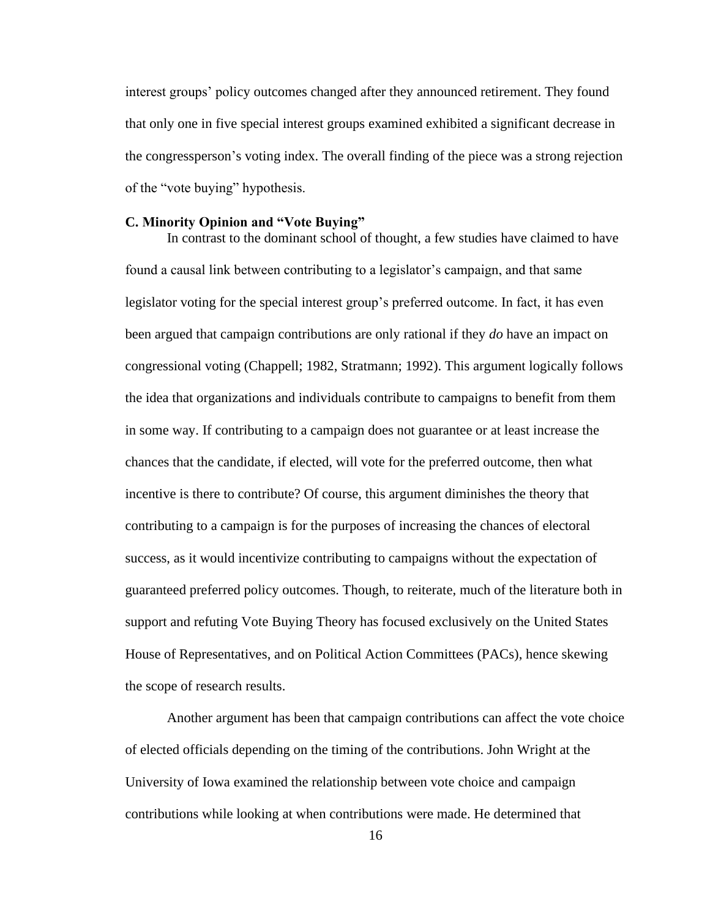interest groups' policy outcomes changed after they announced retirement. They found that only one in five special interest groups examined exhibited a significant decrease in the congressperson's voting index. The overall finding of the piece was a strong rejection of the "vote buying" hypothesis.

### C. Minority Opinion and "Vote Buying"

In contrast to the dominant school of thought, a few studies have claimed to have found a causal link between contributing to a legislator's campaign, and that same legislator voting for the special interest group's preferred outcome. In fact, it has even been argued that campaign contributions are only rational if they *do* have an impact on congressional voting (Chappell; 1982, Stratmann; 1992). This argument logically follows the idea that organizations and individuals contribute to campaigns to benefit from them in some way. If contributing to a campaign does not guarantee or at least increase the chances that the candidate, if elected, will vote for the preferred outcome, then what incentive is there to contribute? Of course, this argument diminishes the theory that contributing to a campaign is for the purposes of increasing the chances of electoral success, as it would incentivize contributing to campaigns without the expectation of guaranteed preferred policy outcomes. Though, to reiterate, much of the literature both in support and refuting Vote Buying Theory has focused exclusively on the United States House of Representatives, and on Political Action Committees (PACs), hence skewing the scope of research results.

Another argument has been that campaign contributions can affect the vote choice of elected officials depending on the timing of the contributions. John Wright at the University of Iowa examined the relationship between vote choice and campaign contributions while looking at when contributions were made. He determined that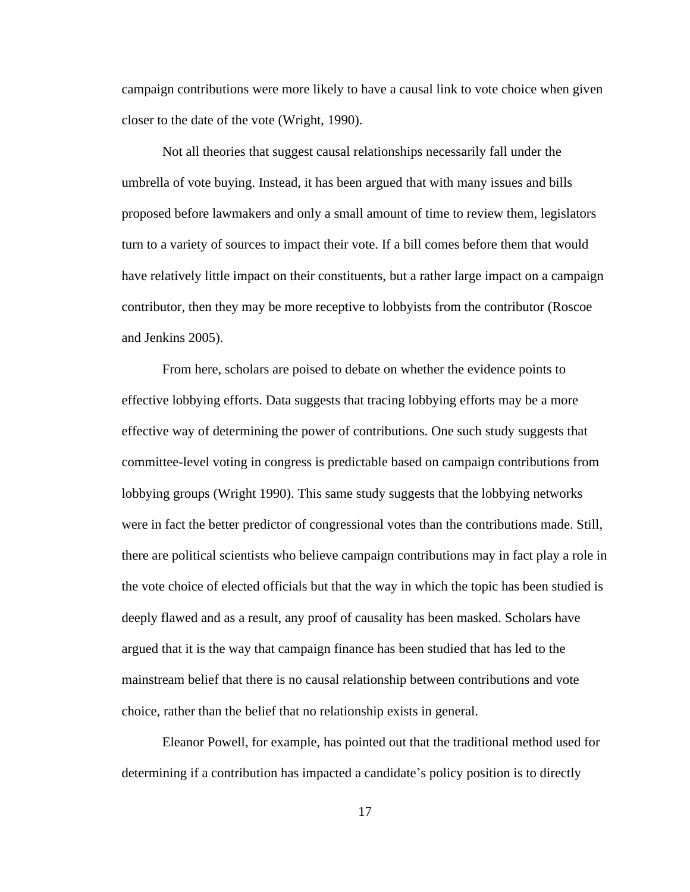campaign contributions were more likely to have a causal link to vote choice when given closer to the date of the vote (Wright, 1990).

Not all theories that suggest causal relationships necessarily fall under the umbrella of vote buying. Instead, it has been argued that with many issues and bills proposed before lawmakers and only a small amount of time to review them, legislators turn to a variety of sources to impact their vote. If a bill comes before them that would have relatively little impact on their constituents, but a rather large impact on a campaign contributor, then they may be more receptive to lobbyists from the contributor (Roscoe and Jenkins 2005).

From here, scholars are poised to debate on whether the evidence points to effective lobbying efforts. Data suggests that tracing lobbying efforts may be a more effective way of determining the power of contributions. One such study suggests that committee-level voting in congress is predictable based on campaign contributions from lobbying groups (Wright 1990). This same study suggests that the lobbying networks were in fact the better predictor of congressional votes than the contributions made. Still, there are political scientists who believe campaign contributions may in fact play a role in the vote choice of elected officials but that the way in which the topic has been studied is deeply flawed and as a result, any proof of causality has been masked. Scholars have argued that it is the way that campaign finance has been studied that has led to the mainstream belief that there is no causal relationship between contributions and vote choice, rather than the belief that no relationship exists in general.

Eleanor Powell, for example, has pointed out that the traditional method used for determining if a contribution has impacted a candidate's policy position is to directly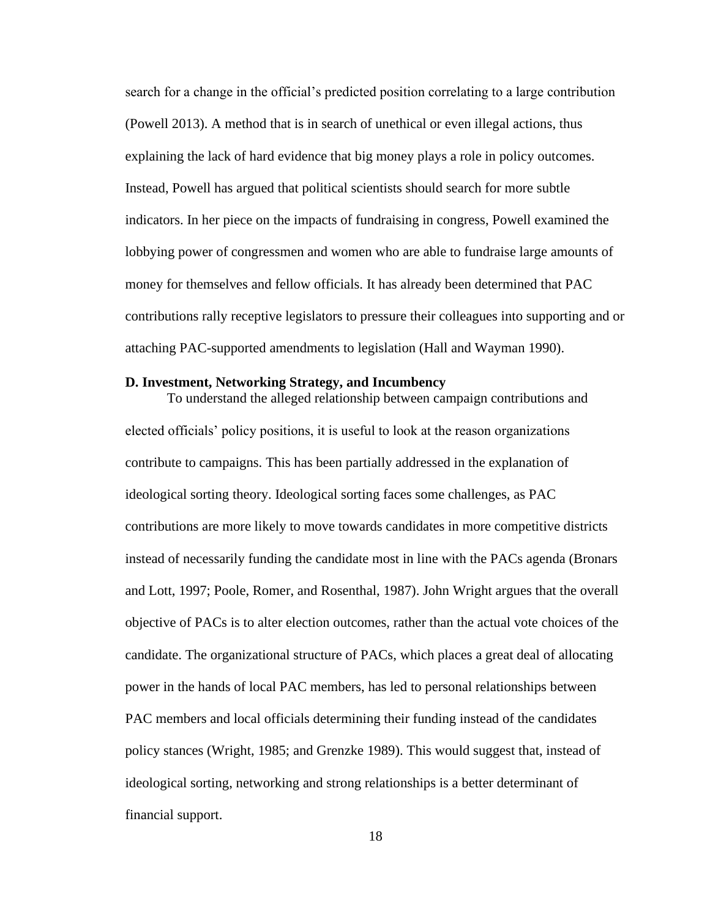search for a change in the official's predicted position correlating to a large contribution (Powell 2013). A method that is in search of unethical or even illegal actions, thus explaining the lack of hard evidence that big money plays a role in policy outcomes. Instead, Powell has argued that political scientists should search for more subtle indicators. In her piece on the impacts of fundraising in congress, Powell examined the lobbying power of congressmen and women who are able to fundraise large amounts of money for themselves and fellow officials. It has already been determined that PAC contributions rally receptive legislators to pressure their colleagues into supporting and or attaching PAC-supported amendments to legislation (Hall and Wayman 1990).

### D. Investment, Networking Strategy, and Incumbency

To understand the alleged relationship between campaign contributions and elected officials' policy positions, it is useful to look at the reason organizations contribute to campaigns. This has been partially addressed in the explanation of ideological sorting theory. Ideological sorting faces some challenges, as PAC contributions are more likely to move towards candidates in more competitive districts instead of necessarily funding the candidate most in line with the PACs agenda (Bronars and Lott, 1997; Poole, Romer, and Rosenthal, 1987). John Wright argues that the overall objective of PACs is to alter election outcomes, rather than the actual vote choices of the candidate. The organizational structure of PACs, which places a great deal of allocating power in the hands of local PAC members, has led to personal relationships between PAC members and local officials determining their funding instead of the candidates policy stances (Wright, 1985; and Grenzke 1989). This would suggest that, instead of ideological sorting, networking and strong relationships is a better determinant of financial support.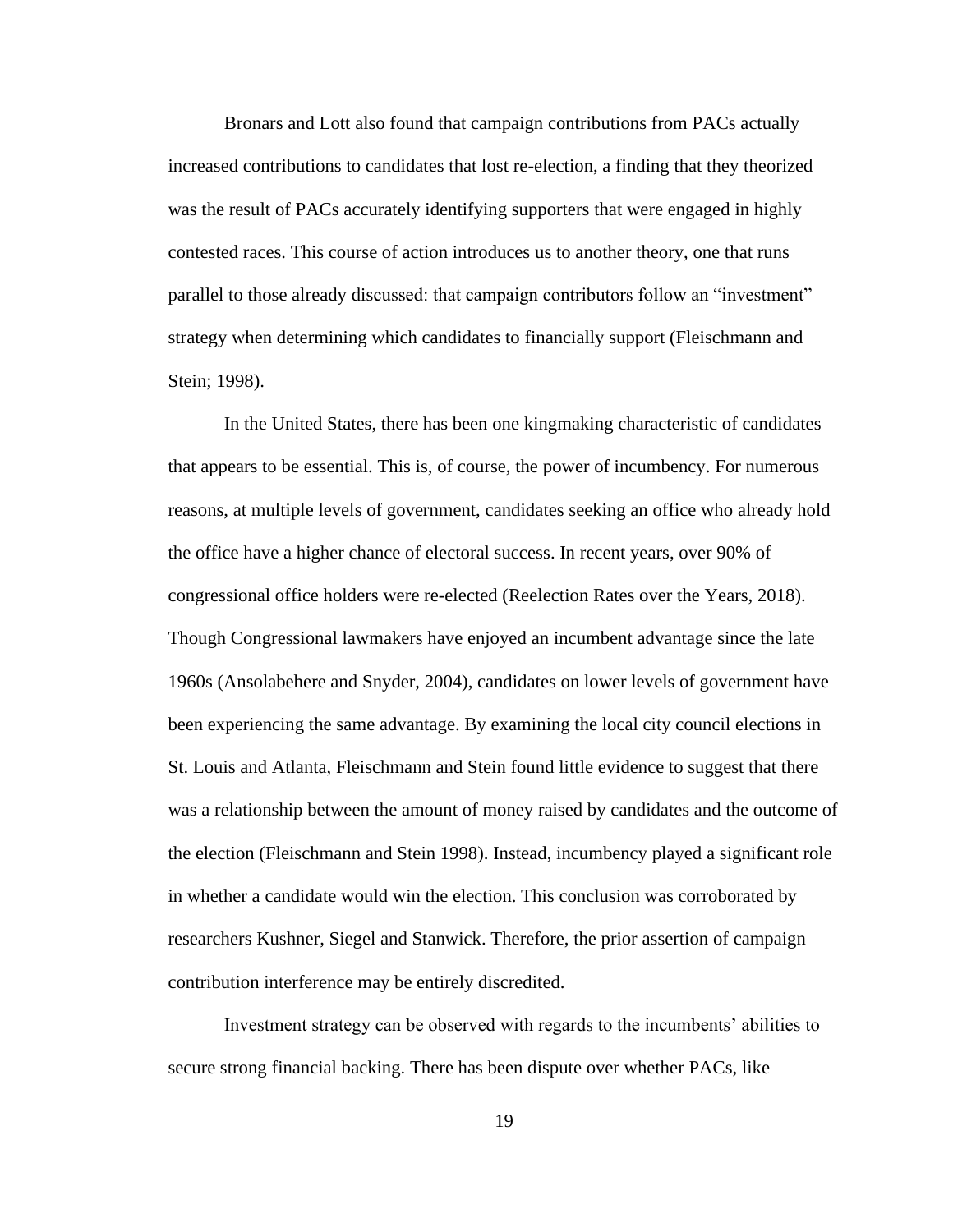Bronars and Lott also found that campaign contributions from PACs actually increased contributions to candidates that lost re-election, a finding that they theorized was the result of PACs accurately identifying supporters that were engaged in highly contested races. This course of action introduces us to another theory, one that runs parallel to those already discussed: that campaign contributors follow an "investment" strategy when determining which candidates to financially support (Fleischmann and Stein; 1998).

In the United States, there has been one kingmaking characteristic of candidates that appears to be essential. This is, of course, the power of incumbency. For numerous reasons, at multiple levels of government, candidates seeking an office who already hold the office have a higher chance of electoral success. In recent years, over 90% of congressional office holders were re-elected (Reelection Rates over the Years, 2018). Though Congressional lawmakers have enjoyed an incumbent advantage since the late 1960s (Ansolabehere and Snyder, 2004), candidates on lower levels of government have been experiencing the same advantage. By examining the local city council elections in St. Louis and Atlanta, Fleischmann and Stein found little evidence to suggest that there was a relationship between the amount of money raised by candidates and the outcome of the election (Fleischmann and Stein 1998). Instead, incumbency played a significant role in whether a candidate would win the election. This conclusion was corroborated by researchers Kushner, Siegel and Stanwick. Therefore, the prior assertion of campaign contribution interference may be entirely discredited.

Investment strategy can be observed with regards to the incumbents' abilities to secure strong financial backing. There has been dispute over whether PACs, like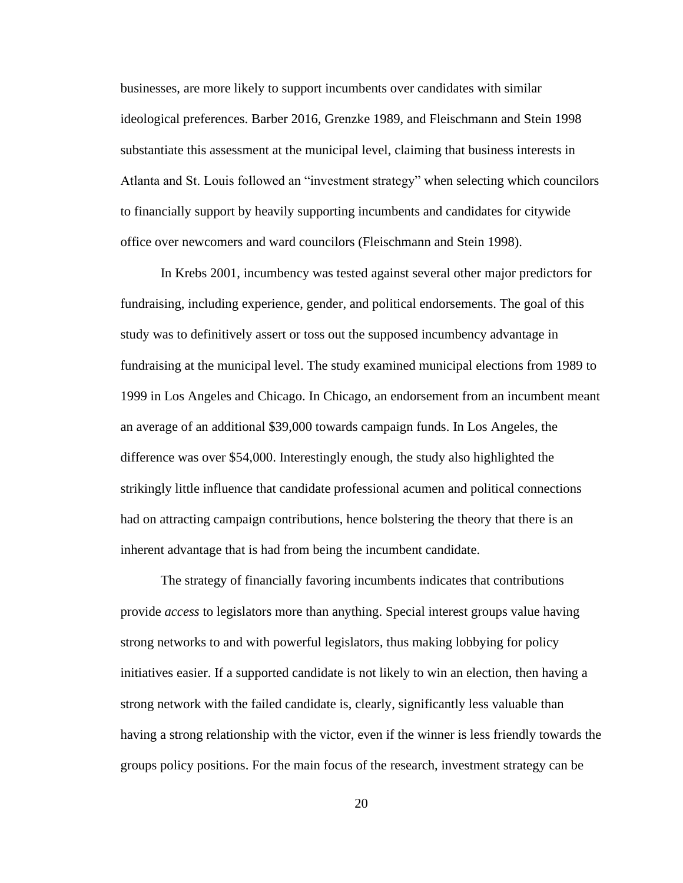businesses, are more likely to support incumbents over candidates with similar ideological preferences. Barber 2016, Grenzke 1989, and Fleischmann and Stein 1998 substantiate this assessment at the municipal level, claiming that business interests in Atlanta and St. Louis followed an "investment strategy" when selecting which councilors to financially support by heavily supporting incumbents and candidates for citywide office over newcomers and ward councilors (Fleischmann and Stein 1998).

In Krebs 2001, incumbency was tested against several other major predictors for fundraising, including experience, gender, and political endorsements. The goal of this study was to definitively assert or toss out the supposed incumbency advantage in fundraising at the municipal level. The study examined municipal elections from 1989 to 1999 in Los Angeles and Chicago. In Chicago, an endorsement from an incumbent meant an average of an additional $39,000 towards campaign funds. In Los Angeles, the difference was over $54,000. Interestingly enough, the study also highlighted the strikingly little influence that candidate professional acumen and political connections had on attracting campaign contributions, hence bolstering the theory that there is an inherent advantage that is had from being the incumbent candidate.

The strategy of financially favoring incumbents indicates that contributions provide *access* to legislators more than anything. Special interest groups value having strong networks to and with powerful legislators, thus making lobbying for policy initiatives easier. If a supported candidate is not likely to win an election, then having a strong network with the failed candidate is, clearly, significantly less valuable than having a strong relationship with the victor, even if the winner is less friendly towards the groups policy positions. For the main focus of the research, investment strategy can be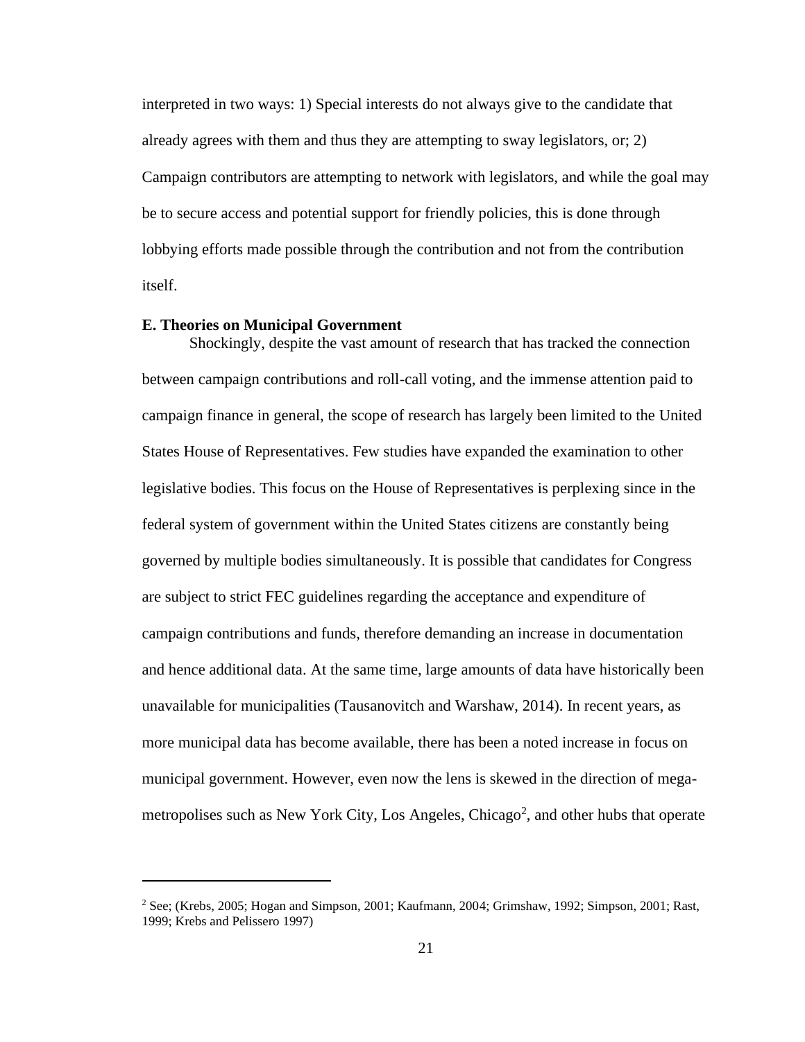interpreted in two ways: 1) Special interests do not always give to the candidate that already agrees with them and thus they are attempting to sway legislators, or; 2) Campaign contributors are attempting to network with legislators, and while the goal may be to secure access and potential support for friendly policies, this is done through lobbying efforts made possible through the contribution and not from the contribution itself.

**E. Theories on Municipal Government**

Shockingly, despite the vast amount of research that has tracked the connection between campaign contributions and roll-call voting, and the immense attention paid to campaign finance in general, the scope of research has largely been limited to the United States House of Representatives. Few studies have expanded the examination to other legislative bodies. This focus on the House of Representatives is perplexing since in the federal system of government within the United States citizens are constantly being governed by multiple bodies simultaneously. It is possible that candidates for Congress are subject to strict FEC guidelines regarding the acceptance and expenditure of campaign contributions and funds, therefore demanding an increase in documentation and hence additional data. At the same time, large amounts of data have historically been unavailable for municipalities (Tausanovitch and Warshaw, 2014). In recent years, as more municipal data has become available, there has been a noted increase in focus on municipal government. However, even now the lens is skewed in the direction of mega-metropolises such as New York City, Los Angeles, Chicago[2], and other hubs that operate

---

[2] See; (Krebs, 2005; Hogan and Simpson, 2001; Kaufmann, 2004; Grimshaw, 1992; Simpson, 2001; Rast, 1999; Krebs and Pelissero 1997)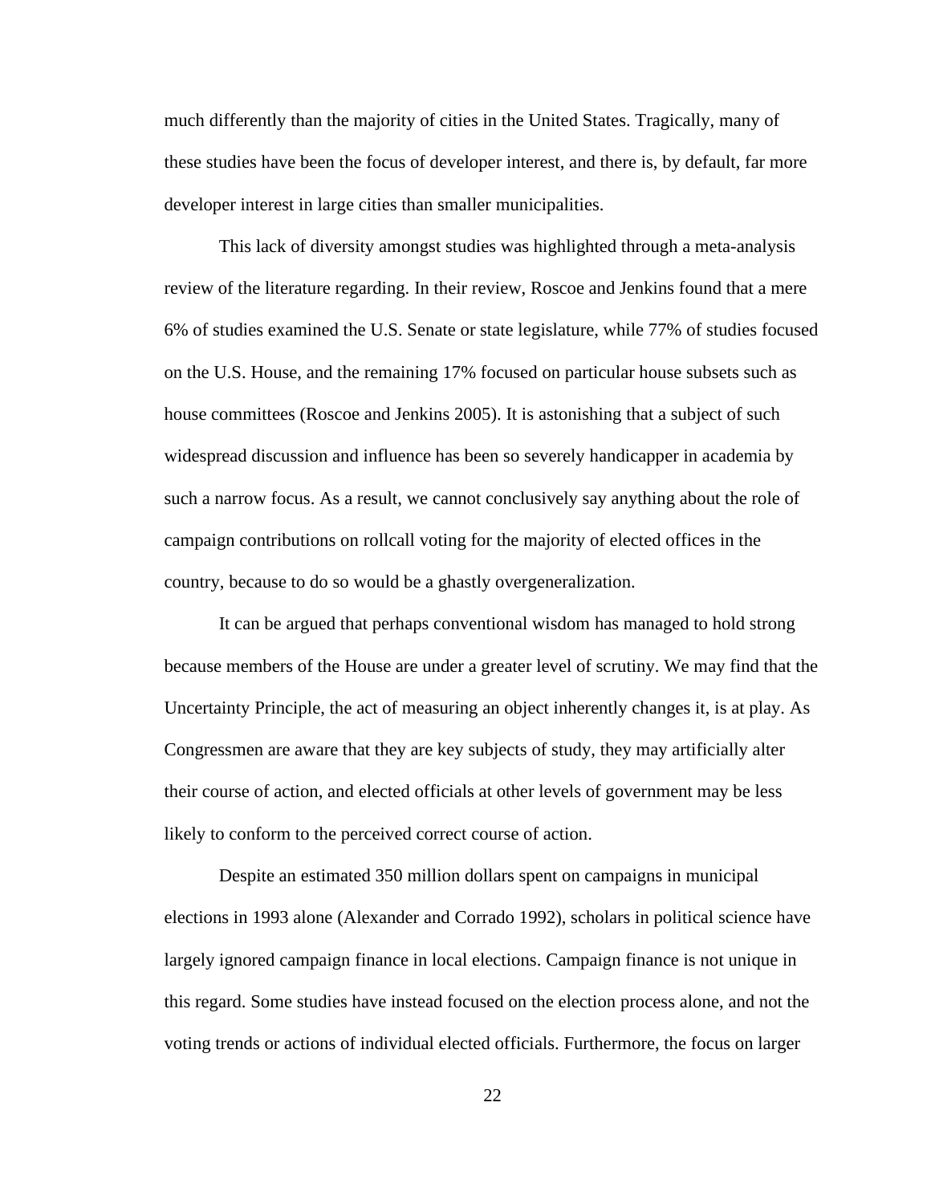much differently than the majority of cities in the United States. Tragically, many of these studies have been the focus of developer interest, and there is, by default, far more developer interest in large cities than smaller municipalities.

This lack of diversity amongst studies was highlighted through a meta-analysis review of the literature regarding. In their review, Roscoe and Jenkins found that a mere 6% of studies examined the U.S. Senate or state legislature, while 77% of studies focused on the U.S. House, and the remaining 17% focused on particular house subsets such as house committees (Roscoe and Jenkins 2005). It is astonishing that a subject of such widespread discussion and influence has been so severely handicapper in academia by such a narrow focus. As a result, we cannot conclusively say anything about the role of campaign contributions on rollcall voting for the majority of elected offices in the country, because to do so would be a ghastly overgeneralization.

It can be argued that perhaps conventional wisdom has managed to hold strong because members of the House are under a greater level of scrutiny. We may find that the Uncertainty Principle, the act of measuring an object inherently changes it, is at play. As Congressmen are aware that they are key subjects of study, they may artificially alter their course of action, and elected officials at other levels of government may be less likely to conform to the perceived correct course of action.

Despite an estimated 350 million dollars spent on campaigns in municipal elections in 1993 alone (Alexander and Corrado 1992), scholars in political science have largely ignored campaign finance in local elections. Campaign finance is not unique in this regard. Some studies have instead focused on the election process alone, and not the voting trends or actions of individual elected officials. Furthermore, the focus on larger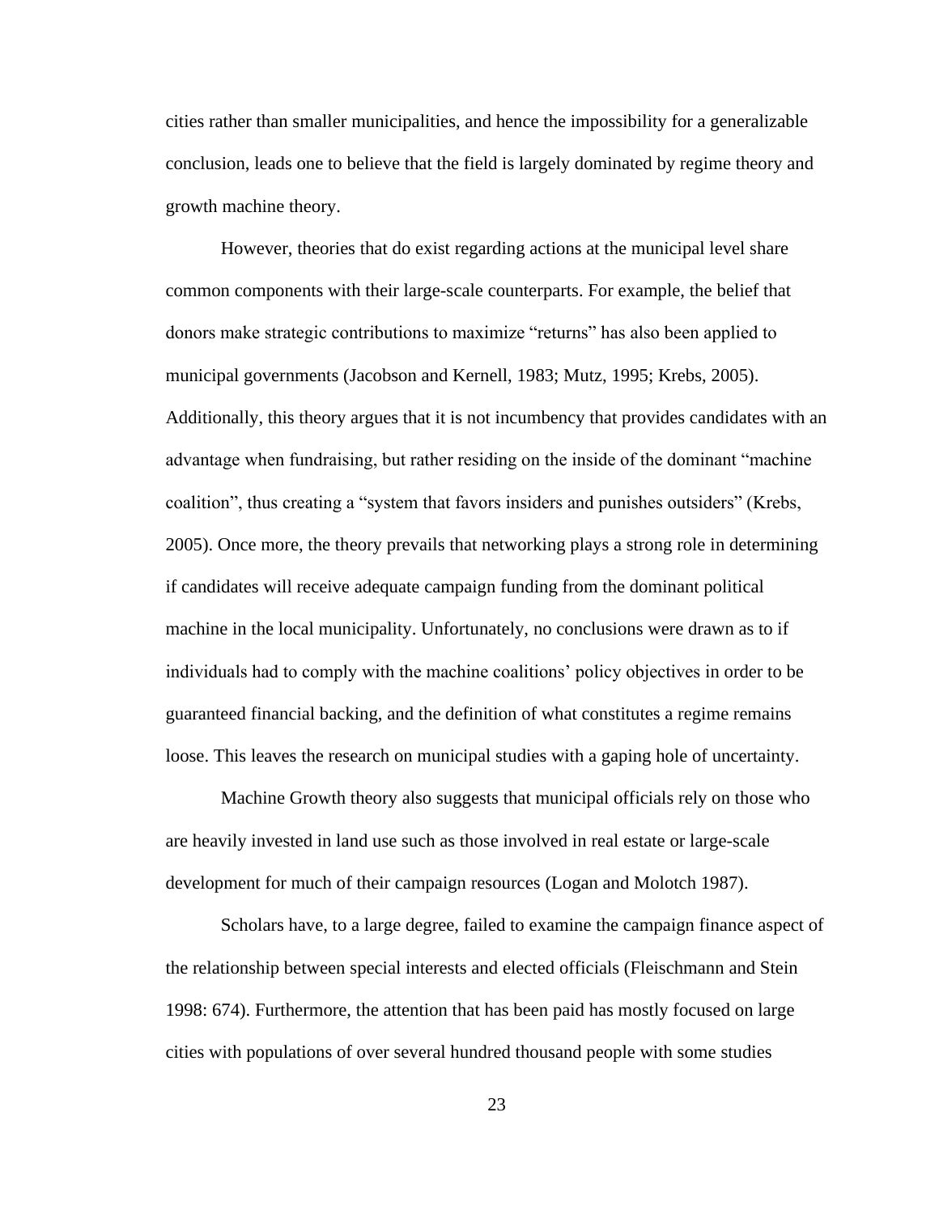cities rather than smaller municipalities, and hence the impossibility for a generalizable conclusion, leads one to believe that the field is largely dominated by regime theory and growth machine theory.

However, theories that do exist regarding actions at the municipal level share common components with their large-scale counterparts. For example, the belief that donors make strategic contributions to maximize "returns" has also been applied to municipal governments (Jacobson and Kernell, 1983; Mutz, 1995; Krebs, 2005). Additionally, this theory argues that it is not incumbency that provides candidates with an advantage when fundraising, but rather residing on the inside of the dominant "machine coalition", thus creating a "system that favors insiders and punishes outsiders" (Krebs, 2005). Once more, the theory prevails that networking plays a strong role in determining if candidates will receive adequate campaign funding from the dominant political machine in the local municipality. Unfortunately, no conclusions were drawn as to if individuals had to comply with the machine coalitions' policy objectives in order to be guaranteed financial backing, and the definition of what constitutes a regime remains loose. This leaves the research on municipal studies with a gaping hole of uncertainty.

Machine Growth theory also suggests that municipal officials rely on those who are heavily invested in land use such as those involved in real estate or large-scale development for much of their campaign resources (Logan and Molotch 1987).

Scholars have, to a large degree, failed to examine the campaign finance aspect of the relationship between special interests and elected officials (Fleischmann and Stein 1998: 674). Furthermore, the attention that has been paid has mostly focused on large cities with populations of over several hundred thousand people with some studies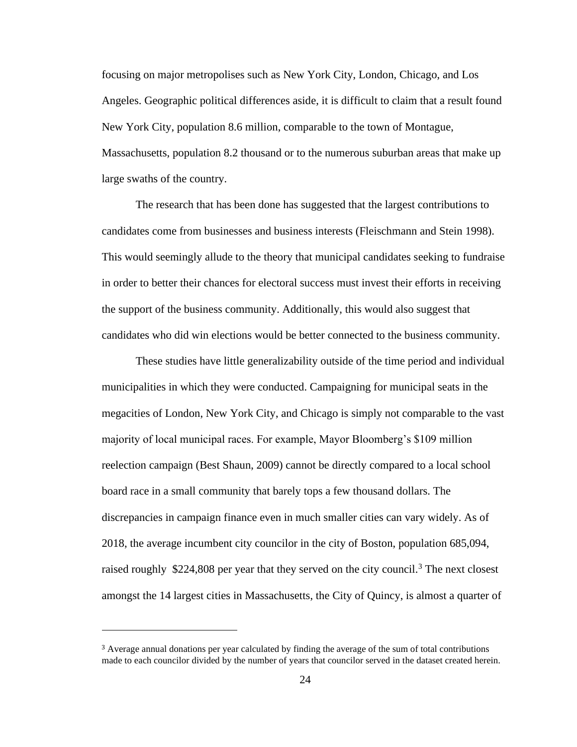focusing on major metropolises such as New York City, London, Chicago, and Los Angeles. Geographic political differences aside, it is difficult to claim that a result found New York City, population 8.6 million, comparable to the town of Montague, Massachusetts, population 8.2 thousand or to the numerous suburban areas that make up large swaths of the country.

The research that has been done has suggested that the largest contributions to candidates come from businesses and business interests (Fleischmann and Stein 1998). This would seemingly allude to the theory that municipal candidates seeking to fundraise in order to better their chances for electoral success must invest their efforts in receiving the support of the business community. Additionally, this would also suggest that candidates who did win elections would be better connected to the business community.

These studies have little generalizability outside of the time period and individual municipalities in which they were conducted. Campaigning for municipal seats in the megacities of London, New York City, and Chicago is simply not comparable to the vast majority of local municipal races. For example, Mayor Bloomberg's $109 million reelection campaign (Best Shaun, 2009) cannot be directly compared to a local school board race in a small community that barely tops a few thousand dollars. The discrepancies in campaign finance even in much smaller cities can vary widely. As of 2018, the average incumbent city councilor in the city of Boston, population 685,094, raised roughly $224,808 per year that they served on the city council.[3] The next closest amongst the 14 largest cities in Massachusetts, the City of Quincy, is almost a quarter of

[3] Average annual donations per year calculated by finding the average of the sum of total contributions made to each councilor divided by the number of years that councilor served in the dataset created herein.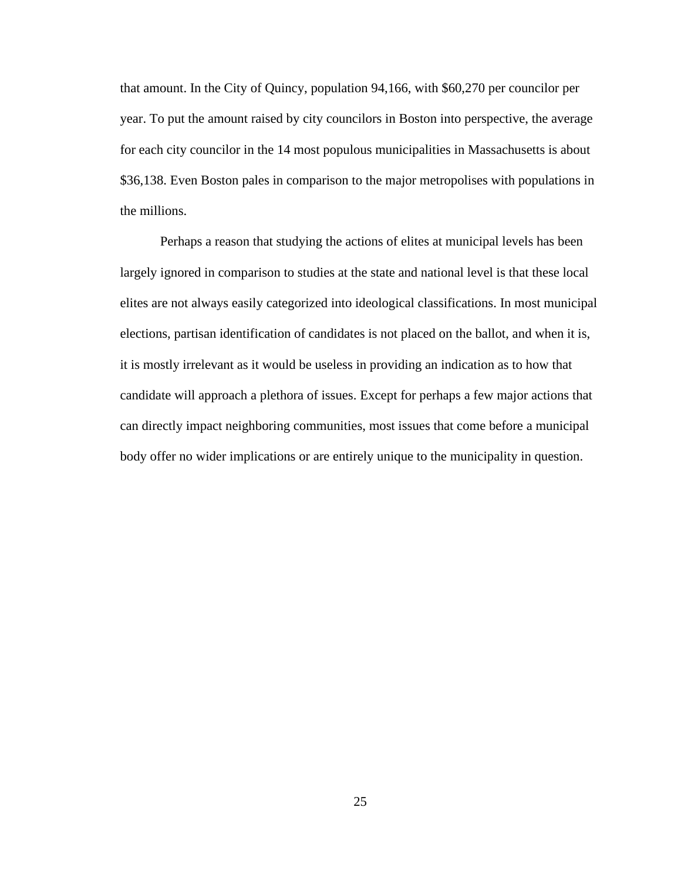that amount. In the City of Quincy, population 94,166, with $60,270 per councilor per year. To put the amount raised by city councilors in Boston into perspective, the average for each city councilor in the 14 most populous municipalities in Massachusetts is about $36,138. Even Boston pales in comparison to the major metropolises with populations in the millions.

Perhaps a reason that studying the actions of elites at municipal levels has been largely ignored in comparison to studies at the state and national level is that these local elites are not always easily categorized into ideological classifications. In most municipal elections, partisan identification of candidates is not placed on the ballot, and when it is, it is mostly irrelevant as it would be useless in providing an indication as to how that candidate will approach a plethora of issues. Except for perhaps a few major actions that can directly impact neighboring communities, most issues that come before a municipal body offer no wider implications or are entirely unique to the municipality in question.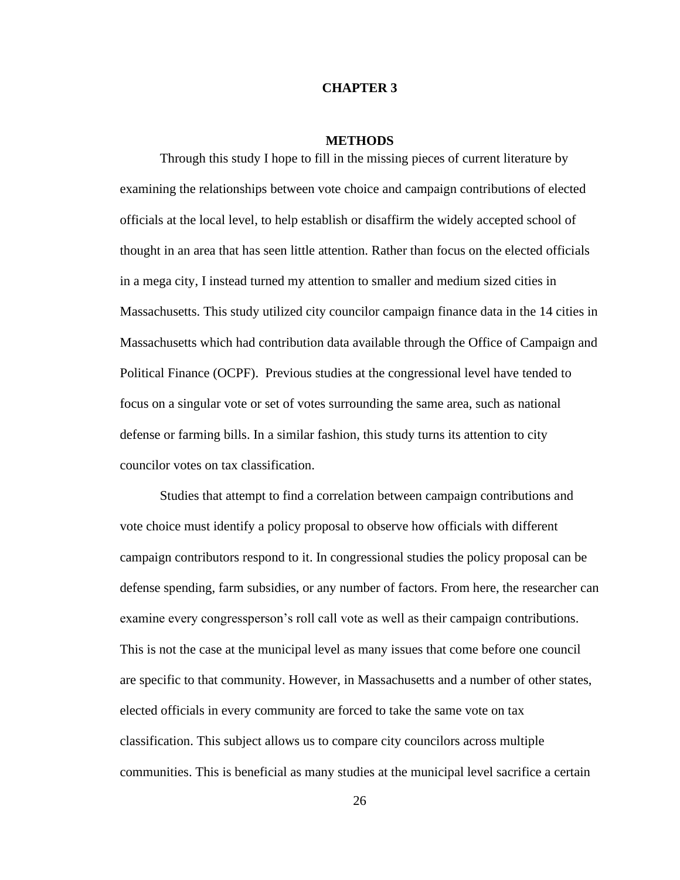# CHAPTER 3

## METHODS

Through this study I hope to fill in the missing pieces of current literature by examining the relationships between vote choice and campaign contributions of elected officials at the local level, to help establish or disaffirm the widely accepted school of thought in an area that has seen little attention. Rather than focus on the elected officials in a mega city, I instead turned my attention to smaller and medium sized cities in Massachusetts. This study utilized city councilor campaign finance data in the 14 cities in Massachusetts which had contribution data available through the Office of Campaign and Political Finance (OCPF). Previous studies at the congressional level have tended to focus on a singular vote or set of votes surrounding the same area, such as national defense or farming bills. In a similar fashion, this study turns its attention to city councilor votes on tax classification.

Studies that attempt to find a correlation between campaign contributions and vote choice must identify a policy proposal to observe how officials with different campaign contributors respond to it. In congressional studies the policy proposal can be defense spending, farm subsidies, or any number of factors. From here, the researcher can examine every congressperson's roll call vote as well as their campaign contributions. This is not the case at the municipal level as many issues that come before one council are specific to that community. However, in Massachusetts and a number of other states, elected officials in every community are forced to take the same vote on tax classification. This subject allows us to compare city councilors across multiple communities. This is beneficial as many studies at the municipal level sacrifice a certain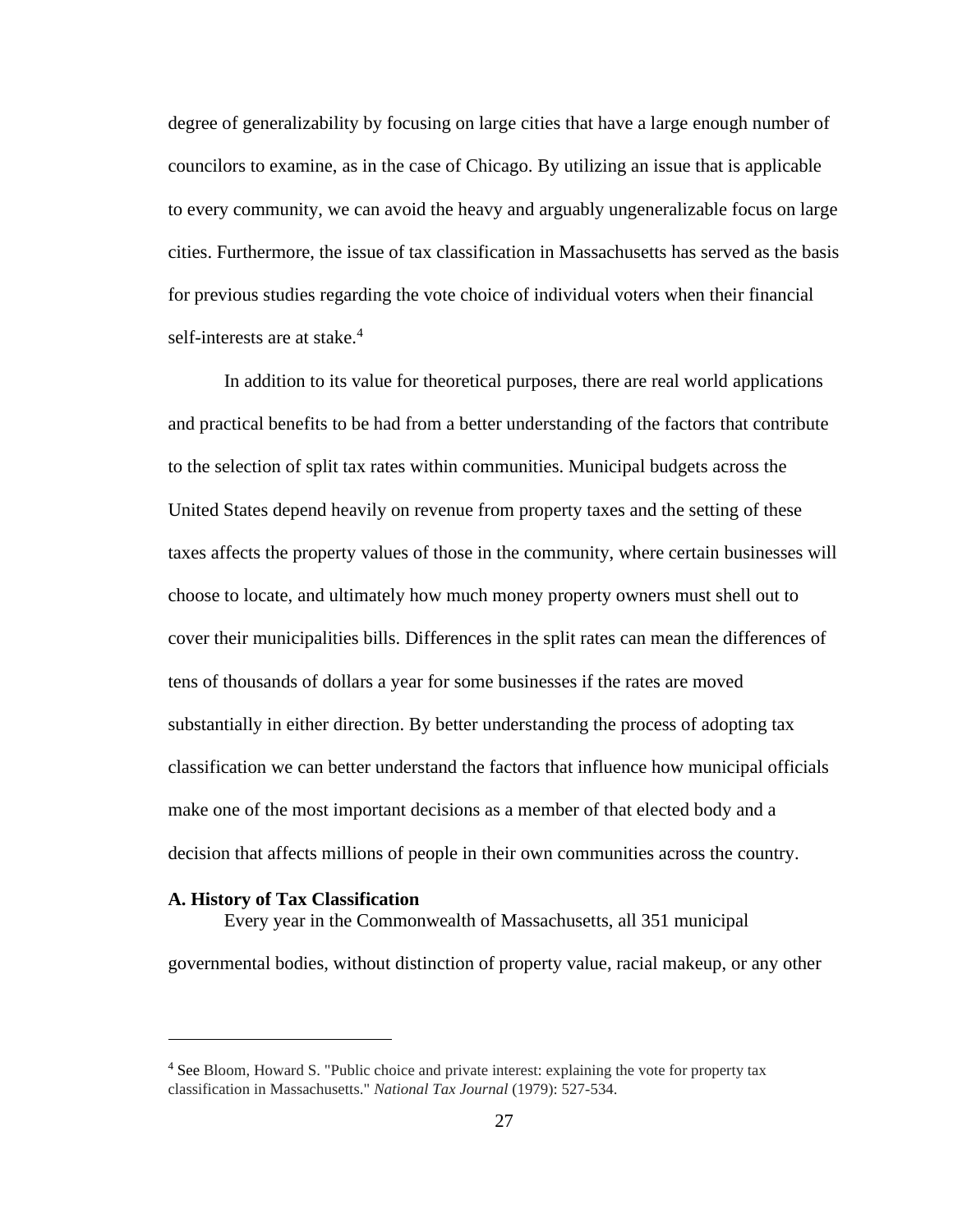degree of generalizability by focusing on large cities that have a large enough number of councilors to examine, as in the case of Chicago. By utilizing an issue that is applicable to every community, we can avoid the heavy and arguably ungeneralizable focus on large cities. Furthermore, the issue of tax classification in Massachusetts has served as the basis for previous studies regarding the vote choice of individual voters when their financial self-interests are at stake.[4]

In addition to its value for theoretical purposes, there are real world applications and practical benefits to be had from a better understanding of the factors that contribute to the selection of split tax rates within communities. Municipal budgets across the United States depend heavily on revenue from property taxes and the setting of these taxes affects the property values of those in the community, where certain businesses will choose to locate, and ultimately how much money property owners must shell out to cover their municipalities bills. Differences in the split rates can mean the differences of tens of thousands of dollars a year for some businesses if the rates are moved substantially in either direction. By better understanding the process of adopting tax classification we can better understand the factors that influence how municipal officials make one of the most important decisions as a member of that elected body and a decision that affects millions of people in their own communities across the country.

**A. History of Tax Classification**

Every year in the Commonwealth of Massachusetts, all 351 municipal governmental bodies, without distinction of property value, racial makeup, or any other

---

[4] See Bloom, Howard S. "Public choice and private interest: explaining the vote for property tax classification in Massachusetts." *National Tax Journal* (1979): 527-534.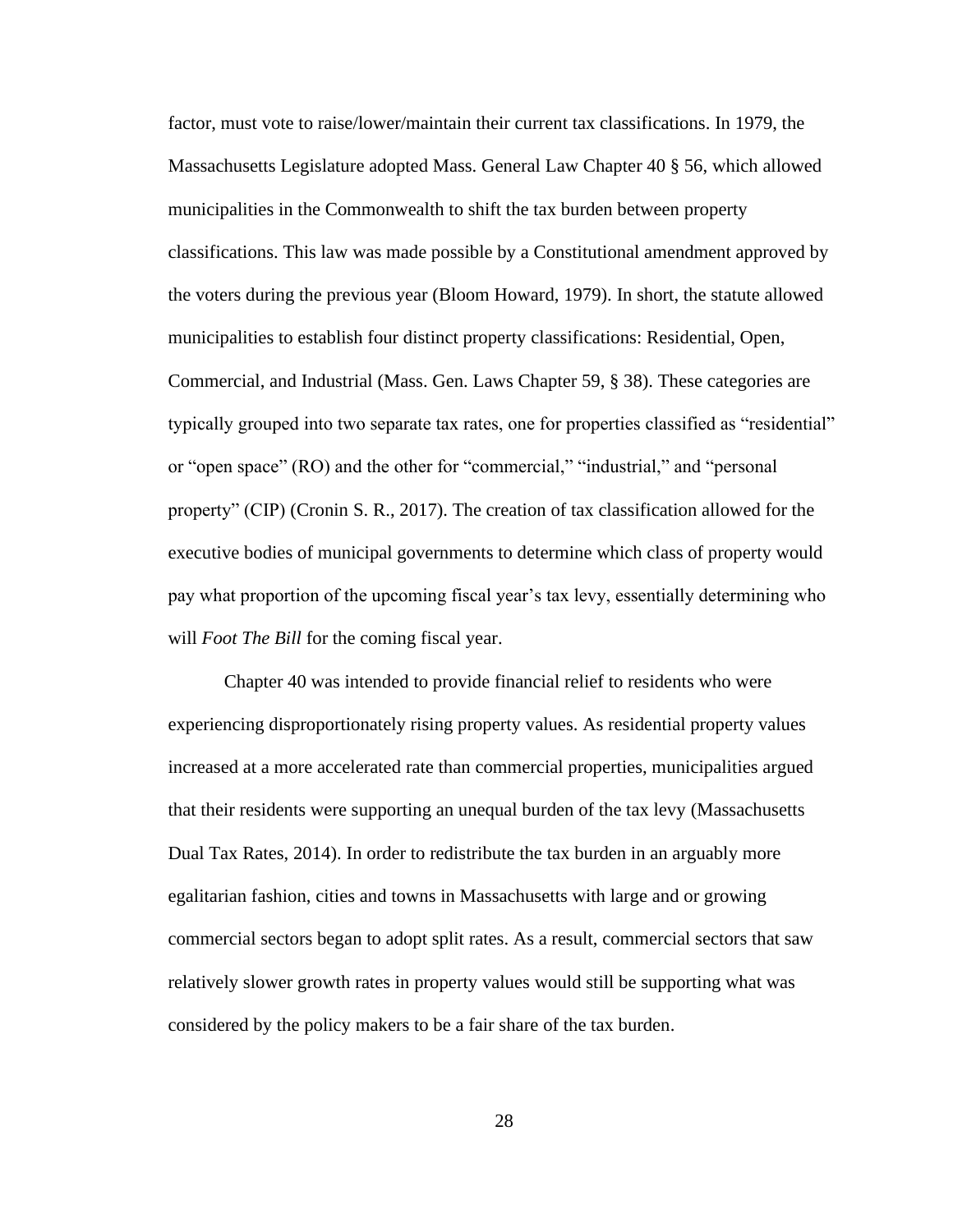factor, must vote to raise/lower/maintain their current tax classifications. In 1979, the Massachusetts Legislature adopted Mass. General Law Chapter 40 § 56, which allowed municipalities in the Commonwealth to shift the tax burden between property classifications. This law was made possible by a Constitutional amendment approved by the voters during the previous year (Bloom Howard, 1979). In short, the statute allowed municipalities to establish four distinct property classifications: Residential, Open, Commercial, and Industrial (Mass. Gen. Laws Chapter 59, § 38). These categories are typically grouped into two separate tax rates, one for properties classified as "residential" or "open space" (RO) and the other for "commercial," "industrial," and "personal property" (CIP) (Cronin S. R., 2017). The creation of tax classification allowed for the executive bodies of municipal governments to determine which class of property would pay what proportion of the upcoming fiscal year's tax levy, essentially determining who will *Foot The Bill* for the coming fiscal year.

Chapter 40 was intended to provide financial relief to residents who were experiencing disproportionately rising property values. As residential property values increased at a more accelerated rate than commercial properties, municipalities argued that their residents were supporting an unequal burden of the tax levy (Massachusetts Dual Tax Rates, 2014). In order to redistribute the tax burden in an arguably more egalitarian fashion, cities and towns in Massachusetts with large and or growing commercial sectors began to adopt split rates. As a result, commercial sectors that saw relatively slower growth rates in property values would still be supporting what was considered by the policy makers to be a fair share of the tax burden.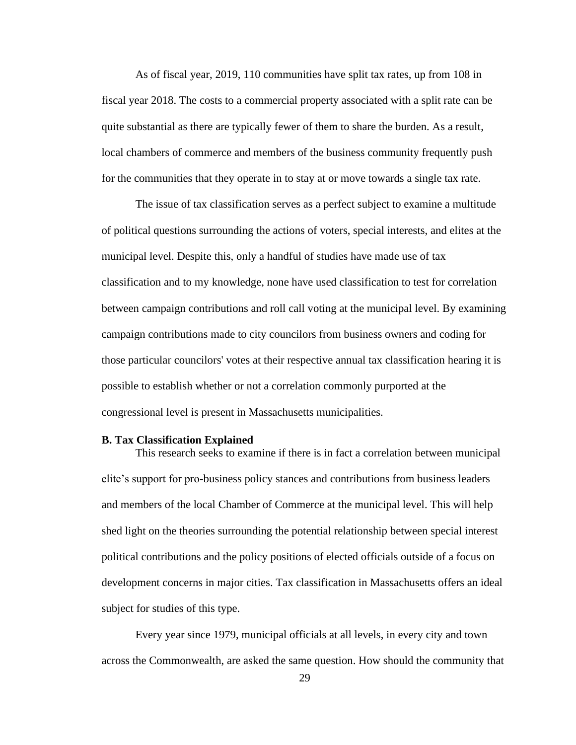As of fiscal year, 2019, 110 communities have split tax rates, up from 108 in fiscal year 2018. The costs to a commercial property associated with a split rate can be quite substantial as there are typically fewer of them to share the burden. As a result, local chambers of commerce and members of the business community frequently push for the communities that they operate in to stay at or move towards a single tax rate.

The issue of tax classification serves as a perfect subject to examine a multitude of political questions surrounding the actions of voters, special interests, and elites at the municipal level. Despite this, only a handful of studies have made use of tax classification and to my knowledge, none have used classification to test for correlation between campaign contributions and roll call voting at the municipal level. By examining campaign contributions made to city councilors from business owners and coding for those particular councilors' votes at their respective annual tax classification hearing it is possible to establish whether or not a correlation commonly purported at the congressional level is present in Massachusetts municipalities.

**B. Tax Classification Explained**

This research seeks to examine if there is in fact a correlation between municipal elite's support for pro-business policy stances and contributions from business leaders and members of the local Chamber of Commerce at the municipal level. This will help shed light on the theories surrounding the potential relationship between special interest political contributions and the policy positions of elected officials outside of a focus on development concerns in major cities. Tax classification in Massachusetts offers an ideal subject for studies of this type.

Every year since 1979, municipal officials at all levels, in every city and town across the Commonwealth, are asked the same question. How should the community that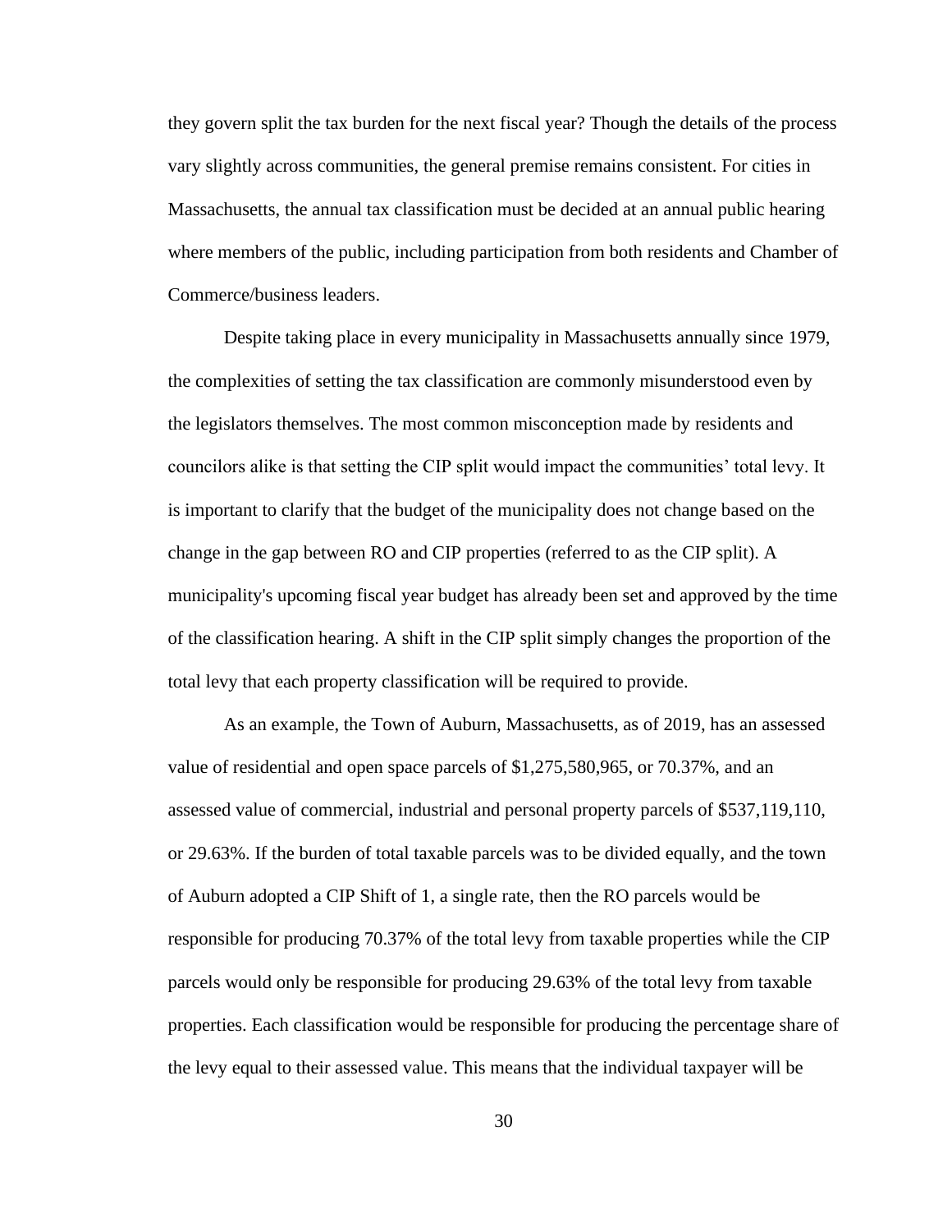they govern split the tax burden for the next fiscal year? Though the details of the process vary slightly across communities, the general premise remains consistent. For cities in Massachusetts, the annual tax classification must be decided at an annual public hearing where members of the public, including participation from both residents and Chamber of Commerce/business leaders.

Despite taking place in every municipality in Massachusetts annually since 1979, the complexities of setting the tax classification are commonly misunderstood even by the legislators themselves. The most common misconception made by residents and councilors alike is that setting the CIP split would impact the communities' total levy. It is important to clarify that the budget of the municipality does not change based on the change in the gap between RO and CIP properties (referred to as the CIP split). A municipality's upcoming fiscal year budget has already been set and approved by the time of the classification hearing. A shift in the CIP split simply changes the proportion of the total levy that each property classification will be required to provide.

As an example, the Town of Auburn, Massachusetts, as of 2019, has an assessed value of residential and open space parcels of $1,275,580,965, or 70.37%, and an assessed value of commercial, industrial and personal property parcels of $537,119,110, or 29.63%. If the burden of total taxable parcels was to be divided equally, and the town of Auburn adopted a CIP Shift of 1, a single rate, then the RO parcels would be responsible for producing 70.37% of the total levy from taxable properties while the CIP parcels would only be responsible for producing 29.63% of the total levy from taxable properties. Each classification would be responsible for producing the percentage share of the levy equal to their assessed value. This means that the individual taxpayer will be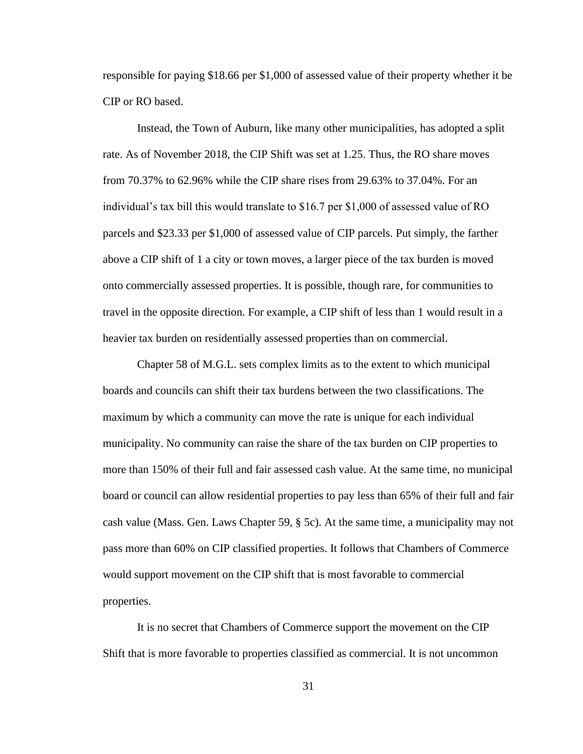responsible for paying $18.66 per $1,000 of assessed value of their property whether it be CIP or RO based.

Instead, the Town of Auburn, like many other municipalities, has adopted a split rate. As of November 2018, the CIP Shift was set at 1.25. Thus, the RO share moves from 70.37% to 62.96% while the CIP share rises from 29.63% to 37.04%. For an individual's tax bill this would translate to $16.7 per $1,000 of assessed value of RO parcels and $23.33 per $1,000 of assessed value of CIP parcels. Put simply, the farther above a CIP shift of 1 a city or town moves, a larger piece of the tax burden is moved onto commercially assessed properties. It is possible, though rare, for communities to travel in the opposite direction. For example, a CIP shift of less than 1 would result in a heavier tax burden on residentially assessed properties than on commercial.

Chapter 58 of M.G.L. sets complex limits as to the extent to which municipal boards and councils can shift their tax burdens between the two classifications. The maximum by which a community can move the rate is unique for each individual municipality. No community can raise the share of the tax burden on CIP properties to more than 150% of their full and fair assessed cash value. At the same time, no municipal board or council can allow residential properties to pay less than 65% of their full and fair cash value (Mass. Gen. Laws Chapter 59, § 5c). At the same time, a municipality may not pass more than 60% on CIP classified properties. It follows that Chambers of Commerce would support movement on the CIP shift that is most favorable to commercial properties.

It is no secret that Chambers of Commerce support the movement on the CIP Shift that is more favorable to properties classified as commercial. It is not uncommon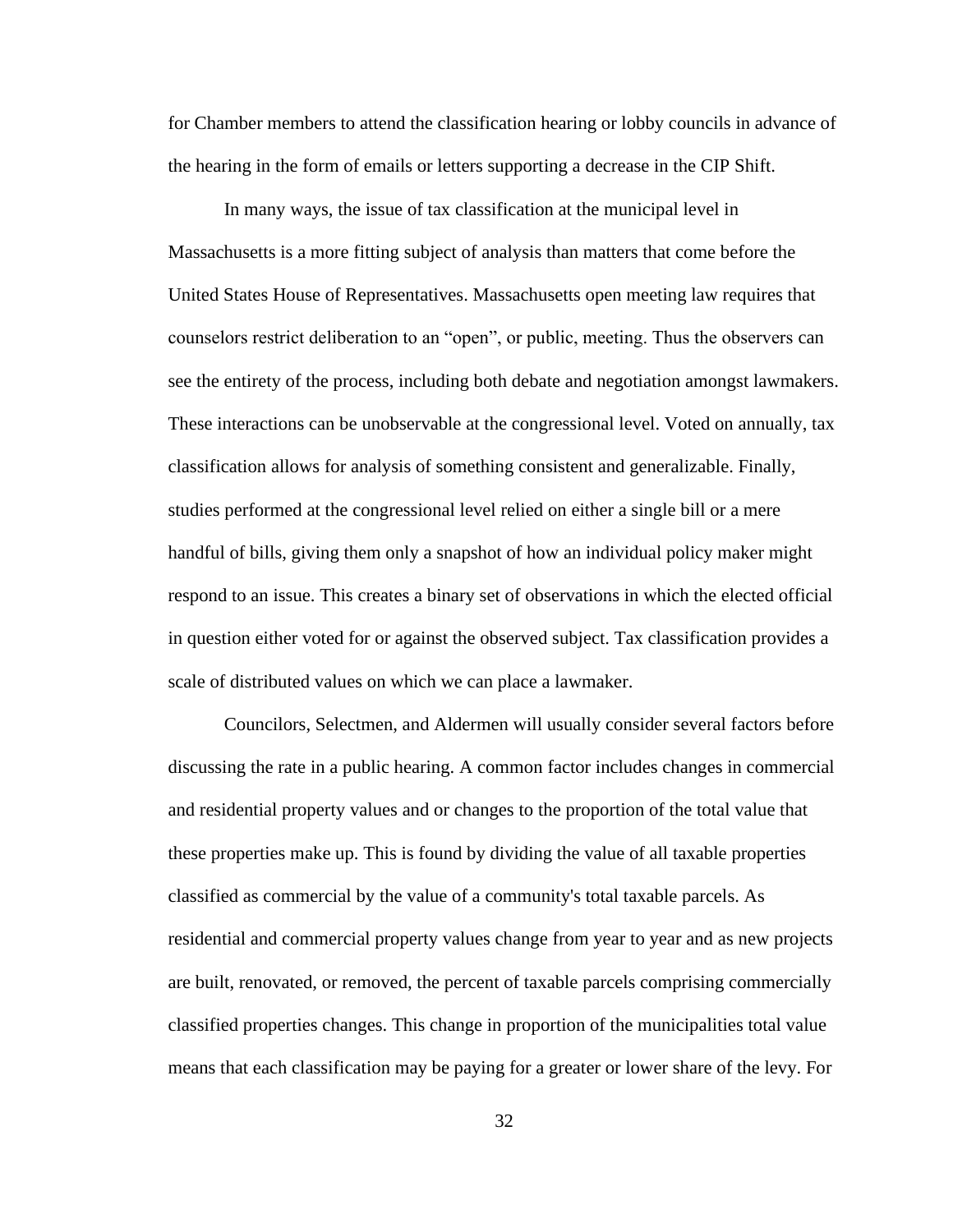for Chamber members to attend the classification hearing or lobby councils in advance of the hearing in the form of emails or letters supporting a decrease in the CIP Shift.

In many ways, the issue of tax classification at the municipal level in Massachusetts is a more fitting subject of analysis than matters that come before the United States House of Representatives. Massachusetts open meeting law requires that counselors restrict deliberation to an "open", or public, meeting. Thus the observers can see the entirety of the process, including both debate and negotiation amongst lawmakers. These interactions can be unobservable at the congressional level. Voted on annually, tax classification allows for analysis of something consistent and generalizable. Finally, studies performed at the congressional level relied on either a single bill or a mere handful of bills, giving them only a snapshot of how an individual policy maker might respond to an issue. This creates a binary set of observations in which the elected official in question either voted for or against the observed subject. Tax classification provides a scale of distributed values on which we can place a lawmaker.

Councilors, Selectmen, and Aldermen will usually consider several factors before discussing the rate in a public hearing. A common factor includes changes in commercial and residential property values and or changes to the proportion of the total value that these properties make up. This is found by dividing the value of all taxable properties classified as commercial by the value of a community's total taxable parcels. As residential and commercial property values change from year to year and as new projects are built, renovated, or removed, the percent of taxable parcels comprising commercially classified properties changes. This change in proportion of the municipalities total value means that each classification may be paying for a greater or lower share of the levy. For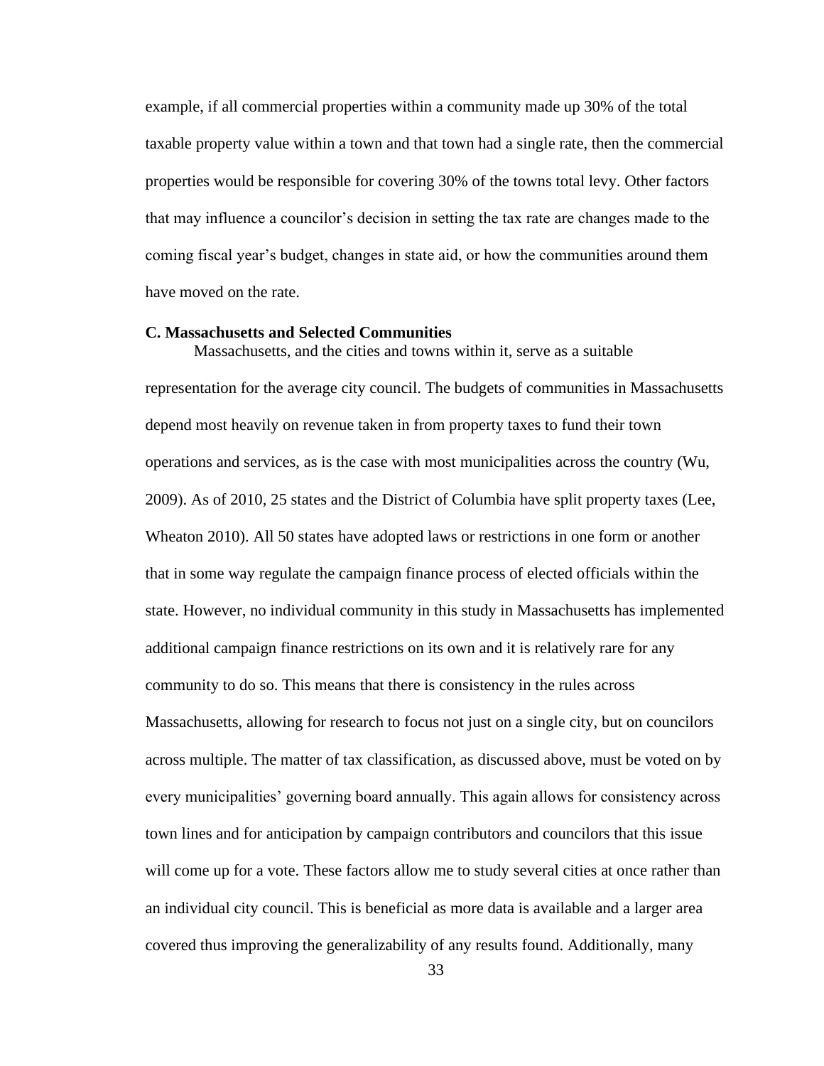example, if all commercial properties within a community made up 30% of the total taxable property value within a town and that town had a single rate, then the commercial properties would be responsible for covering 30% of the towns total levy. Other factors that may influence a councilor's decision in setting the tax rate are changes made to the coming fiscal year's budget, changes in state aid, or how the communities around them have moved on the rate.

### C. Massachusetts and Selected Communities

Massachusetts, and the cities and towns within it, serve as a suitable representation for the average city council. The budgets of communities in Massachusetts depend most heavily on revenue taken in from property taxes to fund their town operations and services, as is the case with most municipalities across the country (Wu, 2009). As of 2010, 25 states and the District of Columbia have split property taxes (Lee, Wheaton 2010). All 50 states have adopted laws or restrictions in one form or another that in some way regulate the campaign finance process of elected officials within the state. However, no individual community in this study in Massachusetts has implemented additional campaign finance restrictions on its own and it is relatively rare for any community to do so. This means that there is consistency in the rules across Massachusetts, allowing for research to focus not just on a single city, but on councilors across multiple. The matter of tax classification, as discussed above, must be voted on by every municipalities' governing board annually. This again allows for consistency across town lines and for anticipation by campaign contributors and councilors that this issue will come up for a vote. These factors allow me to study several cities at once rather than an individual city council. This is beneficial as more data is available and a larger area covered thus improving the generalizability of any results found. Additionally, many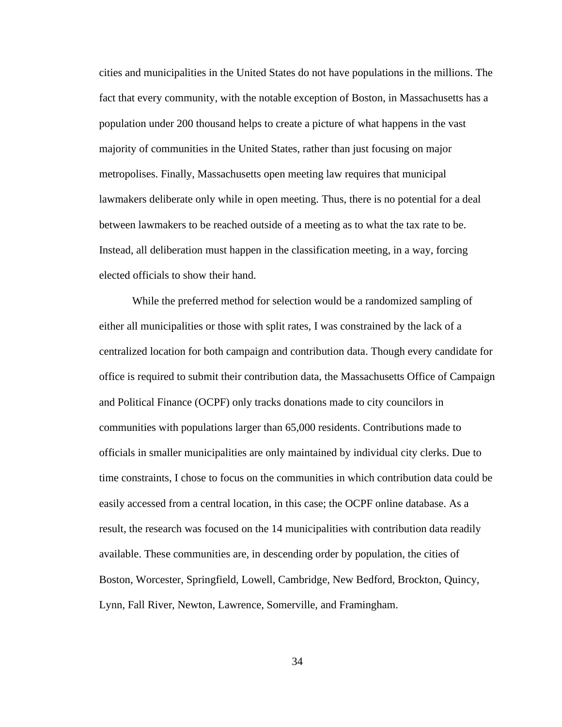cities and municipalities in the United States do not have populations in the millions. The fact that every community, with the notable exception of Boston, in Massachusetts has a population under 200 thousand helps to create a picture of what happens in the vast majority of communities in the United States, rather than just focusing on major metropolises. Finally, Massachusetts open meeting law requires that municipal lawmakers deliberate only while in open meeting. Thus, there is no potential for a deal between lawmakers to be reached outside of a meeting as to what the tax rate to be. Instead, all deliberation must happen in the classification meeting, in a way, forcing elected officials to show their hand.

While the preferred method for selection would be a randomized sampling of either all municipalities or those with split rates, I was constrained by the lack of a centralized location for both campaign and contribution data. Though every candidate for office is required to submit their contribution data, the Massachusetts Office of Campaign and Political Finance (OCPF) only tracks donations made to city councilors in communities with populations larger than 65,000 residents. Contributions made to officials in smaller municipalities are only maintained by individual city clerks. Due to time constraints, I chose to focus on the communities in which contribution data could be easily accessed from a central location, in this case; the OCPF online database. As a result, the research was focused on the 14 municipalities with contribution data readily available. These communities are, in descending order by population, the cities of Boston, Worcester, Springfield, Lowell, Cambridge, New Bedford, Brockton, Quincy, Lynn, Fall River, Newton, Lawrence, Somerville, and Framingham.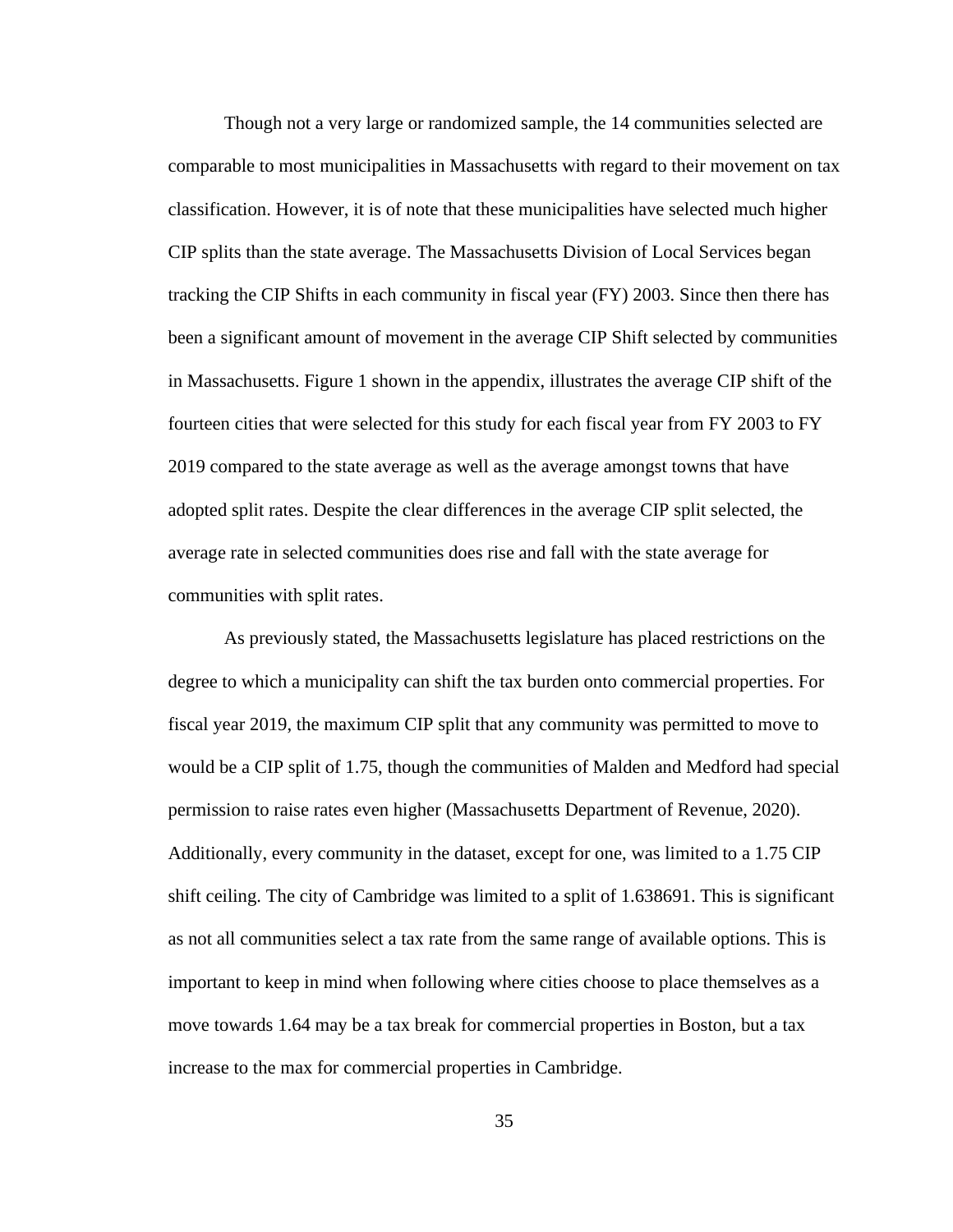Though not a very large or randomized sample, the 14 communities selected are comparable to most municipalities in Massachusetts with regard to their movement on tax classification. However, it is of note that these municipalities have selected much higher CIP splits than the state average. The Massachusetts Division of Local Services began tracking the CIP Shifts in each community in fiscal year (FY) 2003. Since then there has been a significant amount of movement in the average CIP Shift selected by communities in Massachusetts. Figure 1 shown in the appendix, illustrates the average CIP shift of the fourteen cities that were selected for this study for each fiscal year from FY 2003 to FY 2019 compared to the state average as well as the average amongst towns that have adopted split rates. Despite the clear differences in the average CIP split selected, the average rate in selected communities does rise and fall with the state average for communities with split rates.

As previously stated, the Massachusetts legislature has placed restrictions on the degree to which a municipality can shift the tax burden onto commercial properties. For fiscal year 2019, the maximum CIP split that any community was permitted to move to would be a CIP split of 1.75, though the communities of Malden and Medford had special permission to raise rates even higher (Massachusetts Department of Revenue, 2020). Additionally, every community in the dataset, except for one, was limited to a 1.75 CIP shift ceiling. The city of Cambridge was limited to a split of 1.638691. This is significant as not all communities select a tax rate from the same range of available options. This is important to keep in mind when following where cities choose to place themselves as a move towards 1.64 may be a tax break for commercial properties in Boston, but a tax increase to the max for commercial properties in Cambridge.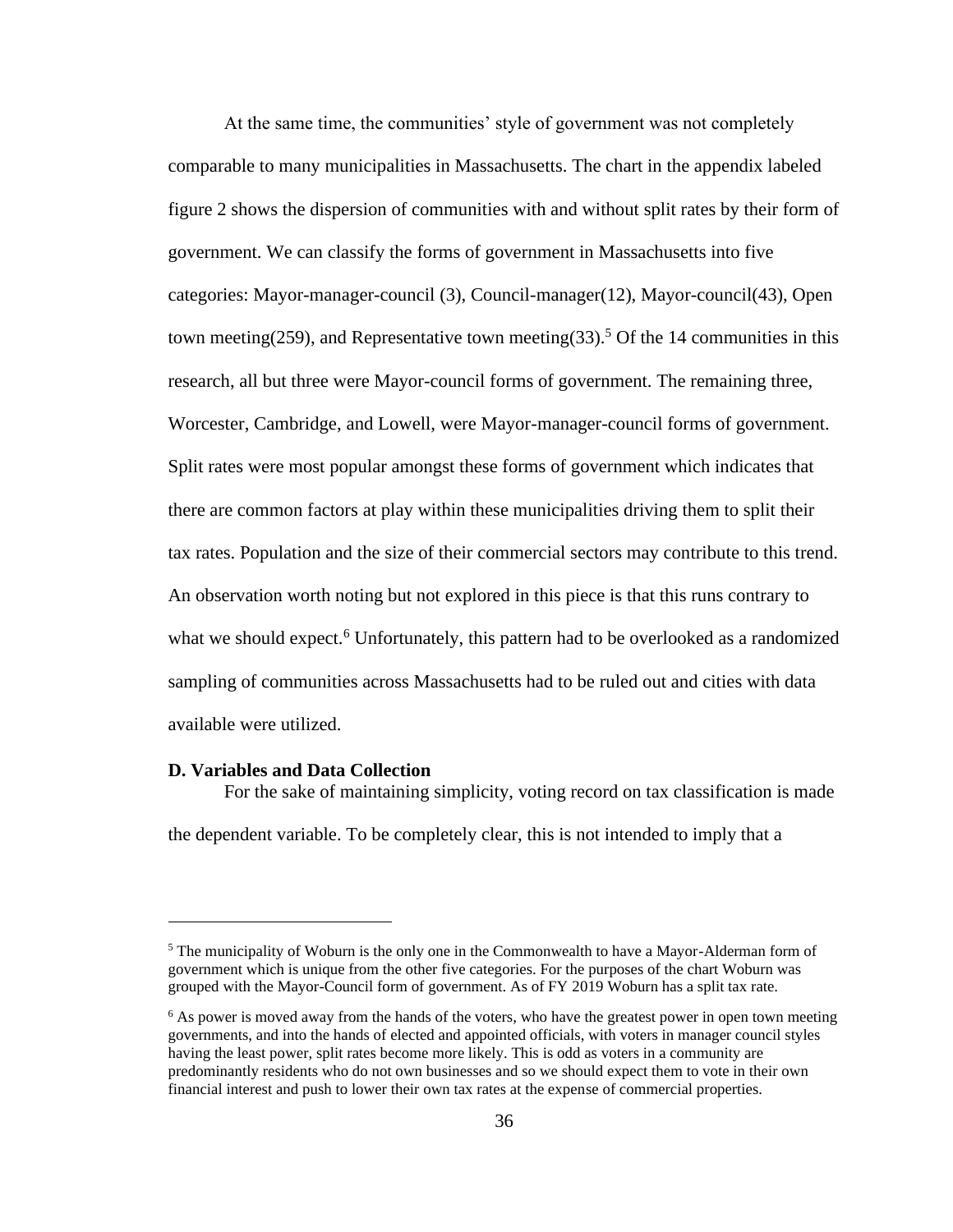At the same time, the communities' style of government was not completely comparable to many municipalities in Massachusetts. The chart in the appendix labeled figure 2 shows the dispersion of communities with and without split rates by their form of government. We can classify the forms of government in Massachusetts into five categories: Mayor-manager-council (3), Council-manager(12), Mayor-council(43), Open town meeting(259), and Representative town meeting(33).[5] Of the 14 communities in this research, all but three were Mayor-council forms of government. The remaining three, Worcester, Cambridge, and Lowell, were Mayor-manager-council forms of government. Split rates were most popular amongst these forms of government which indicates that there are common factors at play within these municipalities driving them to split their tax rates. Population and the size of their commercial sectors may contribute to this trend. An observation worth noting but not explored in this piece is that this runs contrary to what we should expect.[6] Unfortunately, this pattern had to be overlooked as a randomized sampling of communities across Massachusetts had to be ruled out and cities with data available were utilized.

### D. Variables and Data Collection

For the sake of maintaining simplicity, voting record on tax classification is made the dependent variable. To be completely clear, this is not intended to imply that a

---

[5] The municipality of Woburn is the only one in the Commonwealth to have a Mayor-Alderman form of government which is unique from the other five categories. For the purposes of the chart Woburn was grouped with the Mayor-Council form of government. As of FY 2019 Woburn has a split tax rate.

[6] As power is moved away from the hands of the voters, who have the greatest power in open town meeting governments, and into the hands of elected and appointed officials, with voters in manager council styles having the least power, split rates become more likely. This is odd as voters in a community are predominantly residents who do not own businesses and so we should expect them to vote in their own financial interest and push to lower their own tax rates at the expense of commercial properties.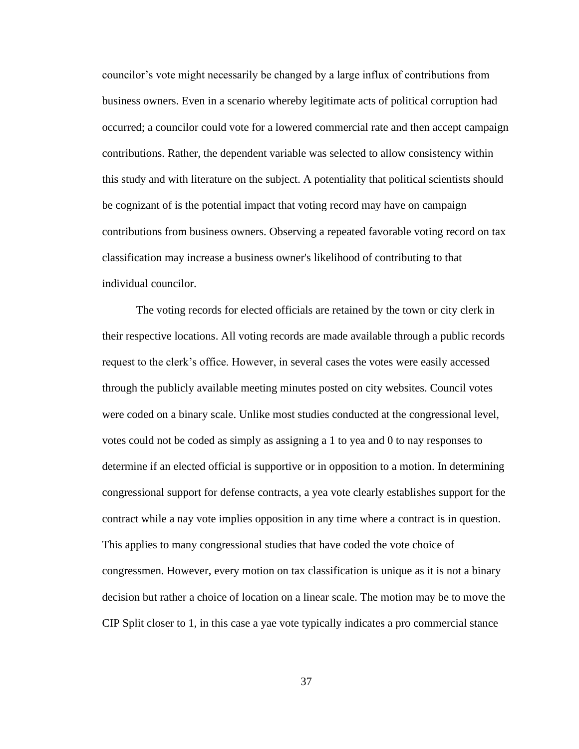councilor's vote might necessarily be changed by a large influx of contributions from business owners. Even in a scenario whereby legitimate acts of political corruption had occurred; a councilor could vote for a lowered commercial rate and then accept campaign contributions. Rather, the dependent variable was selected to allow consistency within this study and with literature on the subject. A potentiality that political scientists should be cognizant of is the potential impact that voting record may have on campaign contributions from business owners. Observing a repeated favorable voting record on tax classification may increase a business owner's likelihood of contributing to that individual councilor.

The voting records for elected officials are retained by the town or city clerk in their respective locations. All voting records are made available through a public records request to the clerk's office. However, in several cases the votes were easily accessed through the publicly available meeting minutes posted on city websites. Council votes were coded on a binary scale. Unlike most studies conducted at the congressional level, votes could not be coded as simply as assigning a 1 to yea and 0 to nay responses to determine if an elected official is supportive or in opposition to a motion. In determining congressional support for defense contracts, a yea vote clearly establishes support for the contract while a nay vote implies opposition in any time where a contract is in question. This applies to many congressional studies that have coded the vote choice of congressmen. However, every motion on tax classification is unique as it is not a binary decision but rather a choice of location on a linear scale. The motion may be to move the CIP Split closer to 1, in this case a yae vote typically indicates a pro commercial stance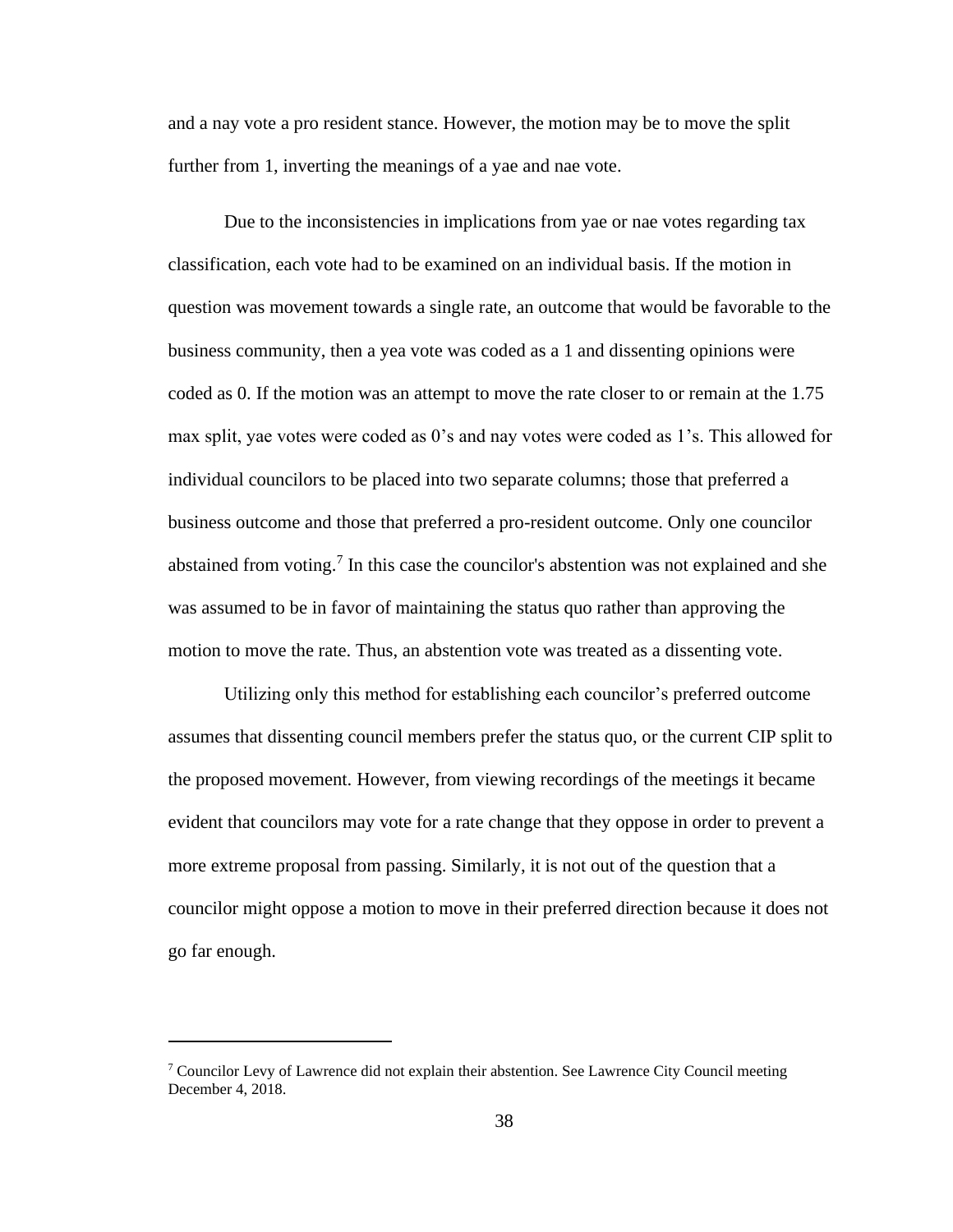and a nay vote a pro resident stance. However, the motion may be to move the split further from 1, inverting the meanings of a yae and nae vote.

Due to the inconsistencies in implications from yae or nae votes regarding tax classification, each vote had to be examined on an individual basis. If the motion in question was movement towards a single rate, an outcome that would be favorable to the business community, then a yea vote was coded as a 1 and dissenting opinions were coded as 0. If the motion was an attempt to move the rate closer to or remain at the 1.75 max split, yae votes were coded as 0's and nay votes were coded as 1's. This allowed for individual councilors to be placed into two separate columns; those that preferred a business outcome and those that preferred a pro-resident outcome. Only one councilor abstained from voting.[7] In this case the councilor's abstention was not explained and she was assumed to be in favor of maintaining the status quo rather than approving the motion to move the rate. Thus, an abstention vote was treated as a dissenting vote.

Utilizing only this method for establishing each councilor's preferred outcome assumes that dissenting council members prefer the status quo, or the current CIP split to the proposed movement. However, from viewing recordings of the meetings it became evident that councilors may vote for a rate change that they oppose in order to prevent a more extreme proposal from passing. Similarly, it is not out of the question that a councilor might oppose a motion to move in their preferred direction because it does not go far enough.

---

[7] Councilor Levy of Lawrence did not explain their abstention. See Lawrence City Council meeting December 4, 2018.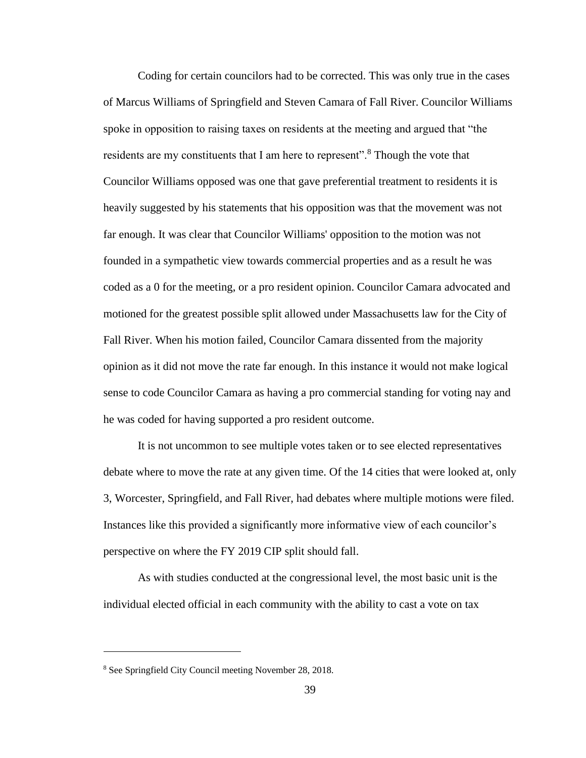Coding for certain councilors had to be corrected. This was only true in the cases of Marcus Williams of Springfield and Steven Camara of Fall River. Councilor Williams spoke in opposition to raising taxes on residents at the meeting and argued that "the residents are my constituents that I am here to represent".[8] Though the vote that Councilor Williams opposed was one that gave preferential treatment to residents it is heavily suggested by his statements that his opposition was that the movement was not far enough. It was clear that Councilor Williams' opposition to the motion was not founded in a sympathetic view towards commercial properties and as a result he was coded as a 0 for the meeting, or a pro resident opinion. Councilor Camara advocated and motioned for the greatest possible split allowed under Massachusetts law for the City of Fall River. When his motion failed, Councilor Camara dissented from the majority opinion as it did not move the rate far enough. In this instance it would not make logical sense to code Councilor Camara as having a pro commercial standing for voting nay and he was coded for having supported a pro resident outcome.

It is not uncommon to see multiple votes taken or to see elected representatives debate where to move the rate at any given time. Of the 14 cities that were looked at, only 3, Worcester, Springfield, and Fall River, had debates where multiple motions were filed. Instances like this provided a significantly more informative view of each councilor's perspective on where the FY 2019 CIP split should fall.

As with studies conducted at the congressional level, the most basic unit is the individual elected official in each community with the ability to cast a vote on tax

[8] See Springfield City Council meeting November 28, 2018.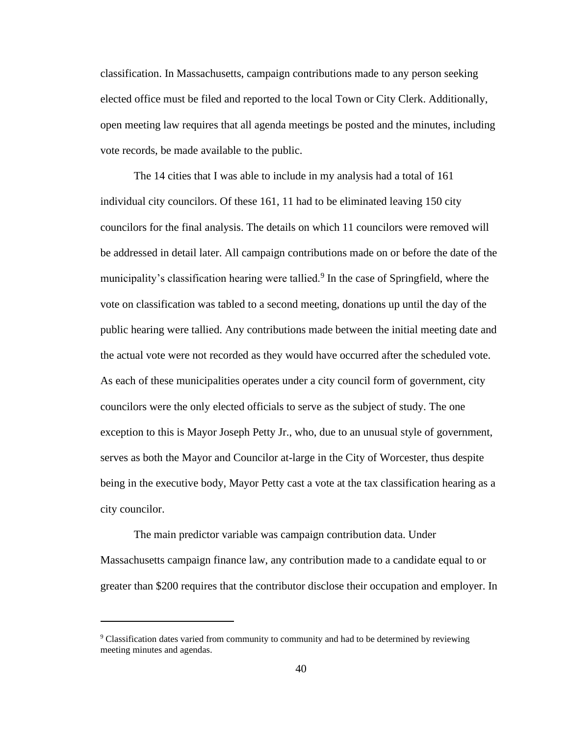classification. In Massachusetts, campaign contributions made to any person seeking elected office must be filed and reported to the local Town or City Clerk. Additionally, open meeting law requires that all agenda meetings be posted and the minutes, including vote records, be made available to the public.

The 14 cities that I was able to include in my analysis had a total of 161 individual city councilors. Of these 161, 11 had to be eliminated leaving 150 city councilors for the final analysis. The details on which 11 councilors were removed will be addressed in detail later. All campaign contributions made on or before the date of the municipality's classification hearing were tallied.[9] In the case of Springfield, where the vote on classification was tabled to a second meeting, donations up until the day of the public hearing were tallied. Any contributions made between the initial meeting date and the actual vote were not recorded as they would have occurred after the scheduled vote. As each of these municipalities operates under a city council form of government, city councilors were the only elected officials to serve as the subject of study. The one exception to this is Mayor Joseph Petty Jr., who, due to an unusual style of government, serves as both the Mayor and Councilor at-large in the City of Worcester, thus despite being in the executive body, Mayor Petty cast a vote at the tax classification hearing as a city councilor.

The main predictor variable was campaign contribution data. Under Massachusetts campaign finance law, any contribution made to a candidate equal to or greater than $200 requires that the contributor disclose their occupation and employer. In

[9] Classification dates varied from community to community and had to be determined by reviewing meeting minutes and agendas.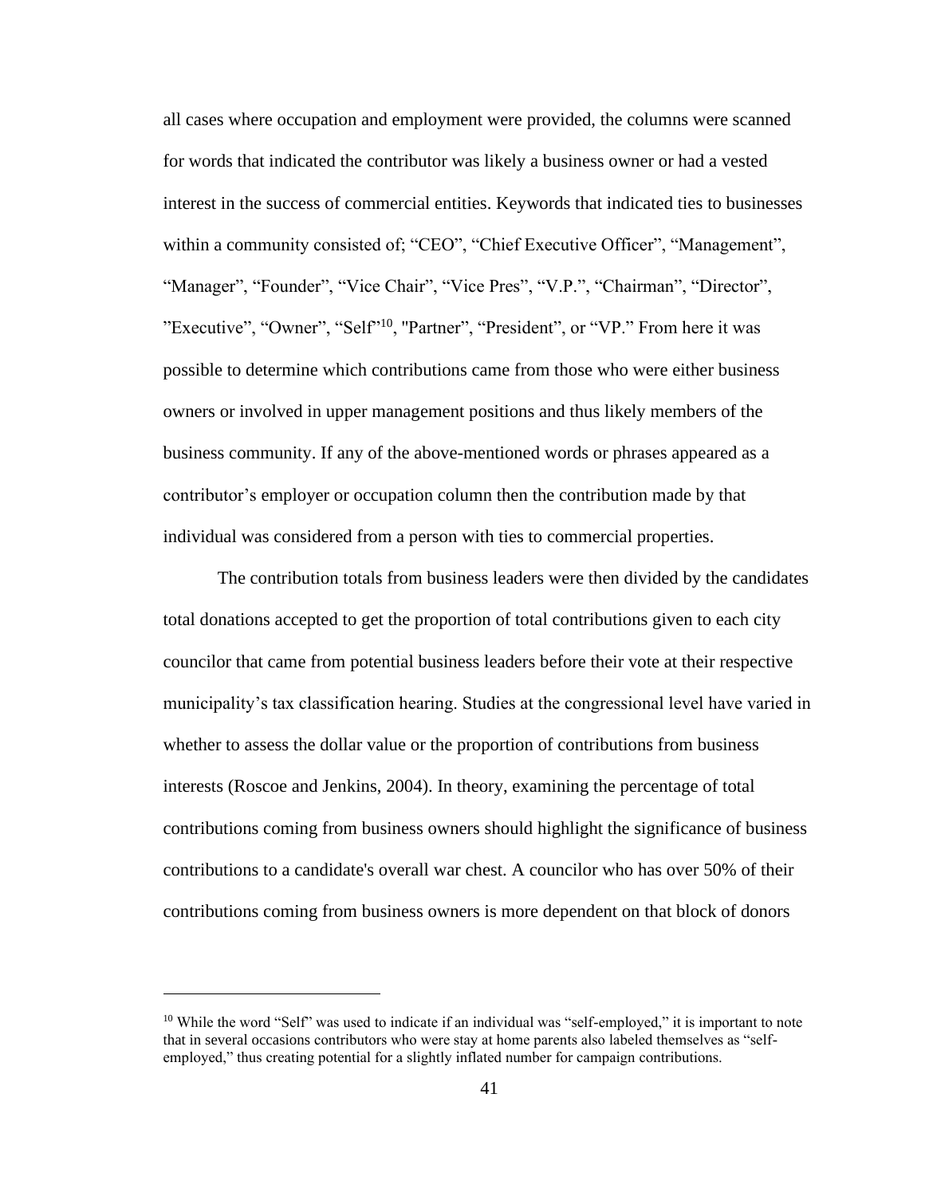all cases where occupation and employment were provided, the columns were scanned for words that indicated the contributor was likely a business owner or had a vested interest in the success of commercial entities. Keywords that indicated ties to businesses within a community consisted of; "CEO", "Chief Executive Officer", "Management", "Manager", "Founder", "Vice Chair", "Vice Pres", "V.P.", "Chairman", "Director", "Executive", "Owner", "Self"[10], "Partner", "President", or "VP." From here it was possible to determine which contributions came from those who were either business owners or involved in upper management positions and thus likely members of the business community. If any of the above-mentioned words or phrases appeared as a contributor's employer or occupation column then the contribution made by that individual was considered from a person with ties to commercial properties.

The contribution totals from business leaders were then divided by the candidates total donations accepted to get the proportion of total contributions given to each city councilor that came from potential business leaders before their vote at their respective municipality's tax classification hearing. Studies at the congressional level have varied in whether to assess the dollar value or the proportion of contributions from business interests (Roscoe and Jenkins, 2004). In theory, examining the percentage of total contributions coming from business owners should highlight the significance of business contributions to a candidate's overall war chest. A councilor who has over 50% of their contributions coming from business owners is more dependent on that block of donors

[10] While the word "Self" was used to indicate if an individual was "self-employed," it is important to note that in several occasions contributors who were stay at home parents also labeled themselves as "self-employed," thus creating potential for a slightly inflated number for campaign contributions.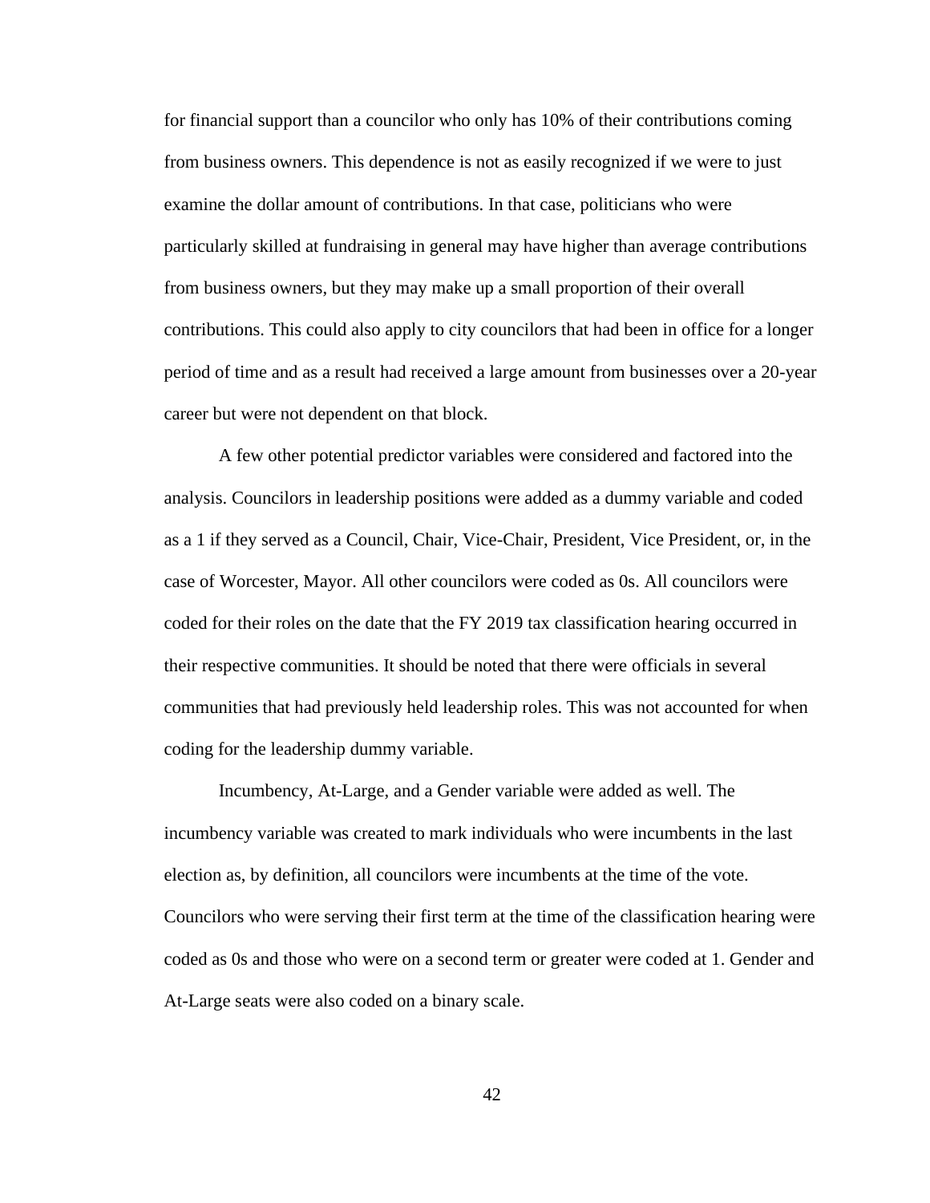for financial support than a councilor who only has 10% of their contributions coming from business owners. This dependence is not as easily recognized if we were to just examine the dollar amount of contributions. In that case, politicians who were particularly skilled at fundraising in general may have higher than average contributions from business owners, but they may make up a small proportion of their overall contributions. This could also apply to city councilors that had been in office for a longer period of time and as a result had received a large amount from businesses over a 20-year career but were not dependent on that block.

A few other potential predictor variables were considered and factored into the analysis. Councilors in leadership positions were added as a dummy variable and coded as a 1 if they served as a Council, Chair, Vice-Chair, President, Vice President, or, in the case of Worcester, Mayor. All other councilors were coded as 0s. All councilors were coded for their roles on the date that the FY 2019 tax classification hearing occurred in their respective communities. It should be noted that there were officials in several communities that had previously held leadership roles. This was not accounted for when coding for the leadership dummy variable.

Incumbency, At-Large, and a Gender variable were added as well. The incumbency variable was created to mark individuals who were incumbents in the last election as, by definition, all councilors were incumbents at the time of the vote. Councilors who were serving their first term at the time of the classification hearing were coded as 0s and those who were on a second term or greater were coded at 1. Gender and At-Large seats were also coded on a binary scale.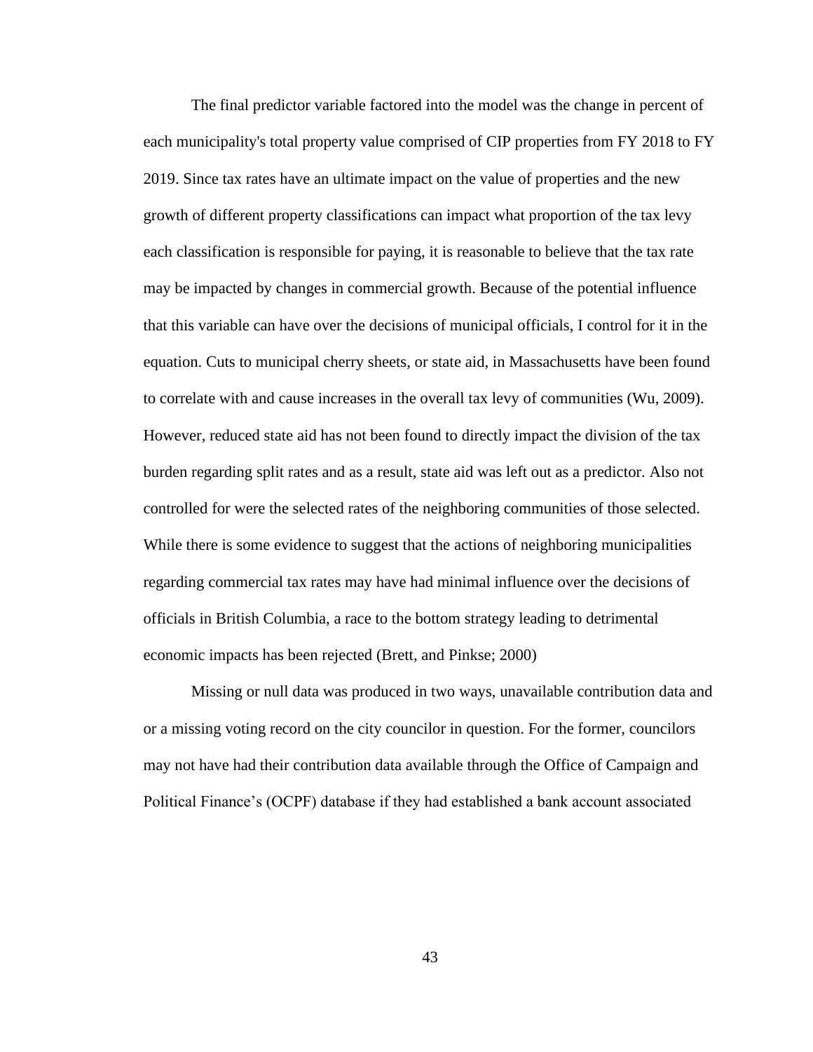The final predictor variable factored into the model was the change in percent of each municipality's total property value comprised of CIP properties from FY 2018 to FY 2019. Since tax rates have an ultimate impact on the value of properties and the new growth of different property classifications can impact what proportion of the tax levy each classification is responsible for paying, it is reasonable to believe that the tax rate may be impacted by changes in commercial growth. Because of the potential influence that this variable can have over the decisions of municipal officials, I control for it in the equation. Cuts to municipal cherry sheets, or state aid, in Massachusetts have been found to correlate with and cause increases in the overall tax levy of communities (Wu, 2009). However, reduced state aid has not been found to directly impact the division of the tax burden regarding split rates and as a result, state aid was left out as a predictor. Also not controlled for were the selected rates of the neighboring communities of those selected. While there is some evidence to suggest that the actions of neighboring municipalities regarding commercial tax rates may have had minimal influence over the decisions of officials in British Columbia, a race to the bottom strategy leading to detrimental economic impacts has been rejected (Brett, and Pinkse; 2000)

Missing or null data was produced in two ways, unavailable contribution data and or a missing voting record on the city councilor in question. For the former, councilors may not have had their contribution data available through the Office of Campaign and Political Finance's (OCPF) database if they had established a bank account associated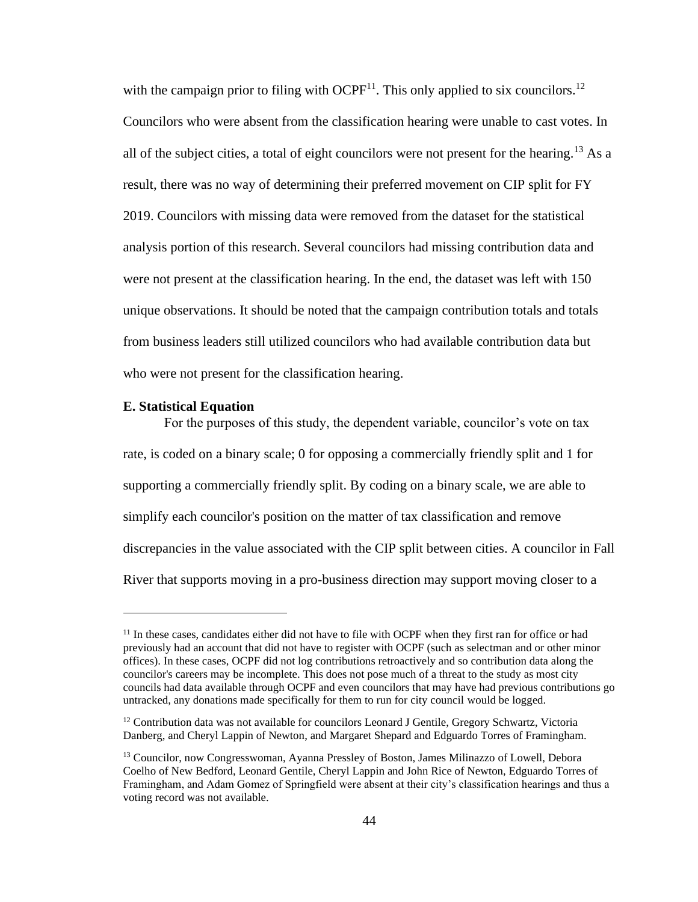with the campaign prior to filing with OCPF[11]. This only applied to six councilors.[12] Councilors who were absent from the classification hearing were unable to cast votes. In all of the subject cities, a total of eight councilors were not present for the hearing.[13] As a result, there was no way of determining their preferred movement on CIP split for FY 2019. Councilors with missing data were removed from the dataset for the statistical analysis portion of this research. Several councilors had missing contribution data and were not present at the classification hearing. In the end, the dataset was left with 150 unique observations. It should be noted that the campaign contribution totals and totals from business leaders still utilized councilors who had available contribution data but who were not present for the classification hearing.

### E. Statistical Equation

For the purposes of this study, the dependent variable, councilor's vote on tax rate, is coded on a binary scale; 0 for opposing a commercially friendly split and 1 for supporting a commercially friendly split. By coding on a binary scale, we are able to simplify each councilor's position on the matter of tax classification and remove discrepancies in the value associated with the CIP split between cities. A councilor in Fall River that supports moving in a pro-business direction may support moving closer to a

---

[11] In these cases, candidates either did not have to file with OCPF when they first ran for office or had previously had an account that did not have to register with OCPF (such as selectman and or other minor offices). In these cases, OCPF did not log contributions retroactively and so contribution data along the councilor's careers may be incomplete. This does not pose much of a threat to the study as most city councils had data available through OCPF and even councilors that may have had previous contributions go untracked, any donations made specifically for them to run for city council would be logged.

[12] Contribution data was not available for councilors Leonard J Gentile, Gregory Schwartz, Victoria Danberg, and Cheryl Lappin of Newton, and Margaret Shepard and Edguardo Torres of Framingham.

[13] Councilor, now Congresswoman, Ayanna Pressley of Boston, James Milinazzo of Lowell, Debora Coelho of New Bedford, Leonard Gentile, Cheryl Lappin and John Rice of Newton, Edguardo Torres of Framingham, and Adam Gomez of Springfield were absent at their city's classification hearings and thus a voting record was not available.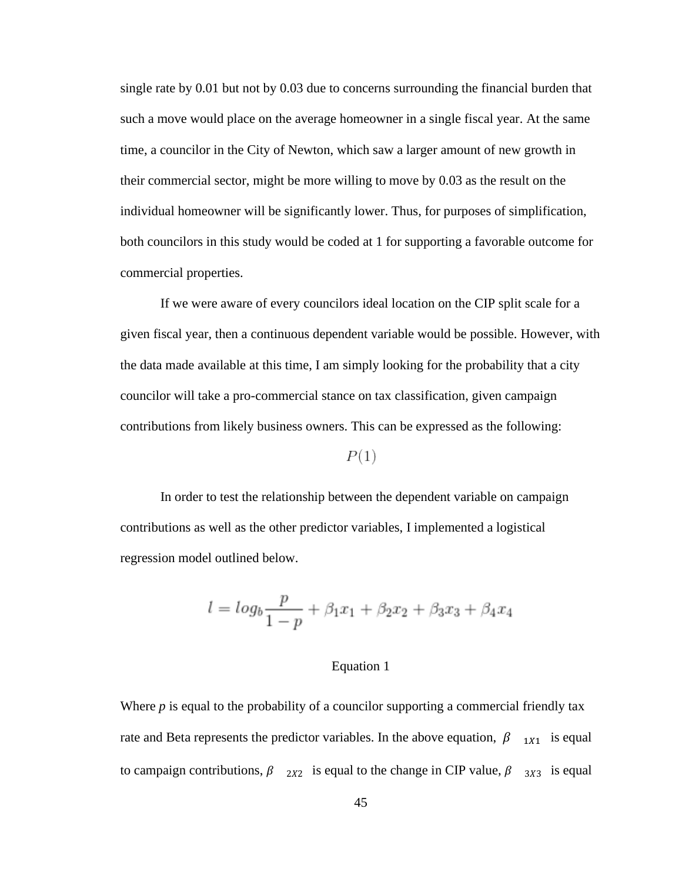single rate by 0.01 but not by 0.03 due to concerns surrounding the financial burden that such a move would place on the average homeowner in a single fiscal year. At the same time, a councilor in the City of Newton, which saw a larger amount of new growth in their commercial sector, might be more willing to move by 0.03 as the result on the individual homeowner will be significantly lower. Thus, for purposes of simplification, both councilors in this study would be coded at 1 for supporting a favorable outcome for commercial properties.

If we were aware of every councilors ideal location on the CIP split scale for a given fiscal year, then a continuous dependent variable would be possible. However, with the data made available at this time, I am simply looking for the probability that a city councilor will take a pro-commercial stance on tax classification, given campaign contributions from likely business owners. This can be expressed as the following:

$$P(1)$$

In order to test the relationship between the dependent variable on campaign contributions as well as the other predictor variables, I implemented a logistical regression model outlined below.

$$l = log_b \frac{p}{1-p} + \beta_1 x_1 + \beta_2 x_2 + \beta_3 x_3 + \beta_4 x_4$$

Equation 1

Where *p* is equal to the probability of a councilor supporting a commercial friendly tax rate and Beta represents the predictor variables. In the above equation, $\beta_{1X1}$ is equal to campaign contributions, $\beta_{2X2}$ is equal to the change in CIP value, $\beta_{3X3}$ is equal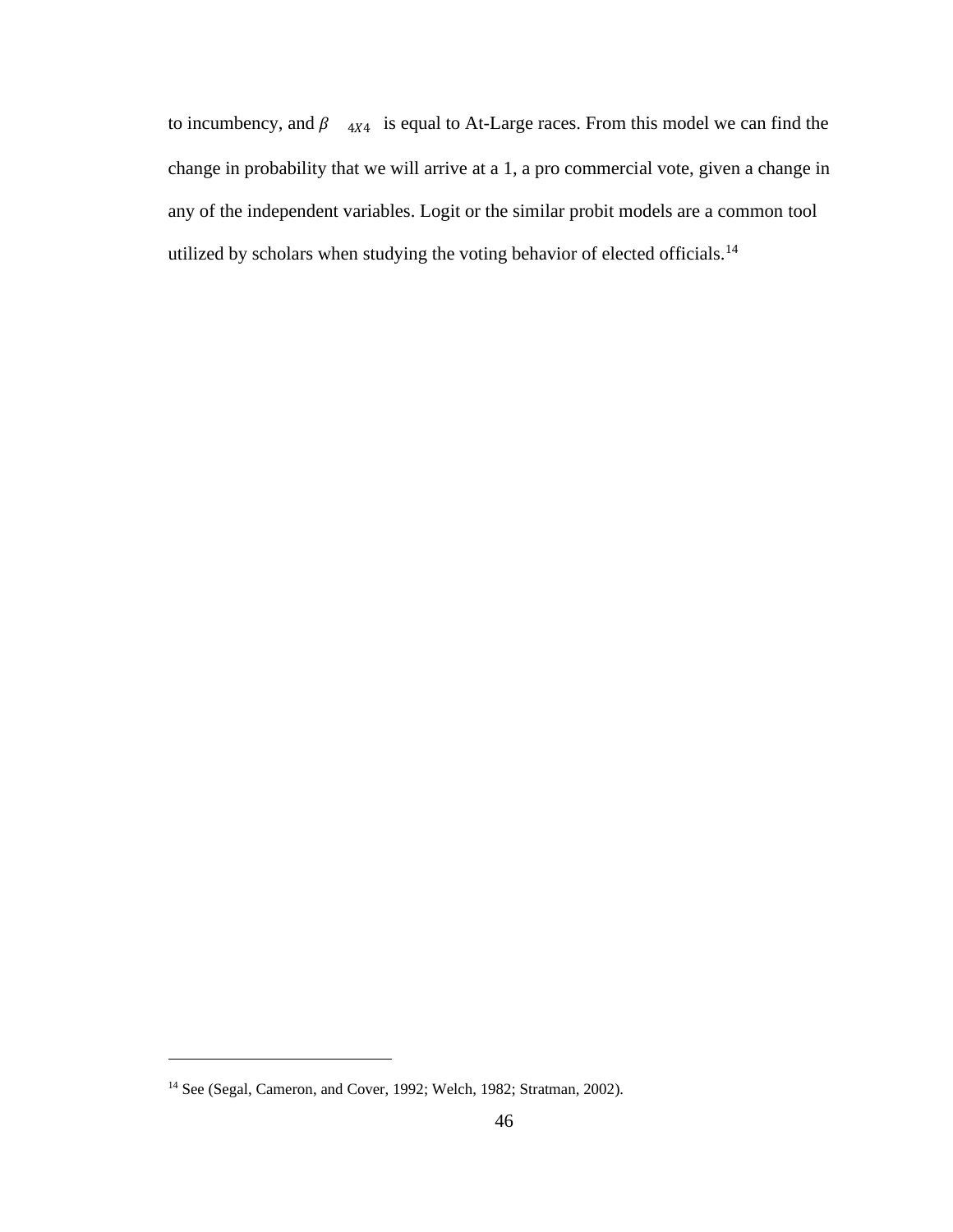to incumbency, and $\beta_{4X4}$ is equal to At-Large races. From this model we can find the change in probability that we will arrive at a 1, a pro commercial vote, given a change in any of the independent variables. Logit or the similar probit models are a common tool utilized by scholars when studying the voting behavior of elected officials.[14]

---

[14] See (Segal, Cameron, and Cover, 1992; Welch, 1982; Stratman, 2002).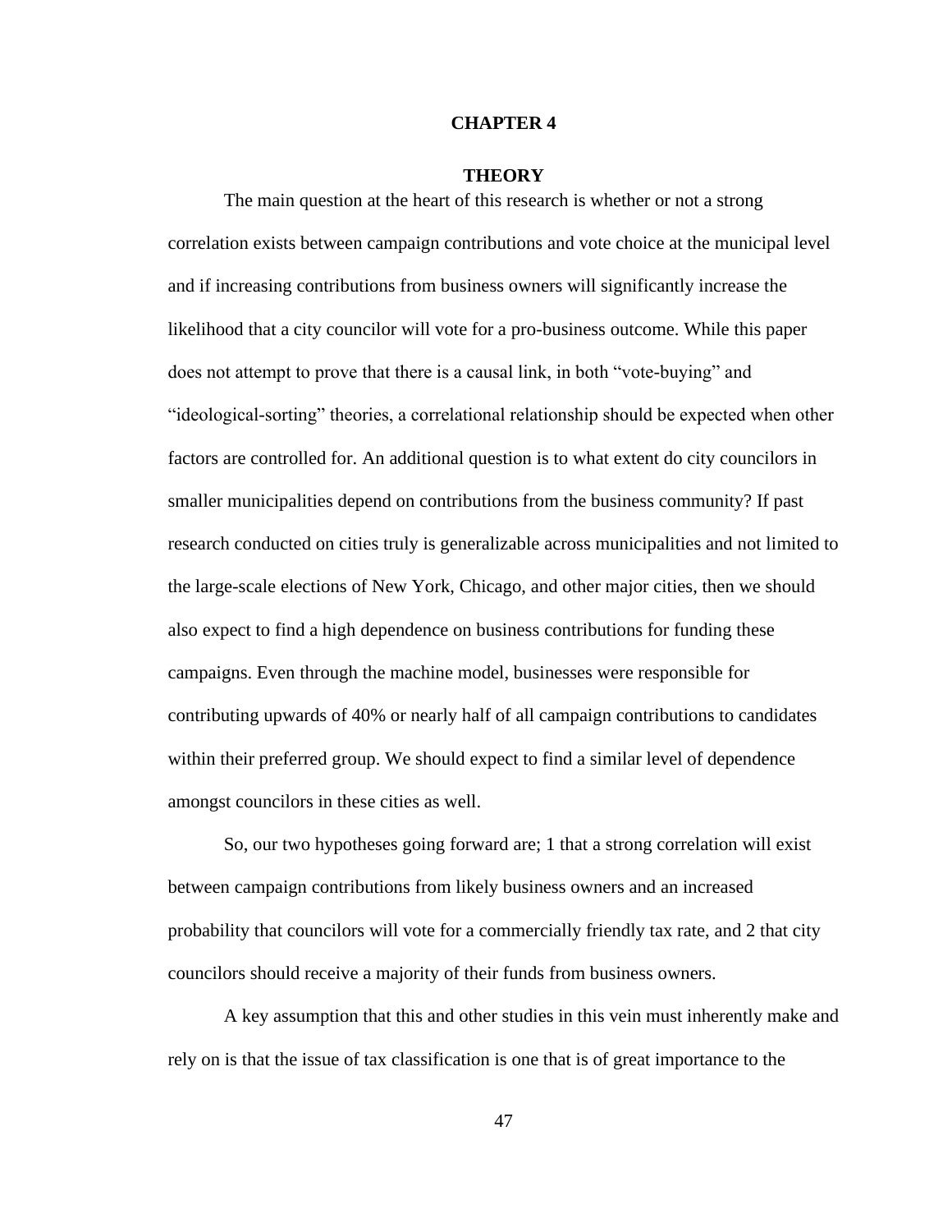# CHAPTER 4

## THEORY

The main question at the heart of this research is whether or not a strong correlation exists between campaign contributions and vote choice at the municipal level and if increasing contributions from business owners will significantly increase the likelihood that a city councilor will vote for a pro-business outcome. While this paper does not attempt to prove that there is a causal link, in both "vote-buying" and "ideological-sorting" theories, a correlational relationship should be expected when other factors are controlled for. An additional question is to what extent do city councilors in smaller municipalities depend on contributions from the business community? If past research conducted on cities truly is generalizable across municipalities and not limited to the large-scale elections of New York, Chicago, and other major cities, then we should also expect to find a high dependence on business contributions for funding these campaigns. Even through the machine model, businesses were responsible for contributing upwards of 40% or nearly half of all campaign contributions to candidates within their preferred group. We should expect to find a similar level of dependence amongst councilors in these cities as well.

So, our two hypotheses going forward are; 1 that a strong correlation will exist between campaign contributions from likely business owners and an increased probability that councilors will vote for a commercially friendly tax rate, and 2 that city councilors should receive a majority of their funds from business owners.

A key assumption that this and other studies in this vein must inherently make and rely on is that the issue of tax classification is one that is of great importance to the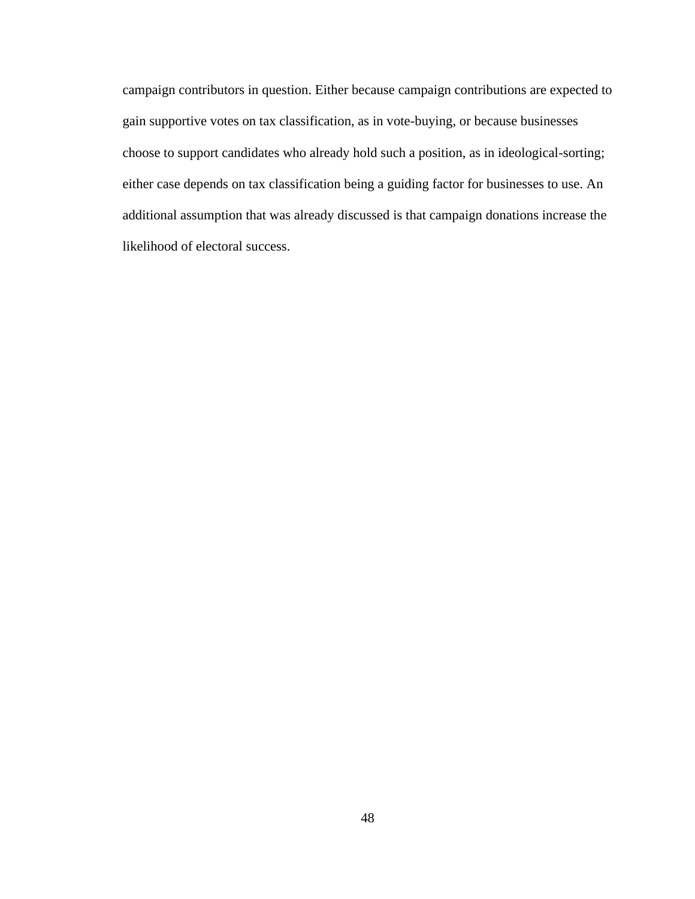campaign contributors in question. Either because campaign contributions are expected to gain supportive votes on tax classification, as in vote-buying, or because businesses choose to support candidates who already hold such a position, as in ideological-sorting; either case depends on tax classification being a guiding factor for businesses to use. An additional assumption that was already discussed is that campaign donations increase the likelihood of electoral success.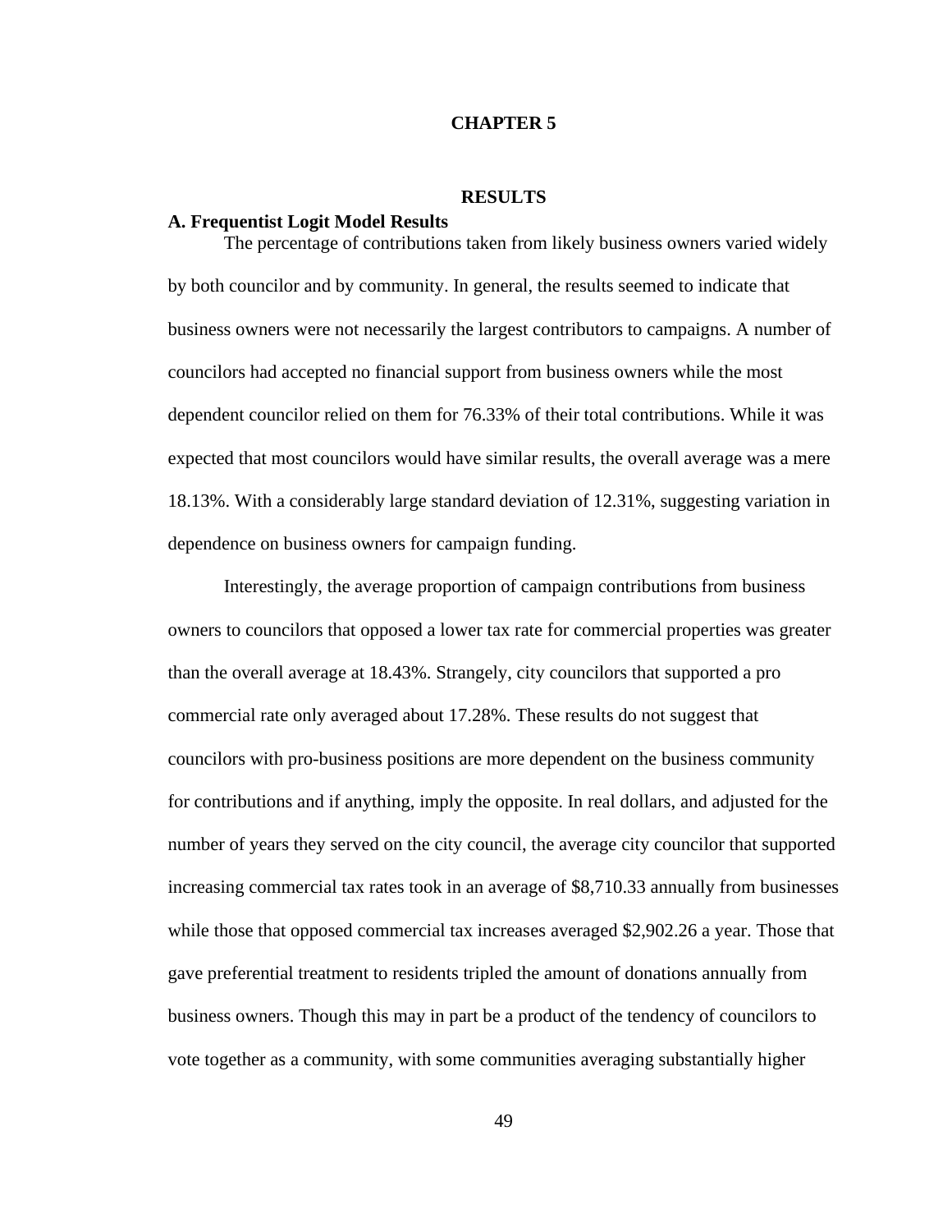# CHAPTER 5

# RESULTS

## A. Frequentist Logit Model Results

The percentage of contributions taken from likely business owners varied widely by both councilor and by community. In general, the results seemed to indicate that business owners were not necessarily the largest contributors to campaigns. A number of councilors had accepted no financial support from business owners while the most dependent councilor relied on them for 76.33% of their total contributions. While it was expected that most councilors would have similar results, the overall average was a mere 18.13%. With a considerably large standard deviation of 12.31%, suggesting variation in dependence on business owners for campaign funding.

Interestingly, the average proportion of campaign contributions from business owners to councilors that opposed a lower tax rate for commercial properties was greater than the overall average at 18.43%. Strangely, city councilors that supported a pro commercial rate only averaged about 17.28%. These results do not suggest that councilors with pro-business positions are more dependent on the business community for contributions and if anything, imply the opposite. In real dollars, and adjusted for the number of years they served on the city council, the average city councilor that supported increasing commercial tax rates took in an average of $8,710.33 annually from businesses while those that opposed commercial tax increases averaged $2,902.26 a year. Those that gave preferential treatment to residents tripled the amount of donations annually from business owners. Though this may in part be a product of the tendency of councilors to vote together as a community, with some communities averaging substantially higher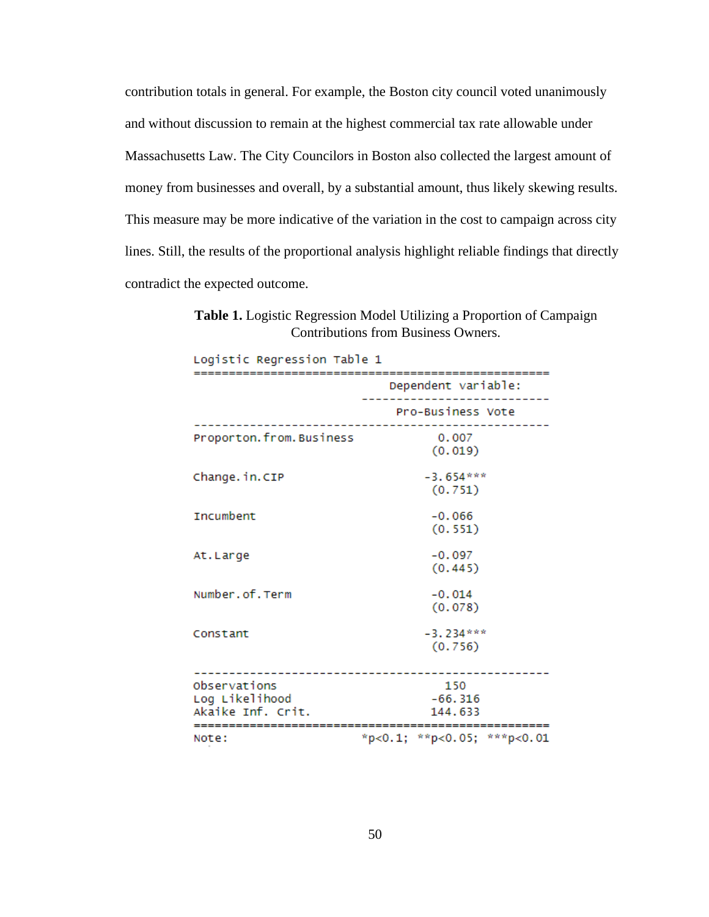contribution totals in general. For example, the Boston city council voted unanimously and without discussion to remain at the highest commercial tax rate allowable under Massachusetts Law. The City Councilors in Boston also collected the largest amount of money from businesses and overall, by a substantial amount, thus likely skewing results. This measure may be more indicative of the variation in the cost to campaign across city lines. Still, the results of the proportional analysis highlight reliable findings that directly contradict the expected outcome.

**Table 1.** Logistic Regression Model Utilizing a Proportion of Campaign Contributions from Business Owners.

Logistic Regression Table 1

| | Dependent variable: |
|---|---|
| | Pro-Business Vote |
| Proporton.from.Business | 0.007 |
| | (0.019) |
| Change.in.CIP | -3.654*** |
| | (0.751) |
| Incumbent | -0.066 |
| | (0.551) |
| At.Large | -0.097 |
| | (0.445) |
| Number.of.Term | -0.014 |
| | (0.078) |
| Constant | -3.234*** |
| | (0.756) |
| Observations | 150 |
| Log Likelihood | -66.316 |
| Akaike Inf. Crit. | 144.633 |
| Note: | *p<0.1; **p<0.05; ***p<0.01 |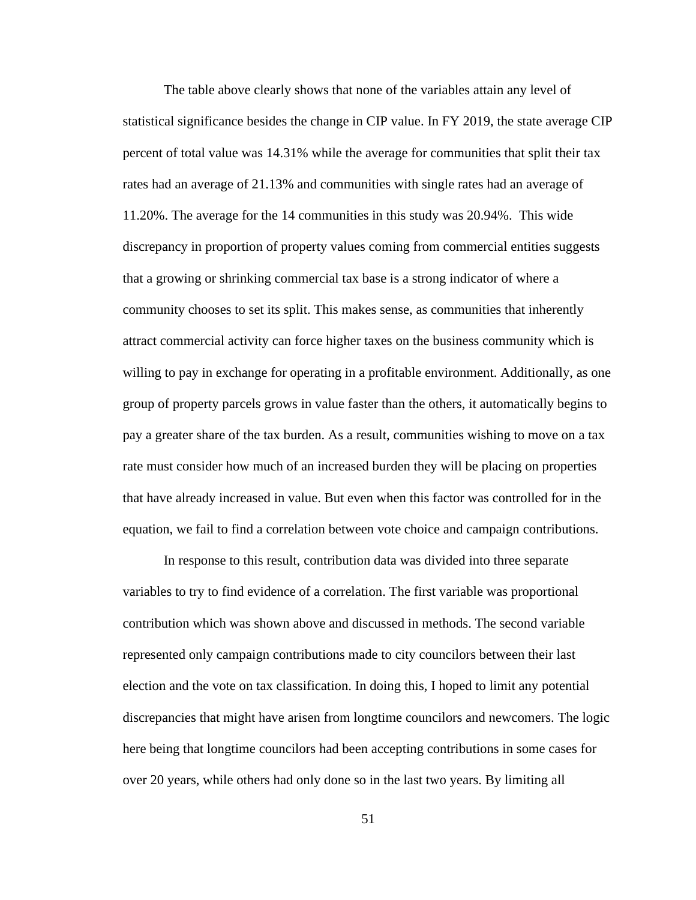The table above clearly shows that none of the variables attain any level of statistical significance besides the change in CIP value. In FY 2019, the state average CIP percent of total value was 14.31% while the average for communities that split their tax rates had an average of 21.13% and communities with single rates had an average of 11.20%. The average for the 14 communities in this study was 20.94%. This wide discrepancy in proportion of property values coming from commercial entities suggests that a growing or shrinking commercial tax base is a strong indicator of where a community chooses to set its split. This makes sense, as communities that inherently attract commercial activity can force higher taxes on the business community which is willing to pay in exchange for operating in a profitable environment. Additionally, as one group of property parcels grows in value faster than the others, it automatically begins to pay a greater share of the tax burden. As a result, communities wishing to move on a tax rate must consider how much of an increased burden they will be placing on properties that have already increased in value. But even when this factor was controlled for in the equation, we fail to find a correlation between vote choice and campaign contributions.

In response to this result, contribution data was divided into three separate variables to try to find evidence of a correlation. The first variable was proportional contribution which was shown above and discussed in methods. The second variable represented only campaign contributions made to city councilors between their last election and the vote on tax classification. In doing this, I hoped to limit any potential discrepancies that might have arisen from longtime councilors and newcomers. The logic here being that longtime councilors had been accepting contributions in some cases for over 20 years, while others had only done so in the last two years. By limiting all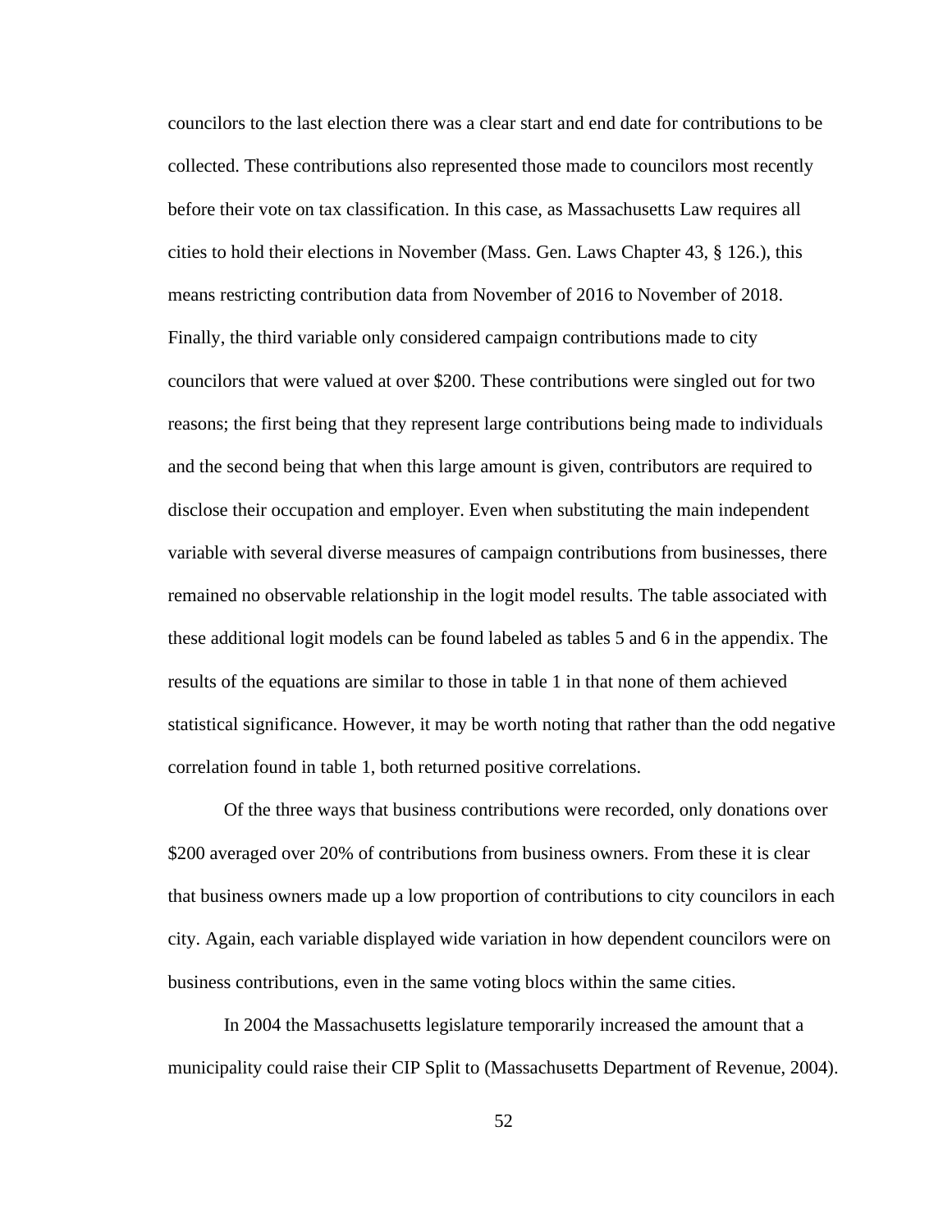councilors to the last election there was a clear start and end date for contributions to be collected. These contributions also represented those made to councilors most recently before their vote on tax classification. In this case, as Massachusetts Law requires all cities to hold their elections in November (Mass. Gen. Laws Chapter 43, § 126.), this means restricting contribution data from November of 2016 to November of 2018. Finally, the third variable only considered campaign contributions made to city councilors that were valued at over $200. These contributions were singled out for two reasons; the first being that they represent large contributions being made to individuals and the second being that when this large amount is given, contributors are required to disclose their occupation and employer. Even when substituting the main independent variable with several diverse measures of campaign contributions from businesses, there remained no observable relationship in the logit model results. The table associated with these additional logit models can be found labeled as tables 5 and 6 in the appendix. The results of the equations are similar to those in table 1 in that none of them achieved statistical significance. However, it may be worth noting that rather than the odd negative correlation found in table 1, both returned positive correlations.

Of the three ways that business contributions were recorded, only donations over $200 averaged over 20% of contributions from business owners. From these it is clear that business owners made up a low proportion of contributions to city councilors in each city. Again, each variable displayed wide variation in how dependent councilors were on business contributions, even in the same voting blocs within the same cities.

In 2004 the Massachusetts legislature temporarily increased the amount that a municipality could raise their CIP Split to (Massachusetts Department of Revenue, 2004).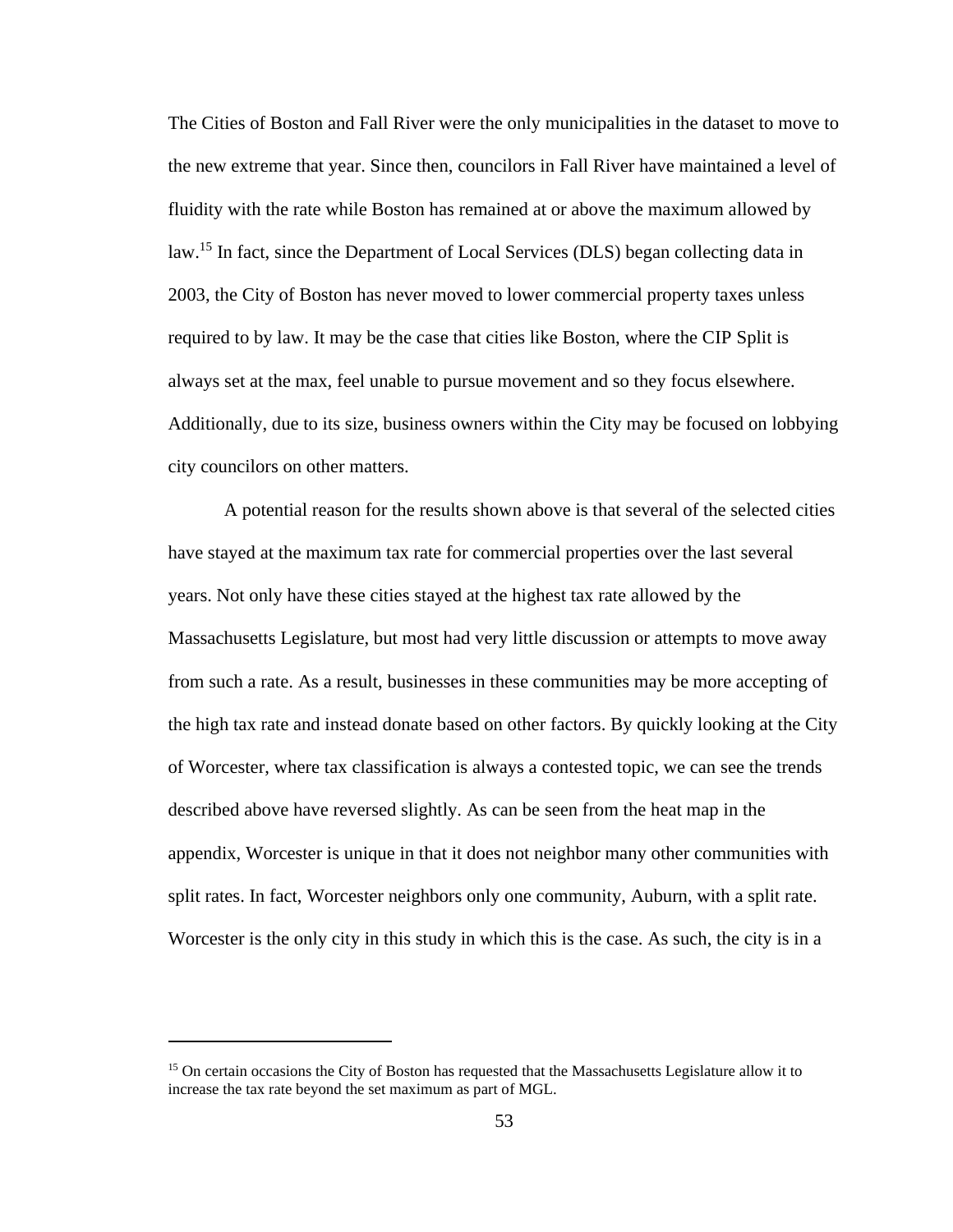The Cities of Boston and Fall River were the only municipalities in the dataset to move to the new extreme that year. Since then, councilors in Fall River have maintained a level of fluidity with the rate while Boston has remained at or above the maximum allowed by law.[15] In fact, since the Department of Local Services (DLS) began collecting data in 2003, the City of Boston has never moved to lower commercial property taxes unless required to by law. It may be the case that cities like Boston, where the CIP Split is always set at the max, feel unable to pursue movement and so they focus elsewhere. Additionally, due to its size, business owners within the City may be focused on lobbying city councilors on other matters.

A potential reason for the results shown above is that several of the selected cities have stayed at the maximum tax rate for commercial properties over the last several years. Not only have these cities stayed at the highest tax rate allowed by the Massachusetts Legislature, but most had very little discussion or attempts to move away from such a rate. As a result, businesses in these communities may be more accepting of the high tax rate and instead donate based on other factors. By quickly looking at the City of Worcester, where tax classification is always a contested topic, we can see the trends described above have reversed slightly. As can be seen from the heat map in the appendix, Worcester is unique in that it does not neighbor many other communities with split rates. In fact, Worcester neighbors only one community, Auburn, with a split rate. Worcester is the only city in this study in which this is the case. As such, the city is in a

---

[15] On certain occasions the City of Boston has requested that the Massachusetts Legislature allow it to increase the tax rate beyond the set maximum as part of MGL.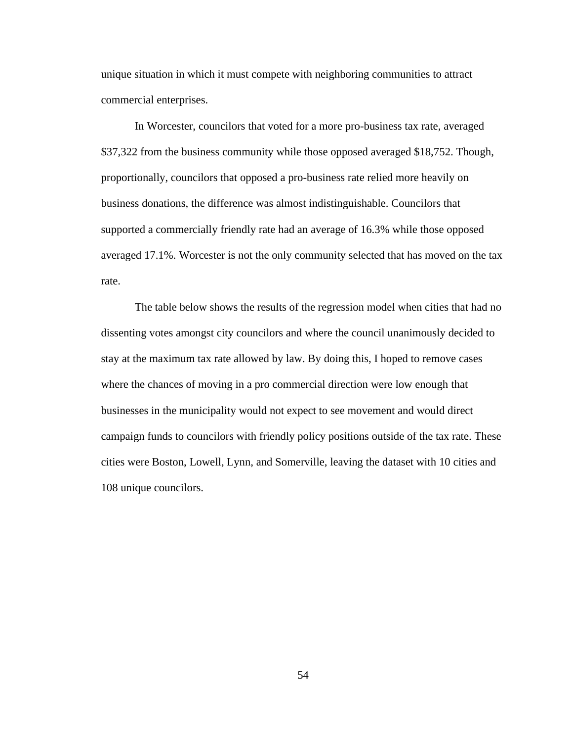unique situation in which it must compete with neighboring communities to attract commercial enterprises.

In Worcester, councilors that voted for a more pro-business tax rate, averaged $37,322 from the business community while those opposed averaged $18,752. Though, proportionally, councilors that opposed a pro-business rate relied more heavily on business donations, the difference was almost indistinguishable. Councilors that supported a commercially friendly rate had an average of 16.3% while those opposed averaged 17.1%. Worcester is not the only community selected that has moved on the tax rate.

The table below shows the results of the regression model when cities that had no dissenting votes amongst city councilors and where the council unanimously decided to stay at the maximum tax rate allowed by law. By doing this, I hoped to remove cases where the chances of moving in a pro commercial direction were low enough that businesses in the municipality would not expect to see movement and would direct campaign funds to councilors with friendly policy positions outside of the tax rate. These cities were Boston, Lowell, Lynn, and Somerville, leaving the dataset with 10 cities and 108 unique councilors.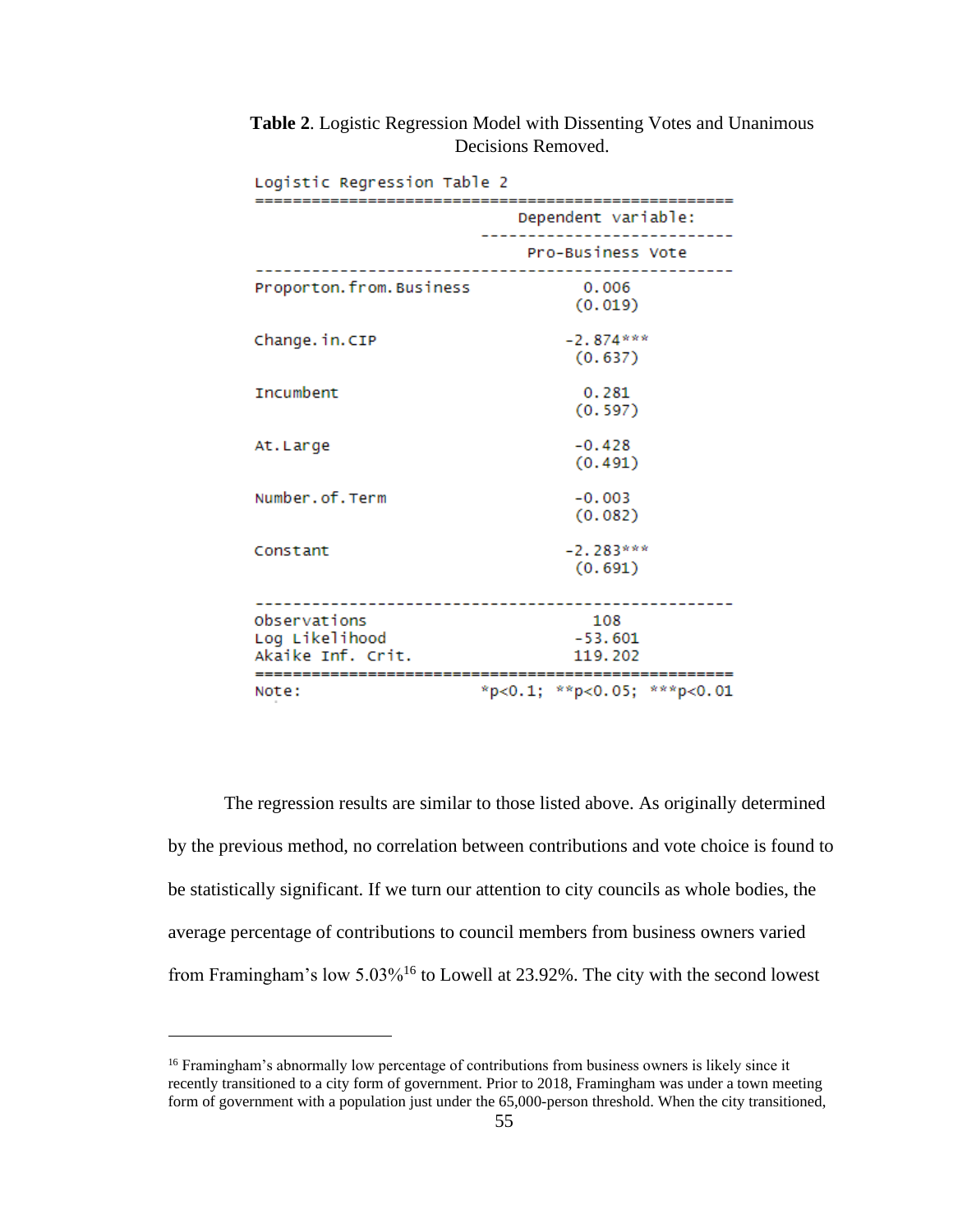**Table 2**. Logistic Regression Model with Dissenting Votes and Unanimous Decisions Removed.

Logistic Regression Table 2

| | Dependent variable: |
|---|---|
| | Pro-Business Vote |
| Proporton.from.Business | 0.006 |
| | (0.019) |
| Change.in.CIP | -2.874*** |
| | (0.637) |
| Incumbent | 0.281 |
| | (0.597) |
| At.Large | -0.428 |
| | (0.491) |
| Number.of.Term | -0.003 |
| | (0.082) |
| Constant | -2.283*** |
| | (0.691) |
| Observations | 108 |
| Log Likelihood | -53.601 |
| Akaike Inf. Crit. | 119.202 |
| Note: | *p<0.1; **p<0.05; ***p<0.01 |

The regression results are similar to those listed above. As originally determined by the previous method, no correlation between contributions and vote choice is found to be statistically significant. If we turn our attention to city councils as whole bodies, the average percentage of contributions to council members from business owners varied from Framingham's low 5.03%[16] to Lowell at 23.92%. The city with the second lowest

[16] Framingham's abnormally low percentage of contributions from business owners is likely since it recently transitioned to a city form of government. Prior to 2018, Framingham was under a town meeting form of government with a population just under the 65,000-person threshold. When the city transitioned,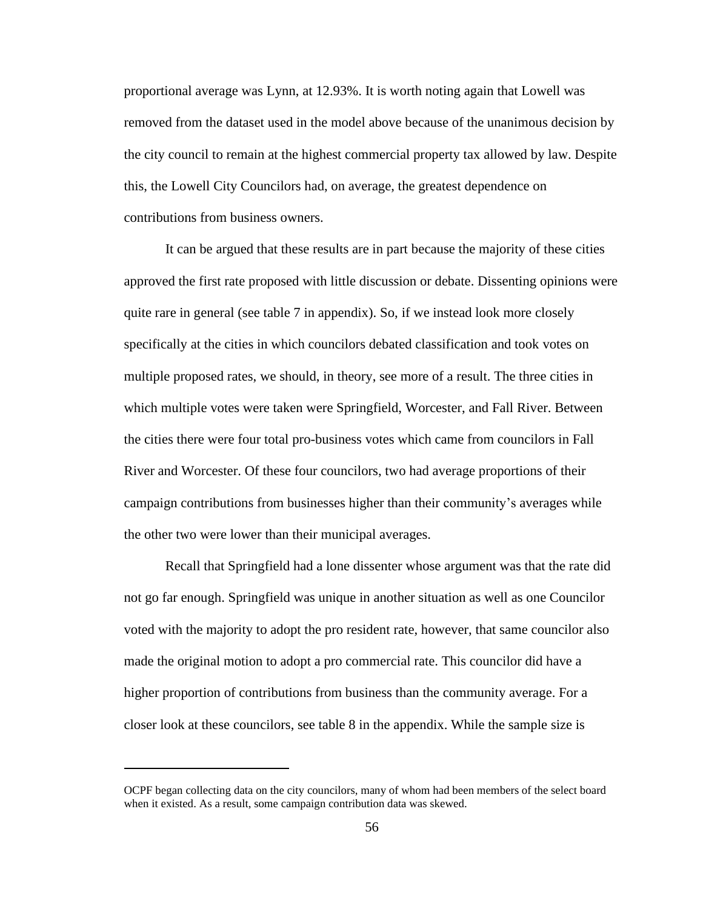proportional average was Lynn, at 12.93%. It is worth noting again that Lowell was removed from the dataset used in the model above because of the unanimous decision by the city council to remain at the highest commercial property tax allowed by law. Despite this, the Lowell City Councilors had, on average, the greatest dependence on contributions from business owners.

It can be argued that these results are in part because the majority of these cities approved the first rate proposed with little discussion or debate. Dissenting opinions were quite rare in general (see table 7 in appendix). So, if we instead look more closely specifically at the cities in which councilors debated classification and took votes on multiple proposed rates, we should, in theory, see more of a result. The three cities in which multiple votes were taken were Springfield, Worcester, and Fall River. Between the cities there were four total pro-business votes which came from councilors in Fall River and Worcester. Of these four councilors, two had average proportions of their campaign contributions from businesses higher than their community's averages while the other two were lower than their municipal averages.

Recall that Springfield had a lone dissenter whose argument was that the rate did not go far enough. Springfield was unique in another situation as well as one Councilor voted with the majority to adopt the pro resident rate, however, that same councilor also made the original motion to adopt a pro commercial rate. This councilor did have a higher proportion of contributions from business than the community average. For a closer look at these councilors, see table 8 in the appendix. While the sample size is

---

OCPF began collecting data on the city councilors, many of whom had been members of the select board when it existed. As a result, some campaign contribution data was skewed.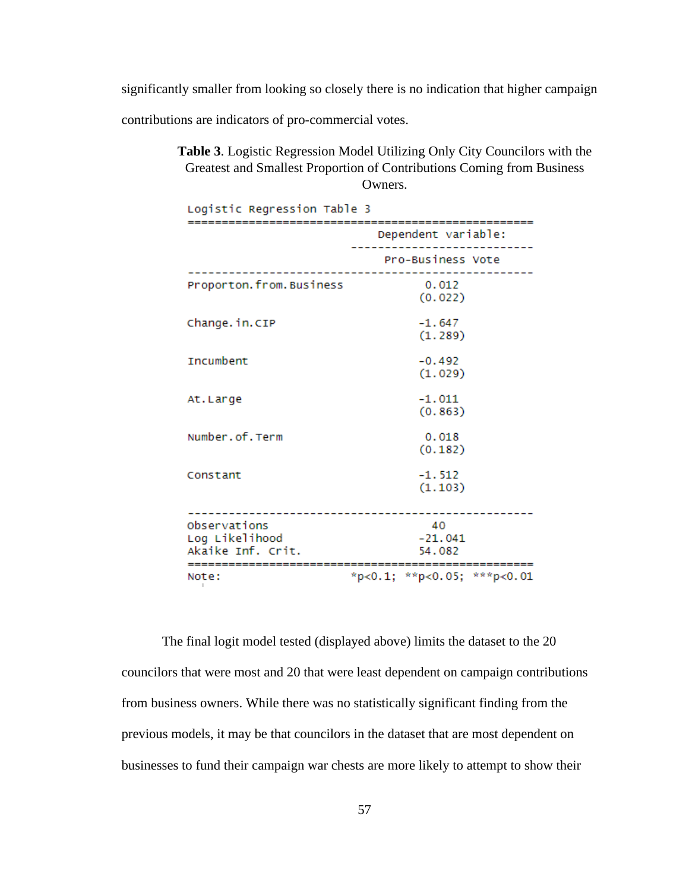significantly smaller from looking so closely there is no indication that higher campaign contributions are indicators of pro-commercial votes.

**Table 3**. Logistic Regression Model Utilizing Only City Councilors with the Greatest and Smallest Proportion of Contributions Coming from Business Owners.

Logistic Regression Table 3

| | Dependent variable: |
|---|---|
| | Pro-Business Vote |
| Proporton.from.Business | 0.012 |
| | (0.022) |
| Change.in.CIP | -1.647 |
| | (1.289) |
| Incumbent | -0.492 |
| | (1.029) |
| At.Large | -1.011 |
| | (0.863) |
| Number.of.Term | 0.018 |
| | (0.182) |
| Constant | -1.512 |
| | (1.103) |
| Observations | 40 |
| Log Likelihood | -21.041 |
| Akaike Inf. Crit. | 54.082 |
| Note: | *p<0.1; **p<0.05; ***p<0.01 |

The final logit model tested (displayed above) limits the dataset to the 20 councilors that were most and 20 that were least dependent on campaign contributions from business owners. While there was no statistically significant finding from the previous models, it may be that councilors in the dataset that are most dependent on businesses to fund their campaign war chests are more likely to attempt to show their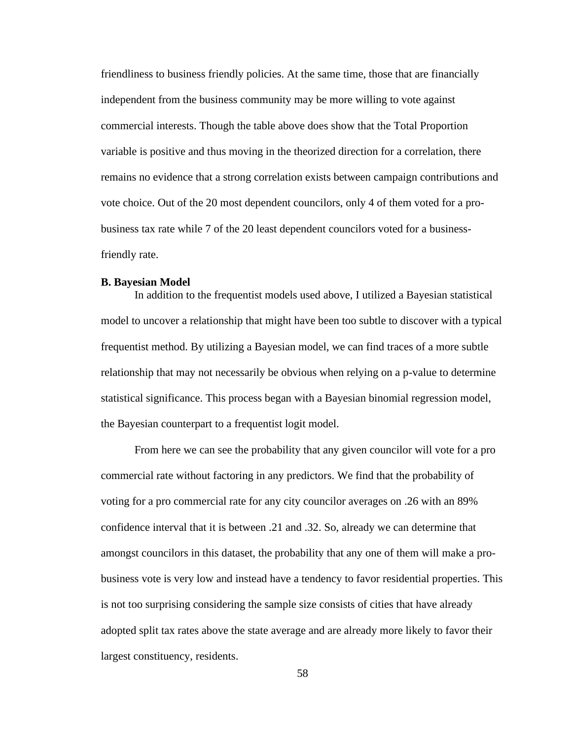friendliness to business friendly policies. At the same time, those that are financially independent from the business community may be more willing to vote against commercial interests. Though the table above does show that the Total Proportion variable is positive and thus moving in the theorized direction for a correlation, there remains no evidence that a strong correlation exists between campaign contributions and vote choice. Out of the 20 most dependent councilors, only 4 of them voted for a pro-business tax rate while 7 of the 20 least dependent councilors voted for a business-friendly rate.

**B. Bayesian Model**

In addition to the frequentist models used above, I utilized a Bayesian statistical model to uncover a relationship that might have been too subtle to discover with a typical frequentist method. By utilizing a Bayesian model, we can find traces of a more subtle relationship that may not necessarily be obvious when relying on a p-value to determine statistical significance. This process began with a Bayesian binomial regression model, the Bayesian counterpart to a frequentist logit model.

From here we can see the probability that any given councilor will vote for a pro commercial rate without factoring in any predictors. We find that the probability of voting for a pro commercial rate for any city councilor averages on .26 with an 89% confidence interval that it is between .21 and .32. So, already we can determine that amongst councilors in this dataset, the probability that any one of them will make a pro-business vote is very low and instead have a tendency to favor residential properties. This is not too surprising considering the sample size consists of cities that have already adopted split tax rates above the state average and are already more likely to favor their largest constituency, residents.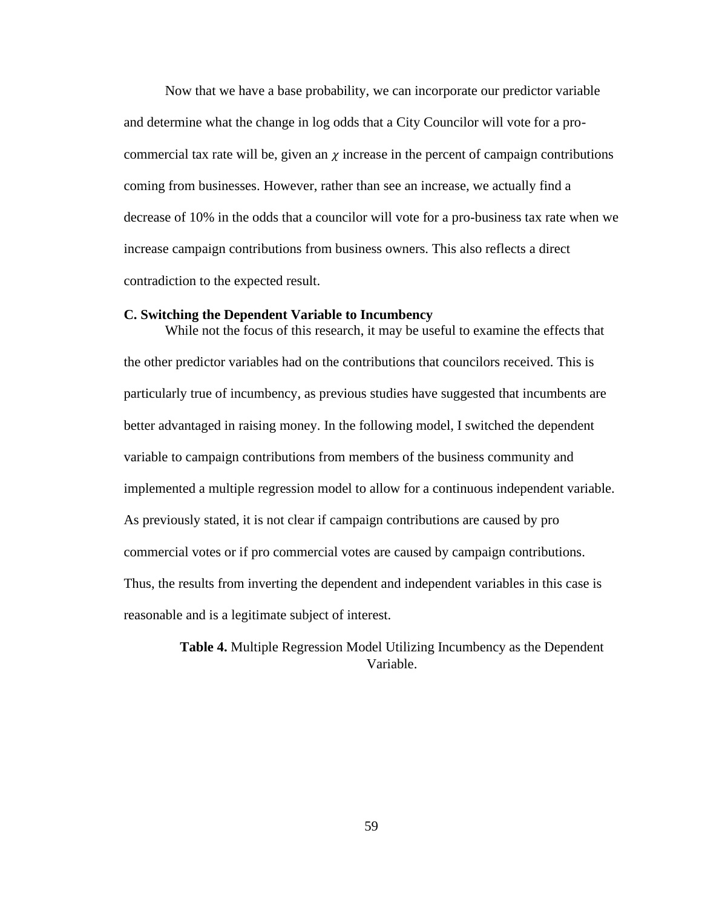Now that we have a base probability, we can incorporate our predictor variable and determine what the change in log odds that a City Councilor will vote for a pro-commercial tax rate will be, given an $\chi$ increase in the percent of campaign contributions coming from businesses. However, rather than see an increase, we actually find a decrease of 10% in the odds that a councilor will vote for a pro-business tax rate when we increase campaign contributions from business owners. This also reflects a direct contradiction to the expected result.

### C. Switching the Dependent Variable to Incumbency

While not the focus of this research, it may be useful to examine the effects that the other predictor variables had on the contributions that councilors received. This is particularly true of incumbency, as previous studies have suggested that incumbents are better advantaged in raising money. In the following model, I switched the dependent variable to campaign contributions from members of the business community and implemented a multiple regression model to allow for a continuous independent variable. As previously stated, it is not clear if campaign contributions are caused by pro commercial votes or if pro commercial votes are caused by campaign contributions. Thus, the results from inverting the dependent and independent variables in this case is reasonable and is a legitimate subject of interest.

**Table 4.** Multiple Regression Model Utilizing Incumbency as the Dependent Variable.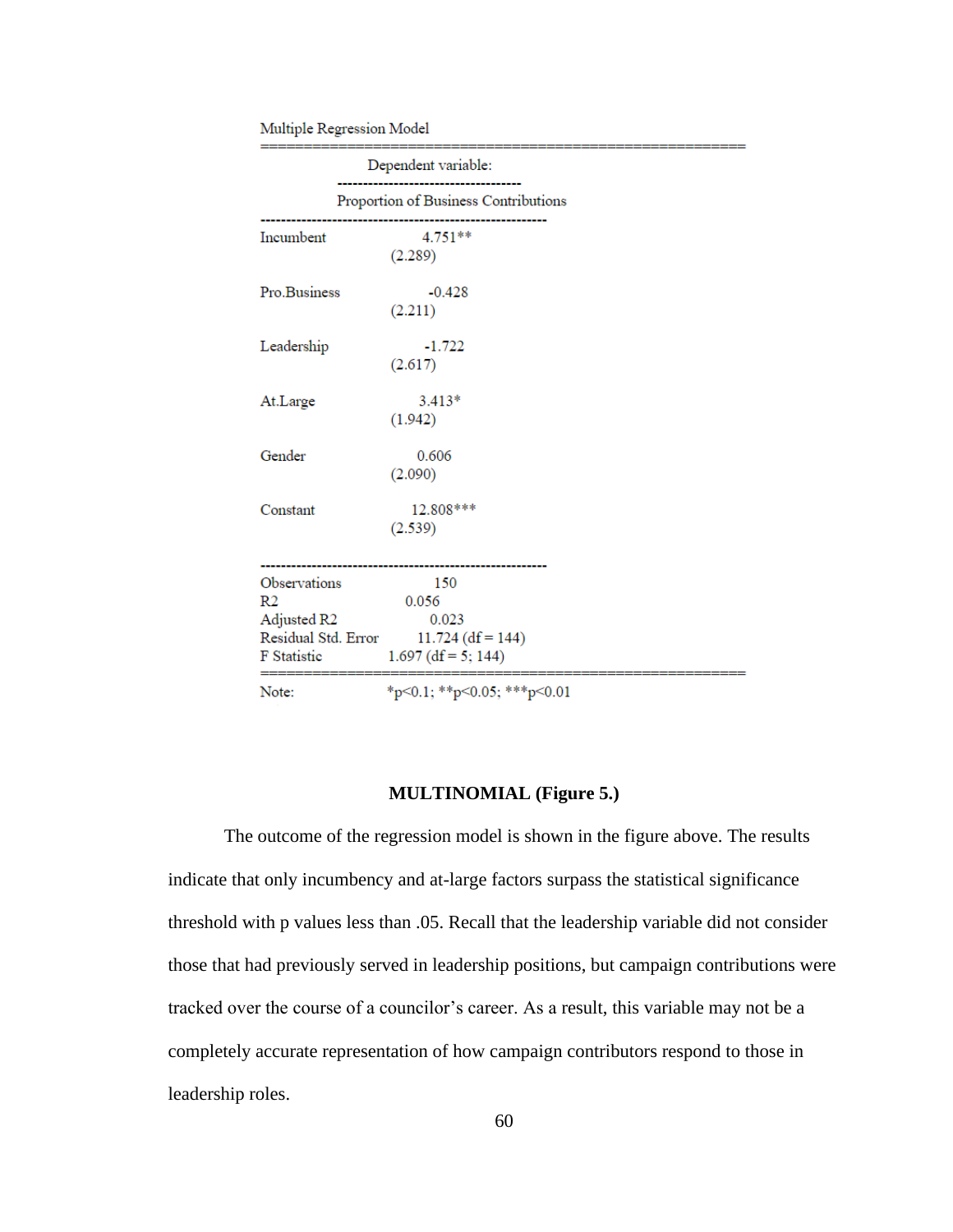Multiple Regression Model

| | Dependent variable: |
|---|---|
| | Proportion of Business Contributions |
| Incumbent | 4.751** |
| | (2.289) |
| Pro.Business | -0.428 |
| | (2.211) |
| Leadership | -1.722 |
| | (2.617) |
| At.Large | 3.413* |
| | (1.942) |
| Gender | 0.606 |
| | (2.090) |
| Constant | 12.808*** |
| | (2.539) |
| Observations | 150 |
| R2 | 0.056 |
| Adjusted R2 | 0.023 |
| Residual Std. Error | 11.724 (df = 144) |
| F Statistic | 1.697 (df = 5; 144) |
| Note: | *p<0.1; **p<0.05; ***p<0.01 |

**MULTINOMIAL (Figure 5.)**

The outcome of the regression model is shown in the figure above. The results indicate that only incumbency and at-large factors surpass the statistical significance threshold with p values less than .05. Recall that the leadership variable did not consider those that had previously served in leadership positions, but campaign contributions were tracked over the course of a councilor's career. As a result, this variable may not be a completely accurate representation of how campaign contributors respond to those in leadership roles.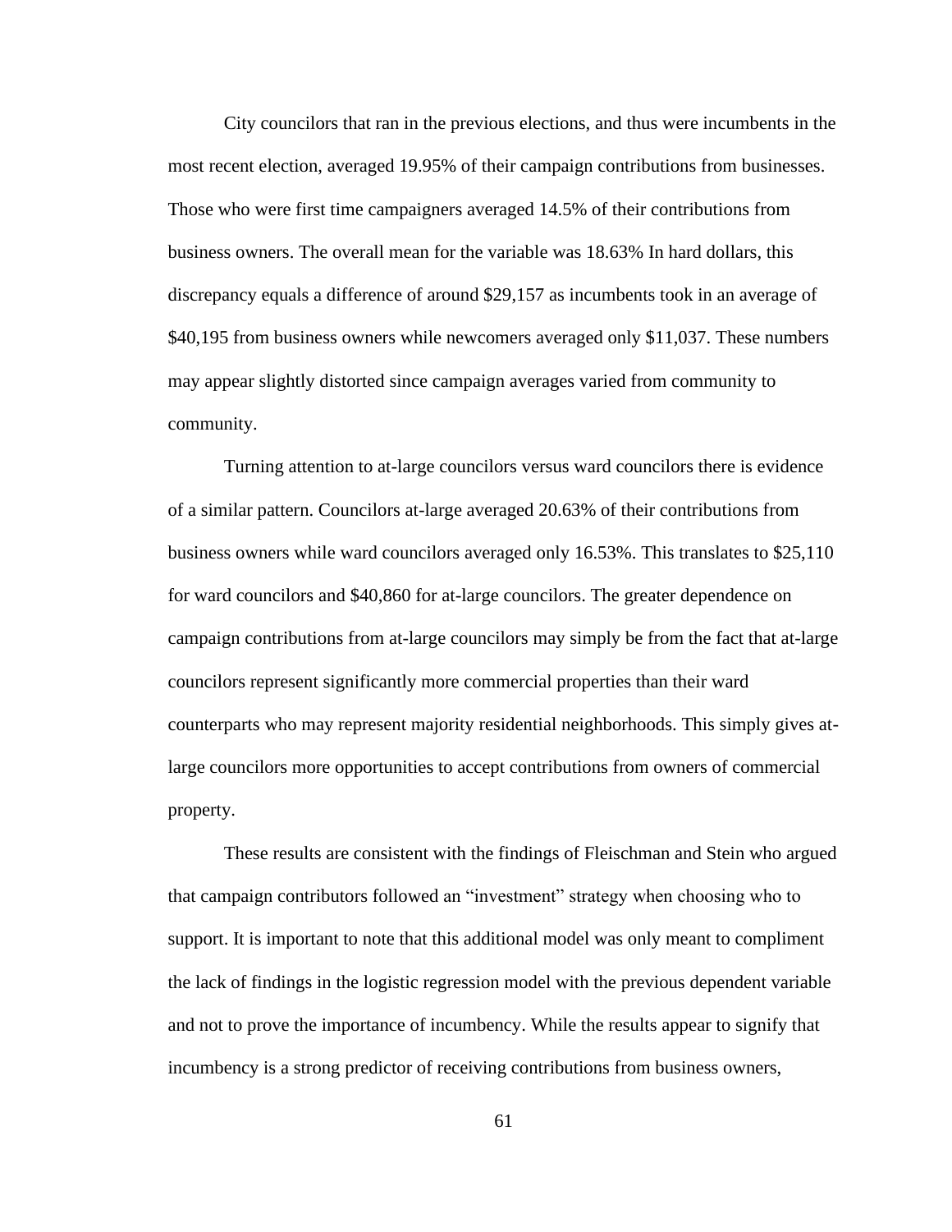City councilors that ran in the previous elections, and thus were incumbents in the most recent election, averaged 19.95% of their campaign contributions from businesses. Those who were first time campaigners averaged 14.5% of their contributions from business owners. The overall mean for the variable was 18.63% In hard dollars, this discrepancy equals a difference of around $29,157 as incumbents took in an average of $40,195 from business owners while newcomers averaged only $11,037. These numbers may appear slightly distorted since campaign averages varied from community to community.

Turning attention to at-large councilors versus ward councilors there is evidence of a similar pattern. Councilors at-large averaged 20.63% of their contributions from business owners while ward councilors averaged only 16.53%. This translates to $25,110 for ward councilors and $40,860 for at-large councilors. The greater dependence on campaign contributions from at-large councilors may simply be from the fact that at-large councilors represent significantly more commercial properties than their ward counterparts who may represent majority residential neighborhoods. This simply gives at-large councilors more opportunities to accept contributions from owners of commercial property.

These results are consistent with the findings of Fleischman and Stein who argued that campaign contributors followed an "investment" strategy when choosing who to support. It is important to note that this additional model was only meant to compliment the lack of findings in the logistic regression model with the previous dependent variable and not to prove the importance of incumbency. While the results appear to signify that incumbency is a strong predictor of receiving contributions from business owners,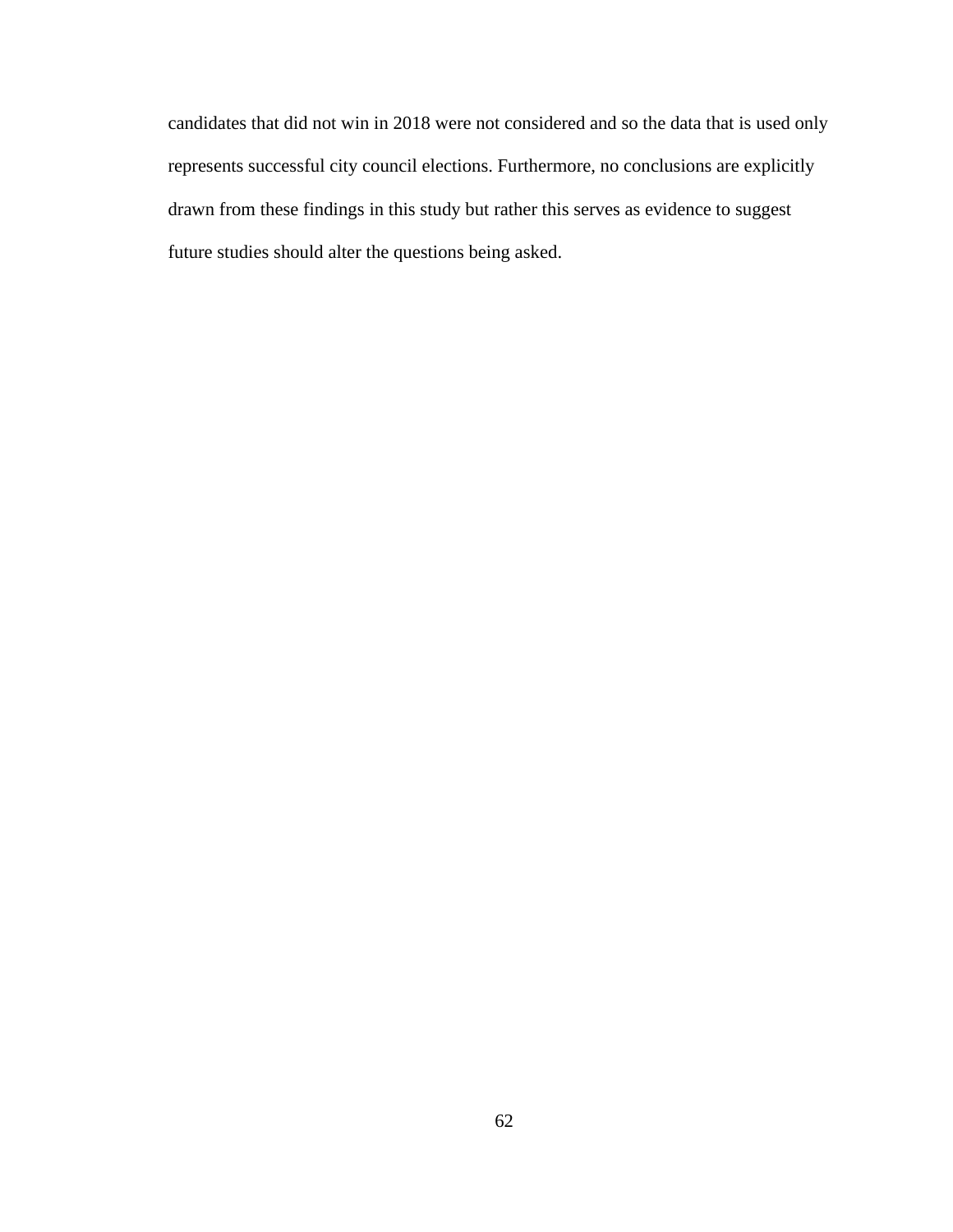candidates that did not win in 2018 were not considered and so the data that is used only represents successful city council elections. Furthermore, no conclusions are explicitly drawn from these findings in this study but rather this serves as evidence to suggest future studies should alter the questions being asked.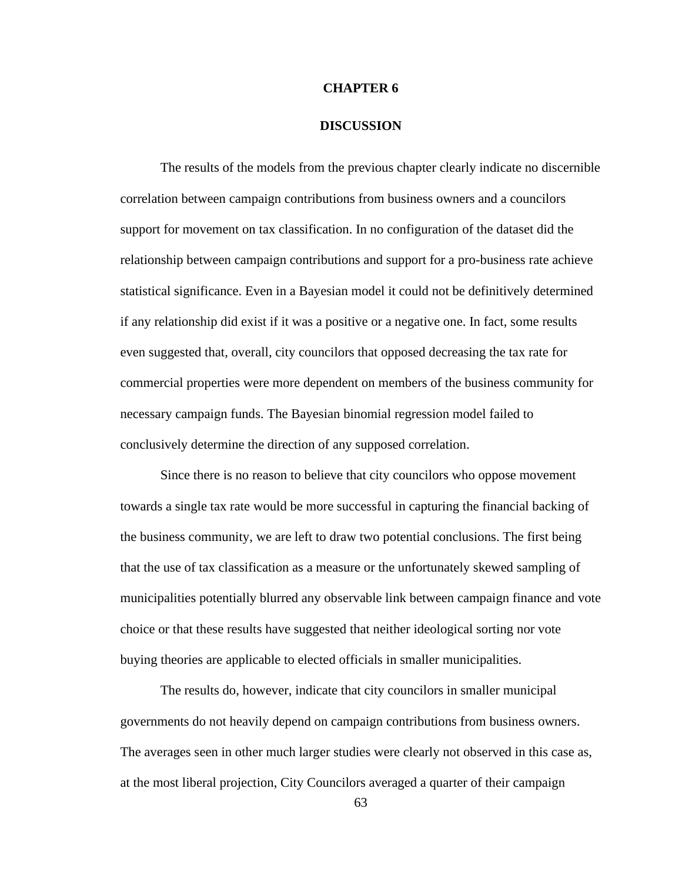# CHAPTER 6

# DISCUSSION

The results of the models from the previous chapter clearly indicate no discernible correlation between campaign contributions from business owners and a councilors support for movement on tax classification. In no configuration of the dataset did the relationship between campaign contributions and support for a pro-business rate achieve statistical significance. Even in a Bayesian model it could not be definitively determined if any relationship did exist if it was a positive or a negative one. In fact, some results even suggested that, overall, city councilors that opposed decreasing the tax rate for commercial properties were more dependent on members of the business community for necessary campaign funds. The Bayesian binomial regression model failed to conclusively determine the direction of any supposed correlation.

Since there is no reason to believe that city councilors who oppose movement towards a single tax rate would be more successful in capturing the financial backing of the business community, we are left to draw two potential conclusions. The first being that the use of tax classification as a measure or the unfortunately skewed sampling of municipalities potentially blurred any observable link between campaign finance and vote choice or that these results have suggested that neither ideological sorting nor vote buying theories are applicable to elected officials in smaller municipalities.

The results do, however, indicate that city councilors in smaller municipal governments do not heavily depend on campaign contributions from business owners. The averages seen in other much larger studies were clearly not observed in this case as, at the most liberal projection, City Councilors averaged a quarter of their campaign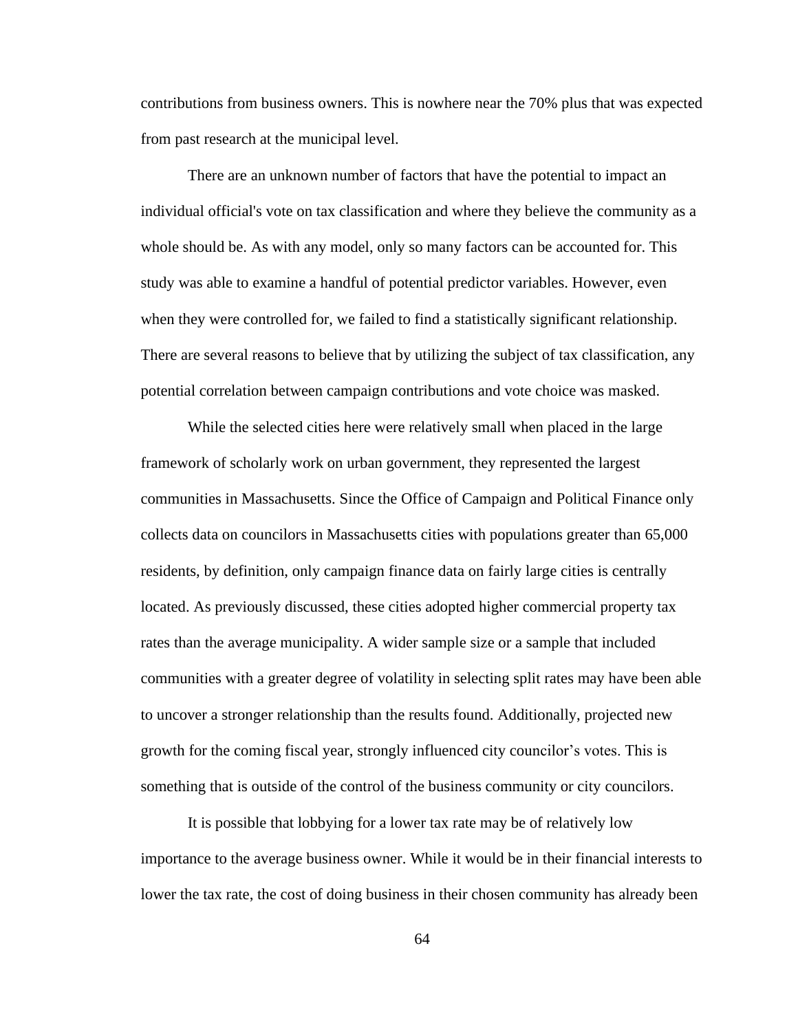contributions from business owners. This is nowhere near the 70% plus that was expected from past research at the municipal level.

There are an unknown number of factors that have the potential to impact an individual official's vote on tax classification and where they believe the community as a whole should be. As with any model, only so many factors can be accounted for. This study was able to examine a handful of potential predictor variables. However, even when they were controlled for, we failed to find a statistically significant relationship. There are several reasons to believe that by utilizing the subject of tax classification, any potential correlation between campaign contributions and vote choice was masked.

While the selected cities here were relatively small when placed in the large framework of scholarly work on urban government, they represented the largest communities in Massachusetts. Since the Office of Campaign and Political Finance only collects data on councilors in Massachusetts cities with populations greater than 65,000 residents, by definition, only campaign finance data on fairly large cities is centrally located. As previously discussed, these cities adopted higher commercial property tax rates than the average municipality. A wider sample size or a sample that included communities with a greater degree of volatility in selecting split rates may have been able to uncover a stronger relationship than the results found. Additionally, projected new growth for the coming fiscal year, strongly influenced city councilor's votes. This is something that is outside of the control of the business community or city councilors.

It is possible that lobbying for a lower tax rate may be of relatively low importance to the average business owner. While it would be in their financial interests to lower the tax rate, the cost of doing business in their chosen community has already been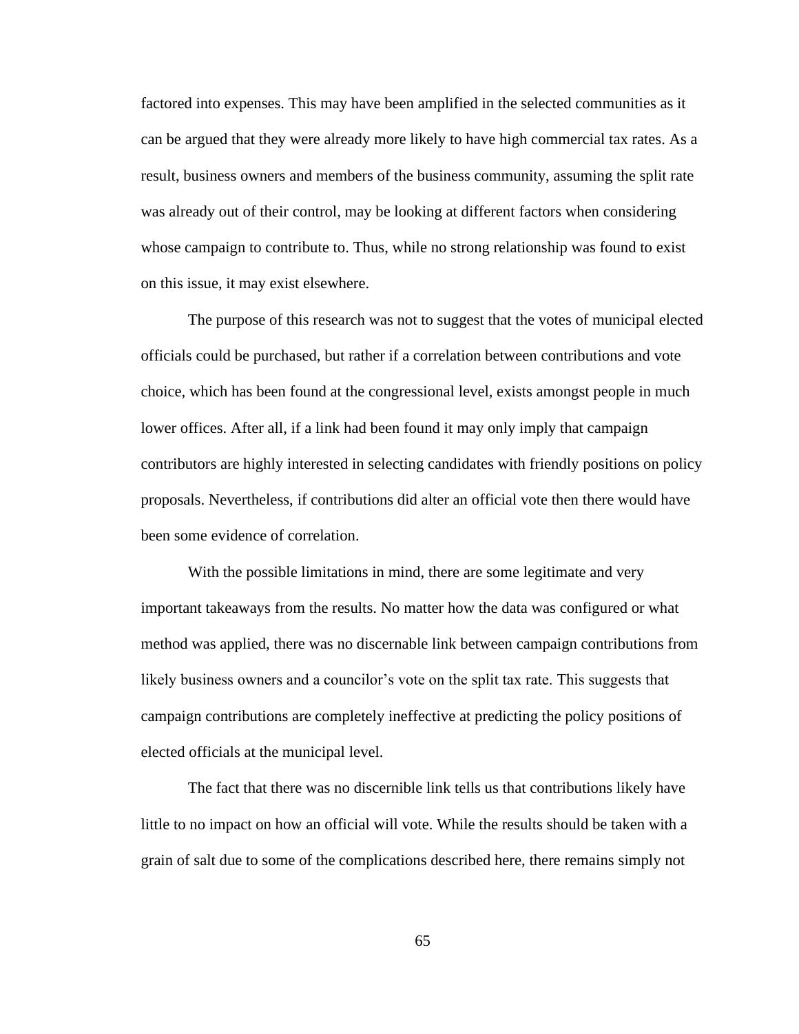factored into expenses. This may have been amplified in the selected communities as it can be argued that they were already more likely to have high commercial tax rates. As a result, business owners and members of the business community, assuming the split rate was already out of their control, may be looking at different factors when considering whose campaign to contribute to. Thus, while no strong relationship was found to exist on this issue, it may exist elsewhere.

The purpose of this research was not to suggest that the votes of municipal elected officials could be purchased, but rather if a correlation between contributions and vote choice, which has been found at the congressional level, exists amongst people in much lower offices. After all, if a link had been found it may only imply that campaign contributors are highly interested in selecting candidates with friendly positions on policy proposals. Nevertheless, if contributions did alter an official vote then there would have been some evidence of correlation.

With the possible limitations in mind, there are some legitimate and very important takeaways from the results. No matter how the data was configured or what method was applied, there was no discernable link between campaign contributions from likely business owners and a councilor's vote on the split tax rate. This suggests that campaign contributions are completely ineffective at predicting the policy positions of elected officials at the municipal level.

The fact that there was no discernible link tells us that contributions likely have little to no impact on how an official will vote. While the results should be taken with a grain of salt due to some of the complications described here, there remains simply not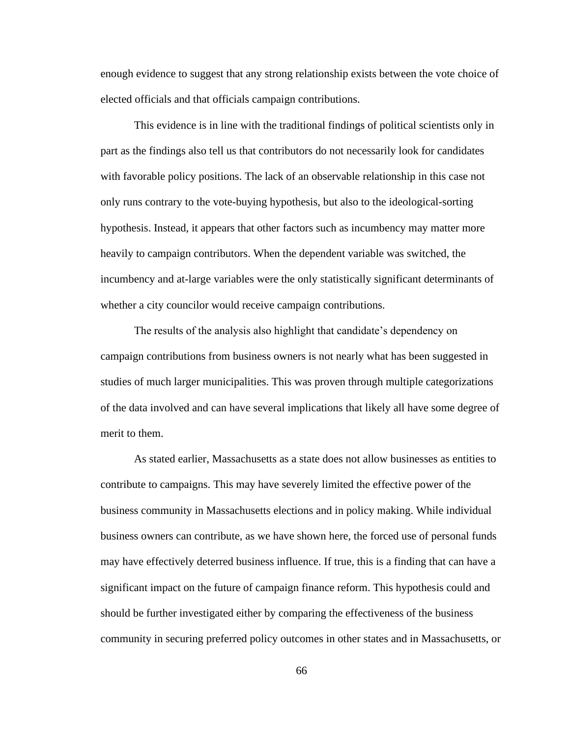enough evidence to suggest that any strong relationship exists between the vote choice of elected officials and that officials campaign contributions.

This evidence is in line with the traditional findings of political scientists only in part as the findings also tell us that contributors do not necessarily look for candidates with favorable policy positions. The lack of an observable relationship in this case not only runs contrary to the vote-buying hypothesis, but also to the ideological-sorting hypothesis. Instead, it appears that other factors such as incumbency may matter more heavily to campaign contributors. When the dependent variable was switched, the incumbency and at-large variables were the only statistically significant determinants of whether a city councilor would receive campaign contributions.

The results of the analysis also highlight that candidate's dependency on campaign contributions from business owners is not nearly what has been suggested in studies of much larger municipalities. This was proven through multiple categorizations of the data involved and can have several implications that likely all have some degree of merit to them.

As stated earlier, Massachusetts as a state does not allow businesses as entities to contribute to campaigns. This may have severely limited the effective power of the business community in Massachusetts elections and in policy making. While individual business owners can contribute, as we have shown here, the forced use of personal funds may have effectively deterred business influence. If true, this is a finding that can have a significant impact on the future of campaign finance reform. This hypothesis could and should be further investigated either by comparing the effectiveness of the business community in securing preferred policy outcomes in other states and in Massachusetts, or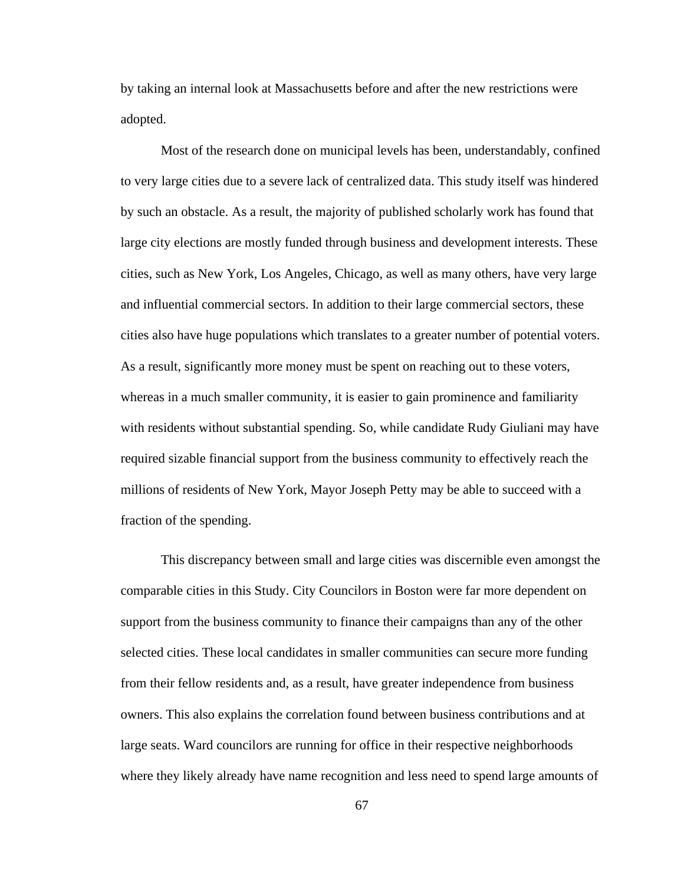by taking an internal look at Massachusetts before and after the new restrictions were adopted.

Most of the research done on municipal levels has been, understandably, confined to very large cities due to a severe lack of centralized data. This study itself was hindered by such an obstacle. As a result, the majority of published scholarly work has found that large city elections are mostly funded through business and development interests. These cities, such as New York, Los Angeles, Chicago, as well as many others, have very large and influential commercial sectors. In addition to their large commercial sectors, these cities also have huge populations which translates to a greater number of potential voters. As a result, significantly more money must be spent on reaching out to these voters, whereas in a much smaller community, it is easier to gain prominence and familiarity with residents without substantial spending. So, while candidate Rudy Giuliani may have required sizable financial support from the business community to effectively reach the millions of residents of New York, Mayor Joseph Petty may be able to succeed with a fraction of the spending.

This discrepancy between small and large cities was discernible even amongst the comparable cities in this Study. City Councilors in Boston were far more dependent on support from the business community to finance their campaigns than any of the other selected cities. These local candidates in smaller communities can secure more funding from their fellow residents and, as a result, have greater independence from business owners. This also explains the correlation found between business contributions and at large seats. Ward councilors are running for office in their respective neighborhoods where they likely already have name recognition and less need to spend large amounts of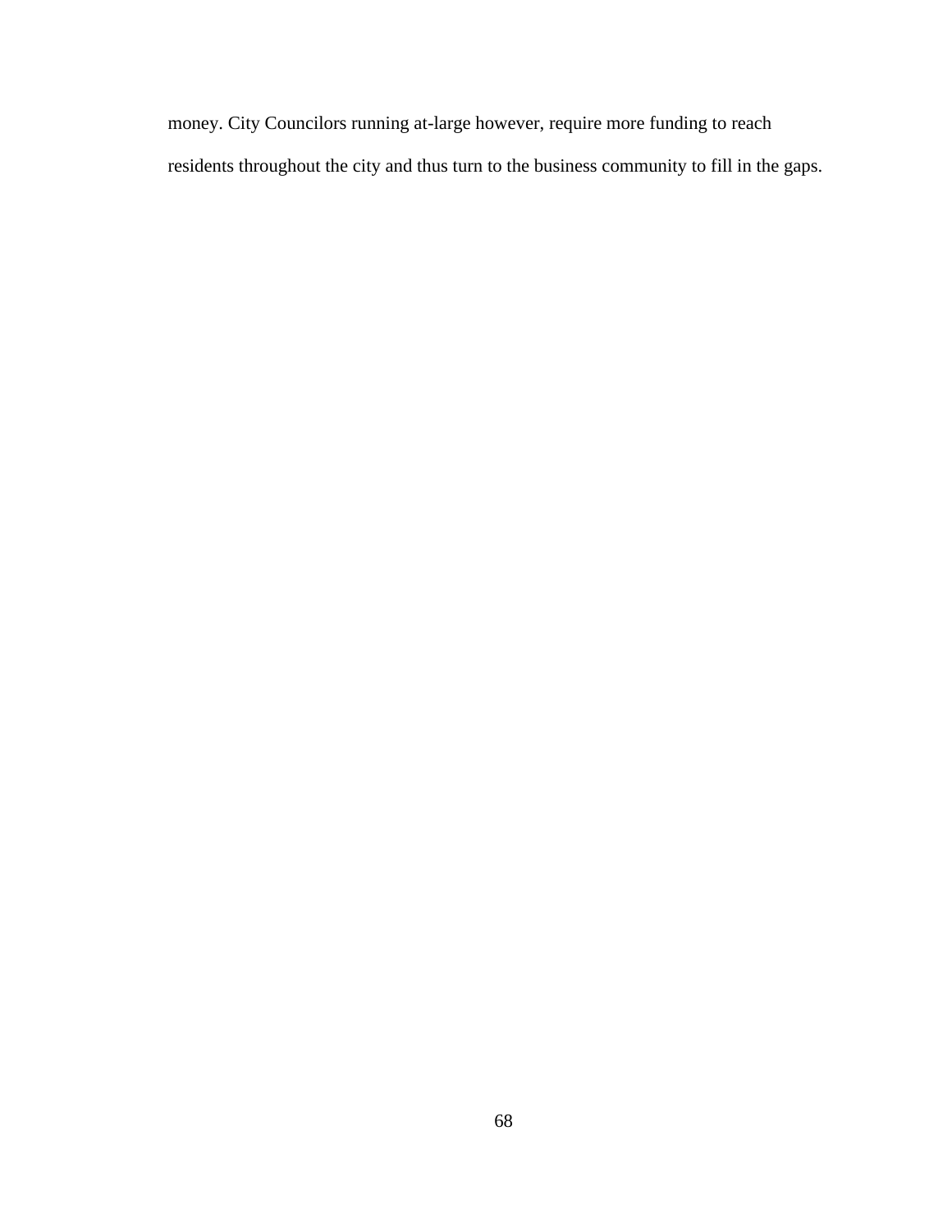money. City Councilors running at-large however, require more funding to reach residents throughout the city and thus turn to the business community to fill in the gaps.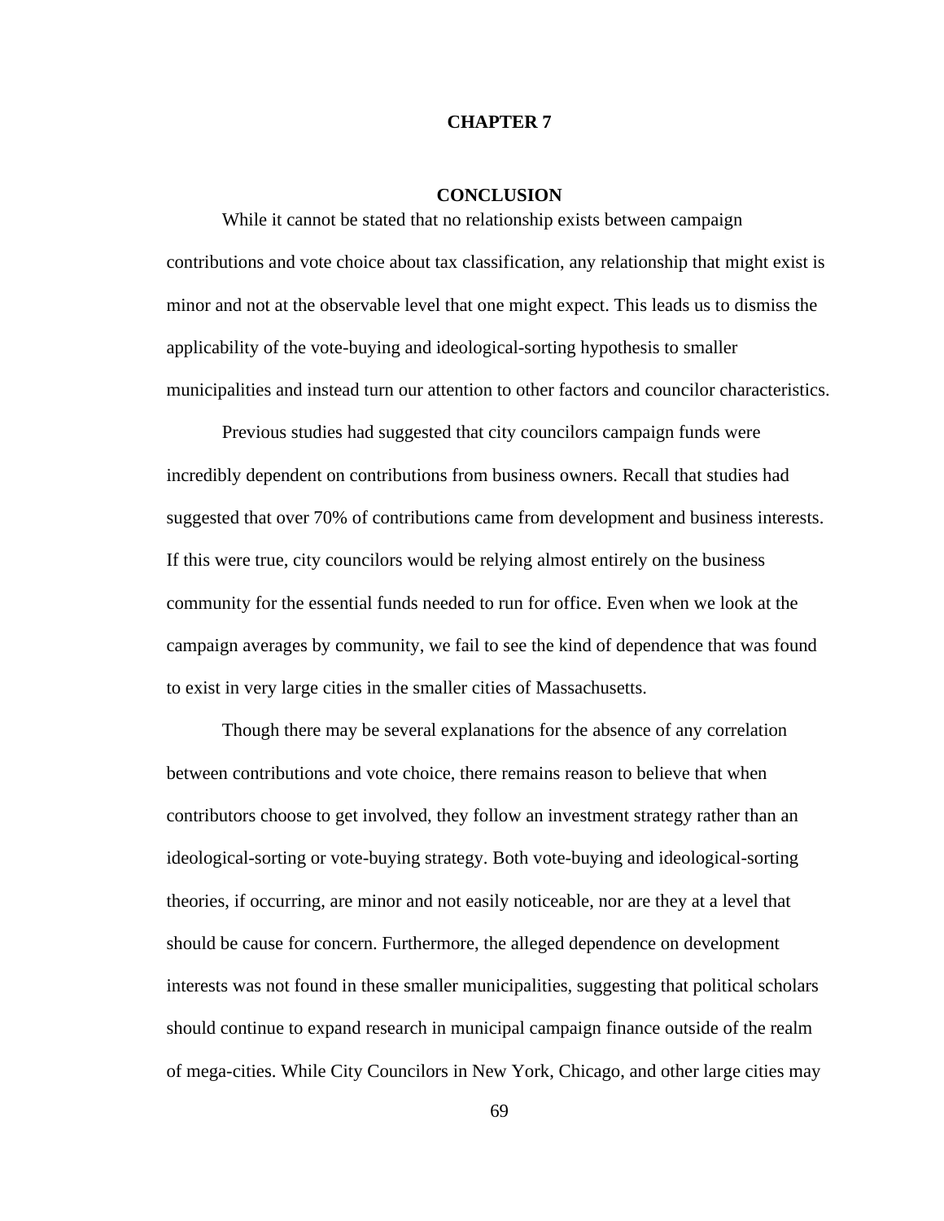# CHAPTER 7

## CONCLUSION

While it cannot be stated that no relationship exists between campaign contributions and vote choice about tax classification, any relationship that might exist is minor and not at the observable level that one might expect. This leads us to dismiss the applicability of the vote-buying and ideological-sorting hypothesis to smaller municipalities and instead turn our attention to other factors and councilor characteristics.

Previous studies had suggested that city councilors campaign funds were incredibly dependent on contributions from business owners. Recall that studies had suggested that over 70% of contributions came from development and business interests. If this were true, city councilors would be relying almost entirely on the business community for the essential funds needed to run for office. Even when we look at the campaign averages by community, we fail to see the kind of dependence that was found to exist in very large cities in the smaller cities of Massachusetts.

Though there may be several explanations for the absence of any correlation between contributions and vote choice, there remains reason to believe that when contributors choose to get involved, they follow an investment strategy rather than an ideological-sorting or vote-buying strategy. Both vote-buying and ideological-sorting theories, if occurring, are minor and not easily noticeable, nor are they at a level that should be cause for concern. Furthermore, the alleged dependence on development interests was not found in these smaller municipalities, suggesting that political scholars should continue to expand research in municipal campaign finance outside of the realm of mega-cities. While City Councilors in New York, Chicago, and other large cities may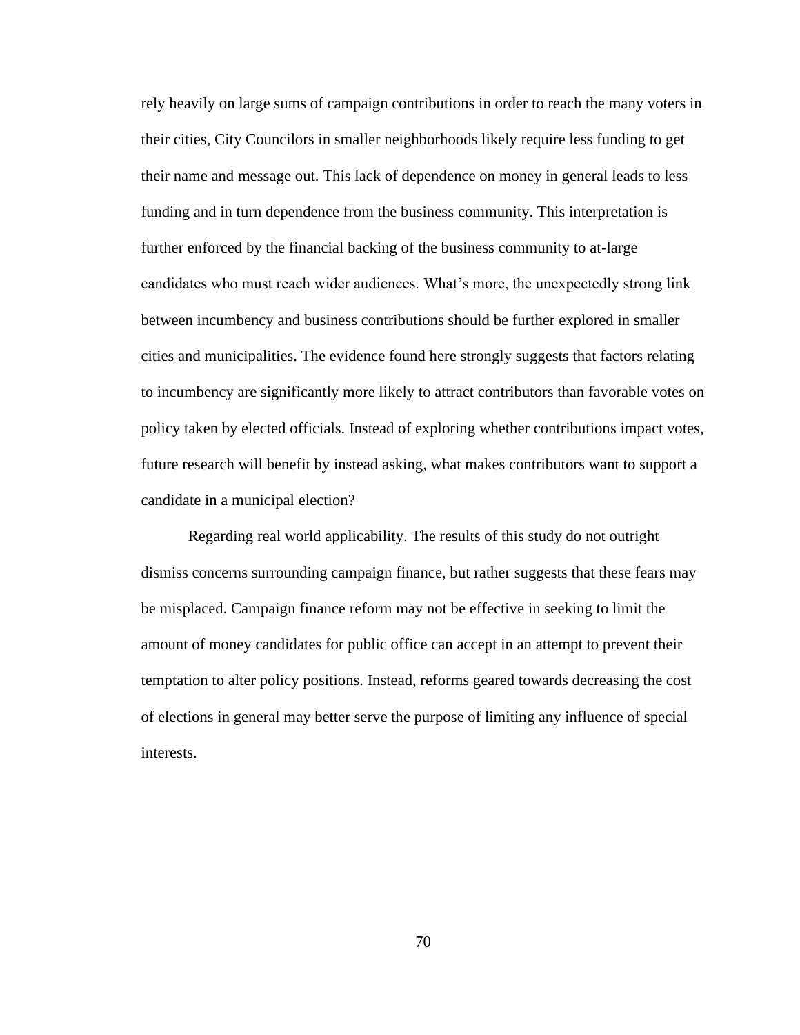rely heavily on large sums of campaign contributions in order to reach the many voters in their cities, City Councilors in smaller neighborhoods likely require less funding to get their name and message out. This lack of dependence on money in general leads to less funding and in turn dependence from the business community. This interpretation is further enforced by the financial backing of the business community to at-large candidates who must reach wider audiences. What's more, the unexpectedly strong link between incumbency and business contributions should be further explored in smaller cities and municipalities. The evidence found here strongly suggests that factors relating to incumbency are significantly more likely to attract contributors than favorable votes on policy taken by elected officials. Instead of exploring whether contributions impact votes, future research will benefit by instead asking, what makes contributors want to support a candidate in a municipal election?

Regarding real world applicability. The results of this study do not outright dismiss concerns surrounding campaign finance, but rather suggests that these fears may be misplaced. Campaign finance reform may not be effective in seeking to limit the amount of money candidates for public office can accept in an attempt to prevent their temptation to alter policy positions. Instead, reforms geared towards decreasing the cost of elections in general may better serve the purpose of limiting any influence of special interests.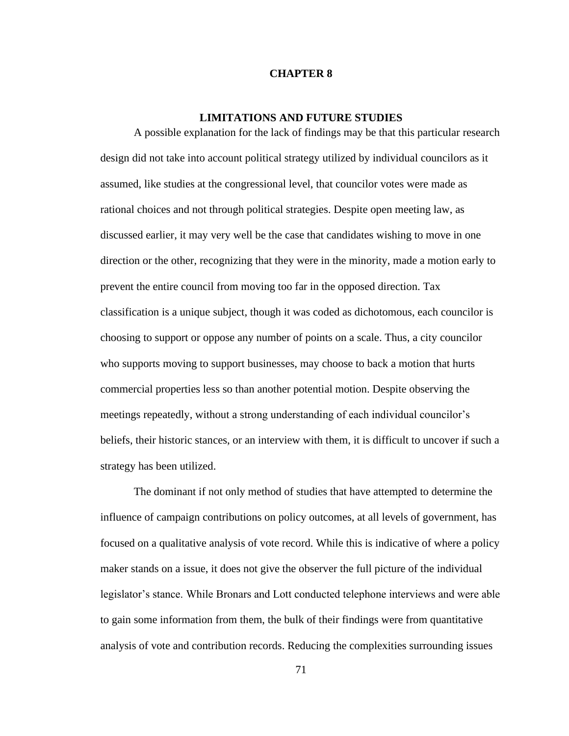# CHAPTER 8

## LIMITATIONS AND FUTURE STUDIES

A possible explanation for the lack of findings may be that this particular research design did not take into account political strategy utilized by individual councilors as it assumed, like studies at the congressional level, that councilor votes were made as rational choices and not through political strategies. Despite open meeting law, as discussed earlier, it may very well be the case that candidates wishing to move in one direction or the other, recognizing that they were in the minority, made a motion early to prevent the entire council from moving too far in the opposed direction. Tax classification is a unique subject, though it was coded as dichotomous, each councilor is choosing to support or oppose any number of points on a scale. Thus, a city councilor who supports moving to support businesses, may choose to back a motion that hurts commercial properties less so than another potential motion. Despite observing the meetings repeatedly, without a strong understanding of each individual councilor's beliefs, their historic stances, or an interview with them, it is difficult to uncover if such a strategy has been utilized.

The dominant if not only method of studies that have attempted to determine the influence of campaign contributions on policy outcomes, at all levels of government, has focused on a qualitative analysis of vote record. While this is indicative of where a policy maker stands on a issue, it does not give the observer the full picture of the individual legislator's stance. While Bronars and Lott conducted telephone interviews and were able to gain some information from them, the bulk of their findings were from quantitative analysis of vote and contribution records. Reducing the complexities surrounding issues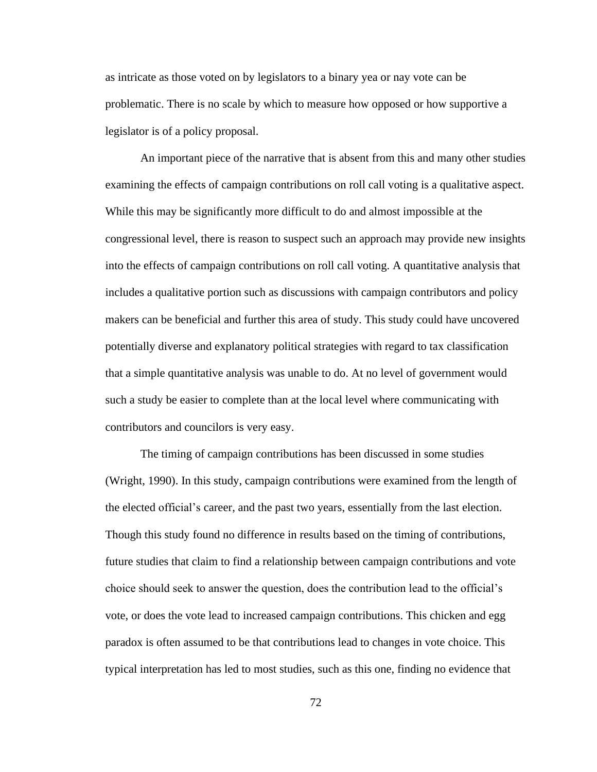as intricate as those voted on by legislators to a binary yea or nay vote can be problematic. There is no scale by which to measure how opposed or how supportive a legislator is of a policy proposal.

An important piece of the narrative that is absent from this and many other studies examining the effects of campaign contributions on roll call voting is a qualitative aspect. While this may be significantly more difficult to do and almost impossible at the congressional level, there is reason to suspect such an approach may provide new insights into the effects of campaign contributions on roll call voting. A quantitative analysis that includes a qualitative portion such as discussions with campaign contributors and policy makers can be beneficial and further this area of study. This study could have uncovered potentially diverse and explanatory political strategies with regard to tax classification that a simple quantitative analysis was unable to do. At no level of government would such a study be easier to complete than at the local level where communicating with contributors and councilors is very easy.

The timing of campaign contributions has been discussed in some studies (Wright, 1990). In this study, campaign contributions were examined from the length of the elected official's career, and the past two years, essentially from the last election. Though this study found no difference in results based on the timing of contributions, future studies that claim to find a relationship between campaign contributions and vote choice should seek to answer the question, does the contribution lead to the official's vote, or does the vote lead to increased campaign contributions. This chicken and egg paradox is often assumed to be that contributions lead to changes in vote choice. This typical interpretation has led to most studies, such as this one, finding no evidence that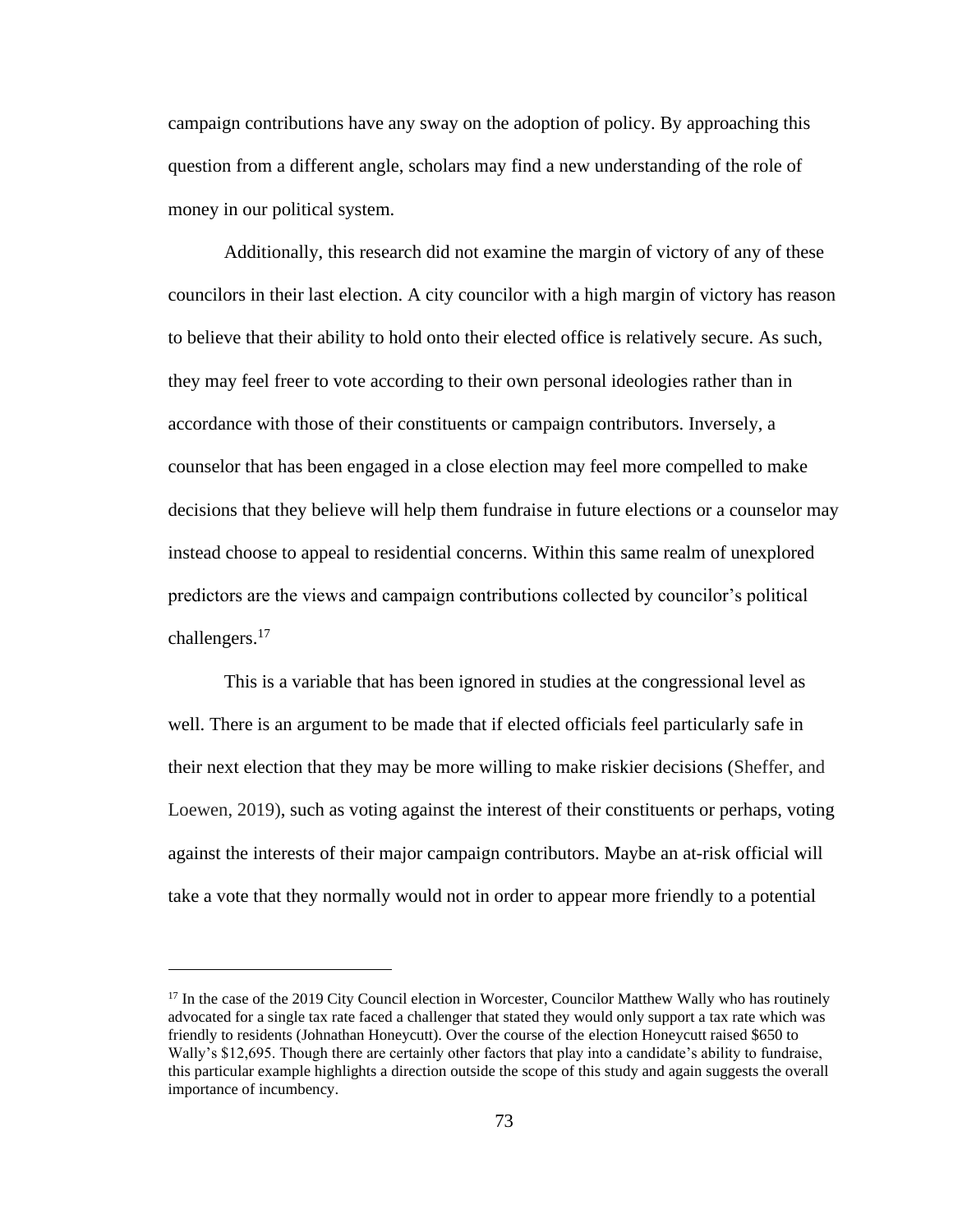campaign contributions have any sway on the adoption of policy. By approaching this question from a different angle, scholars may find a new understanding of the role of money in our political system.

Additionally, this research did not examine the margin of victory of any of these councilors in their last election. A city councilor with a high margin of victory has reason to believe that their ability to hold onto their elected office is relatively secure. As such, they may feel freer to vote according to their own personal ideologies rather than in accordance with those of their constituents or campaign contributors. Inversely, a counselor that has been engaged in a close election may feel more compelled to make decisions that they believe will help them fundraise in future elections or a counselor may instead choose to appeal to residential concerns. Within this same realm of unexplored predictors are the views and campaign contributions collected by councilor's political challengers.[17]

This is a variable that has been ignored in studies at the congressional level as well. There is an argument to be made that if elected officials feel particularly safe in their next election that they may be more willing to make riskier decisions (Sheffer, and Loewen, 2019), such as voting against the interest of their constituents or perhaps, voting against the interests of their major campaign contributors. Maybe an at-risk official will take a vote that they normally would not in order to appear more friendly to a potential

---

[17] In the case of the 2019 City Council election in Worcester, Councilor Matthew Wally who has routinely advocated for a single tax rate faced a challenger that stated they would only support a tax rate which was friendly to residents (Johnathan Honeycutt). Over the course of the election Honeycutt raised $650 to Wally's $12,695. Though there are certainly other factors that play into a candidate's ability to fundraise, this particular example highlights a direction outside the scope of this study and again suggests the overall importance of incumbency.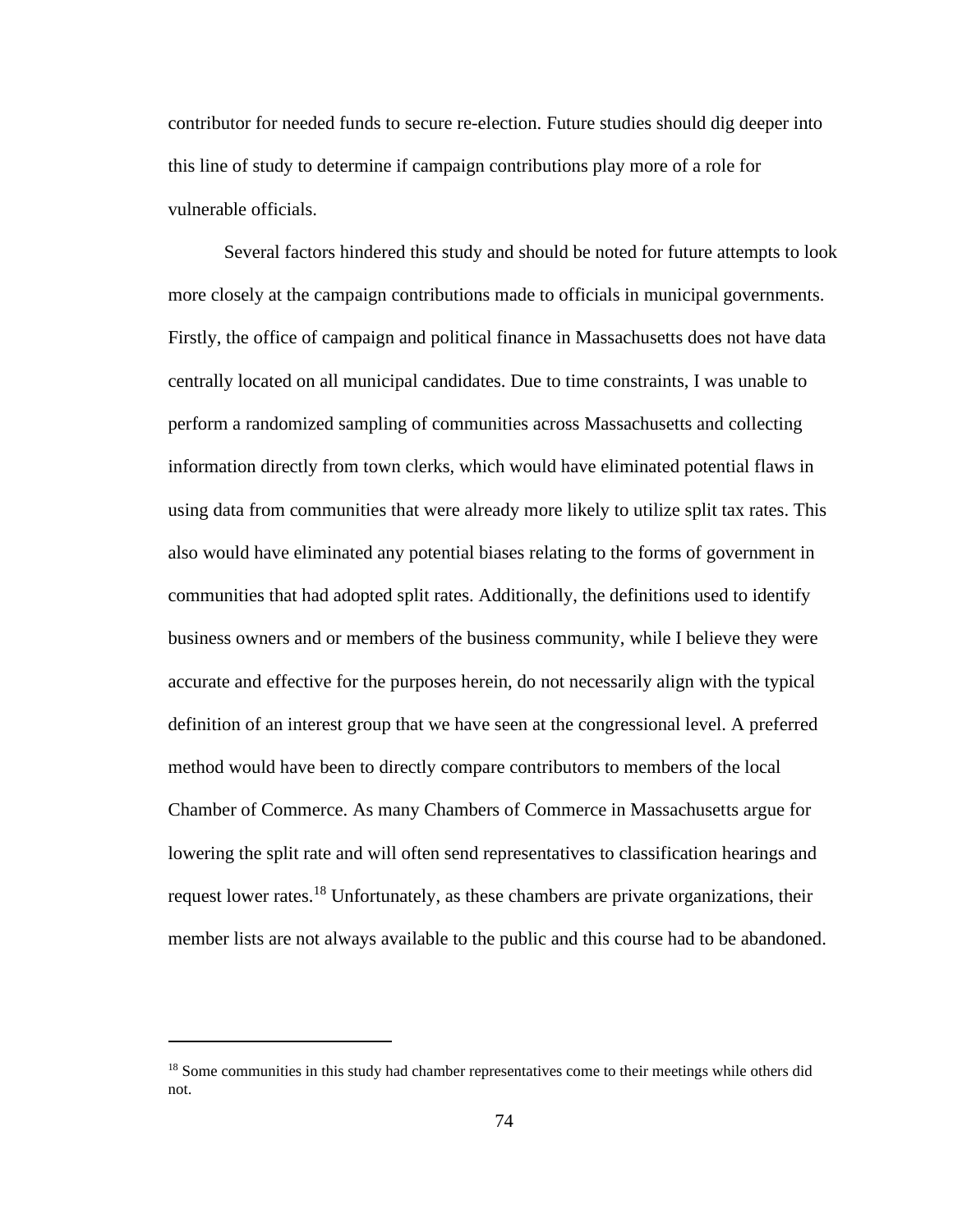contributor for needed funds to secure re-election. Future studies should dig deeper into this line of study to determine if campaign contributions play more of a role for vulnerable officials.

Several factors hindered this study and should be noted for future attempts to look more closely at the campaign contributions made to officials in municipal governments. Firstly, the office of campaign and political finance in Massachusetts does not have data centrally located on all municipal candidates. Due to time constraints, I was unable to perform a randomized sampling of communities across Massachusetts and collecting information directly from town clerks, which would have eliminated potential flaws in using data from communities that were already more likely to utilize split tax rates. This also would have eliminated any potential biases relating to the forms of government in communities that had adopted split rates. Additionally, the definitions used to identify business owners and or members of the business community, while I believe they were accurate and effective for the purposes herein, do not necessarily align with the typical definition of an interest group that we have seen at the congressional level. A preferred method would have been to directly compare contributors to members of the local Chamber of Commerce. As many Chambers of Commerce in Massachusetts argue for lowering the split rate and will often send representatives to classification hearings and request lower rates.[18] Unfortunately, as these chambers are private organizations, their member lists are not always available to the public and this course had to be abandoned.

---

[18] Some communities in this study had chamber representatives come to their meetings while others did not.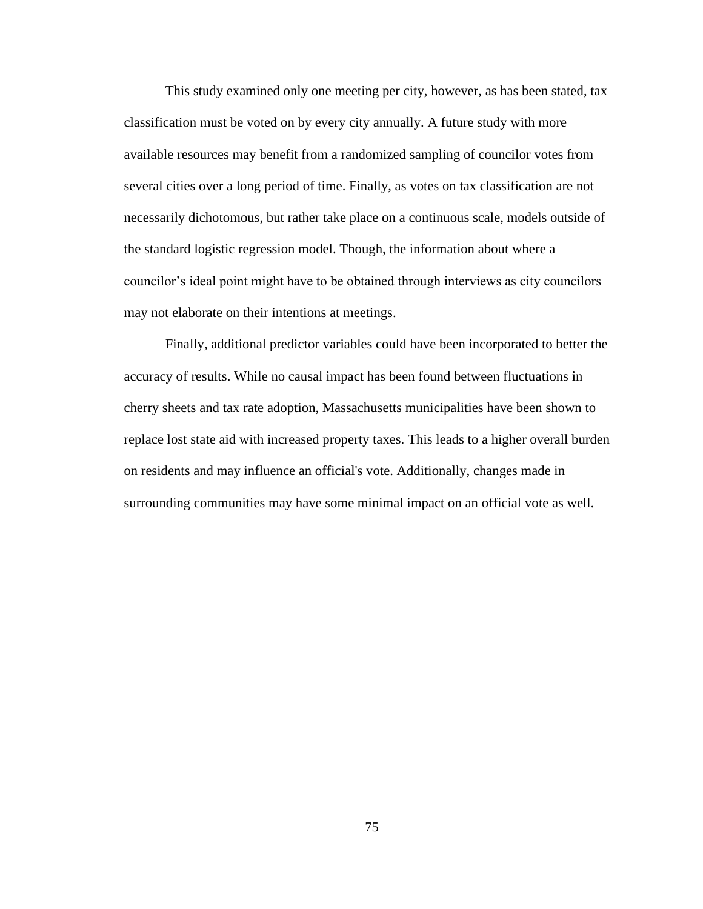This study examined only one meeting per city, however, as has been stated, tax classification must be voted on by every city annually. A future study with more available resources may benefit from a randomized sampling of councilor votes from several cities over a long period of time. Finally, as votes on tax classification are not necessarily dichotomous, but rather take place on a continuous scale, models outside of the standard logistic regression model. Though, the information about where a councilor's ideal point might have to be obtained through interviews as city councilors may not elaborate on their intentions at meetings.

Finally, additional predictor variables could have been incorporated to better the accuracy of results. While no causal impact has been found between fluctuations in cherry sheets and tax rate adoption, Massachusetts municipalities have been shown to replace lost state aid with increased property taxes. This leads to a higher overall burden on residents and may influence an official's vote. Additionally, changes made in surrounding communities may have some minimal impact on an official vote as well.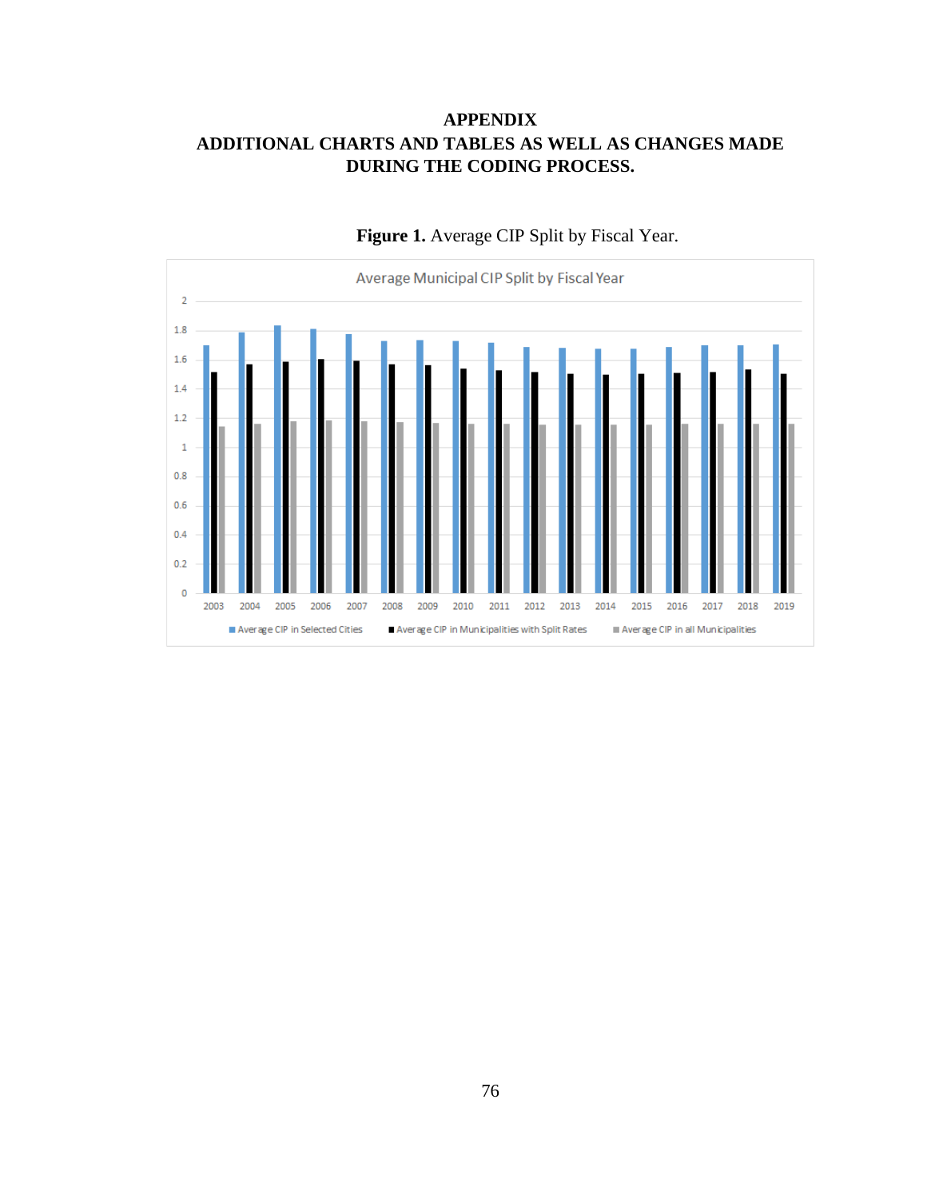# APPENDIX
# ADDITIONAL CHARTS AND TABLES AS WELL AS CHANGES MADE DURING THE CODING PROCESS.

**Figure 1.** Average CIP Split by Fiscal Year.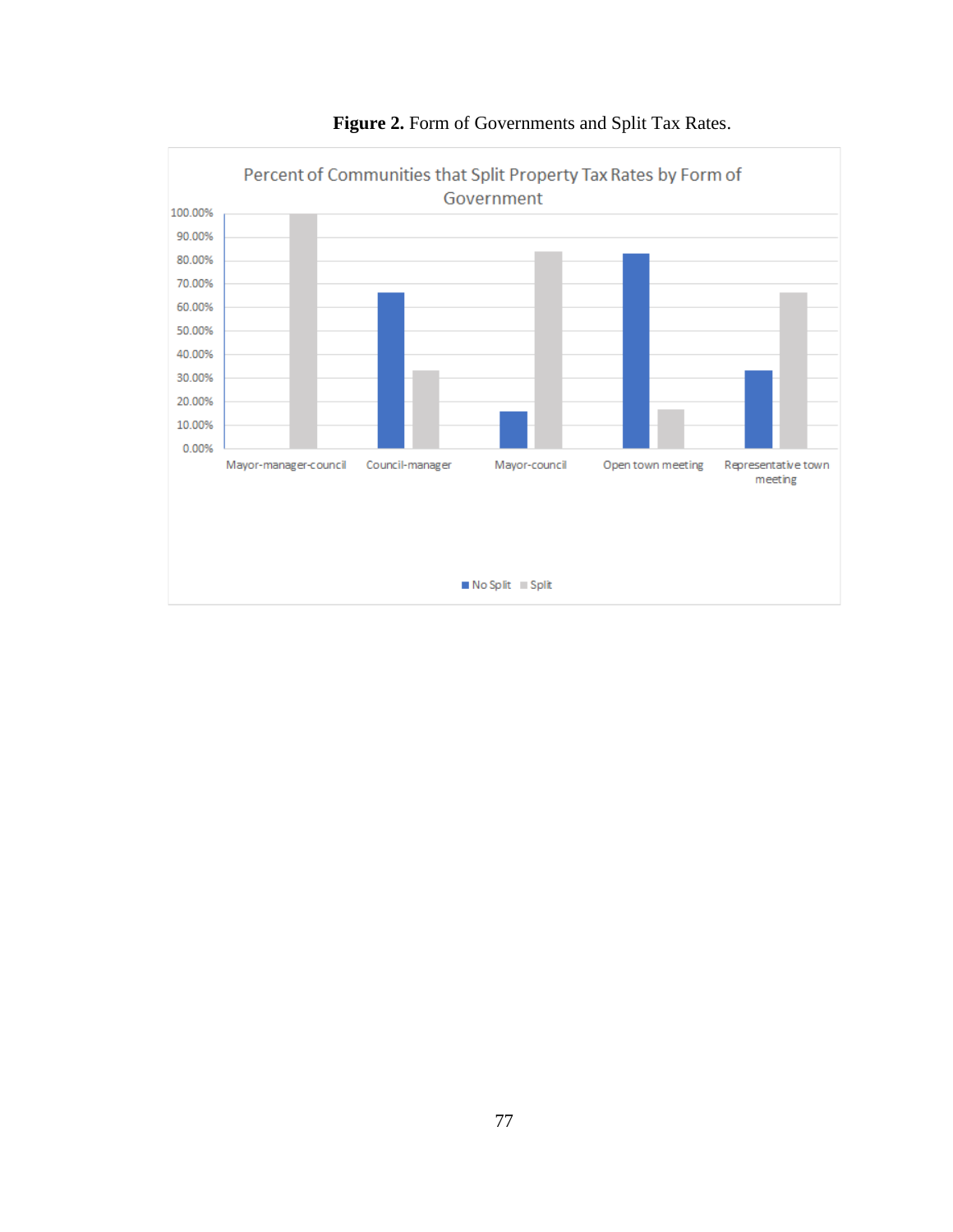**Figure 2.** Form of Governments and Split Tax Rates.

Percent of Communities that Split Property Tax Rates by Form of Government

| Form of Government | No Split | Split |
|---|---|---|
| Mayor-manager-council | 0.00% | 100.00% |
| Council-manager | 66.67% | 33.33% |
| Mayor-council | 15.79% | 84.21% |
| Open town meeting | 83.33% | 16.67% |
| Representative town meeting | 33.33% | 66.67% |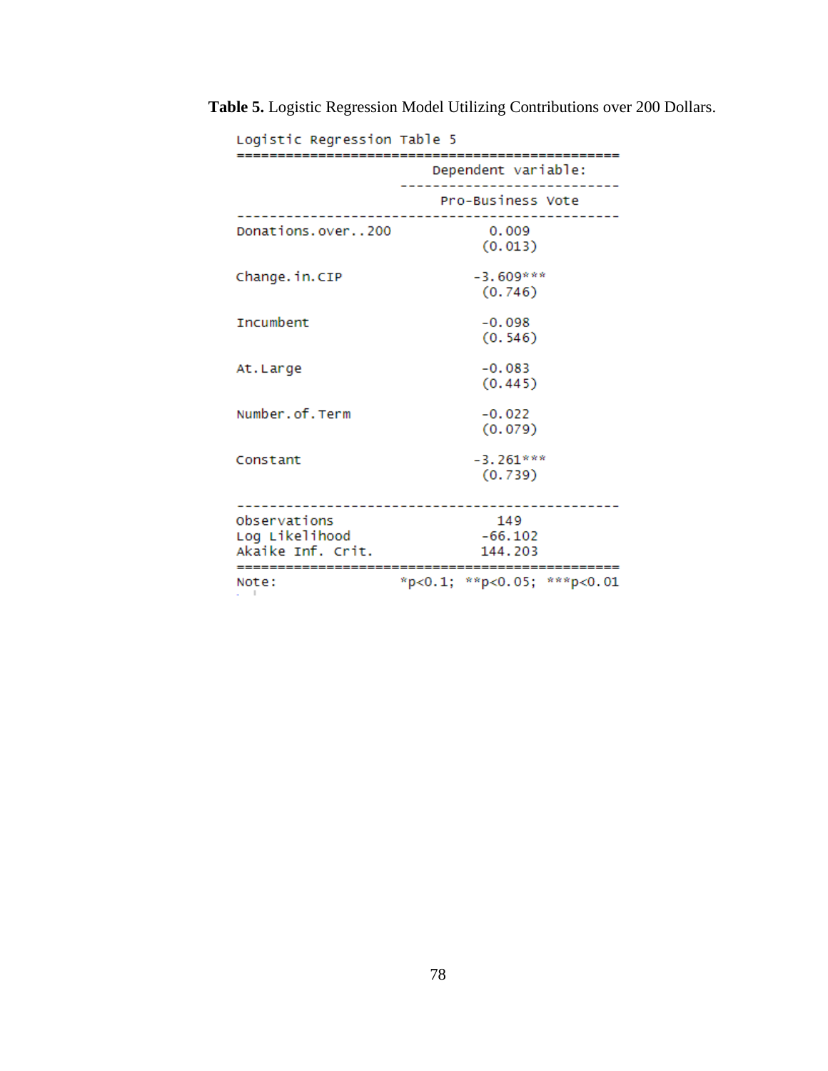**Table 5.** Logistic Regression Model Utilizing Contributions over 200 Dollars.

Logistic Regression Table 5

| | Dependent variable: |
|---|---|
| | Pro-Business Vote |
| Donations.over..200 | 0.009 |
| | (0.013) |
| Change.in.CIP | -3.609*** |
| | (0.746) |
| Incumbent | -0.098 |
| | (0.546) |
| At.Large | -0.083 |
| | (0.445) |
| Number.of.Term | -0.022 |
| | (0.079) |
| Constant | -3.261*** |
| | (0.739) |
| Observations | 149 |
| Log Likelihood | -66.102 |
| Akaike Inf. Crit. | 144.203 |
| Note: | *p<0.1; **p<0.05; ***p<0.01 |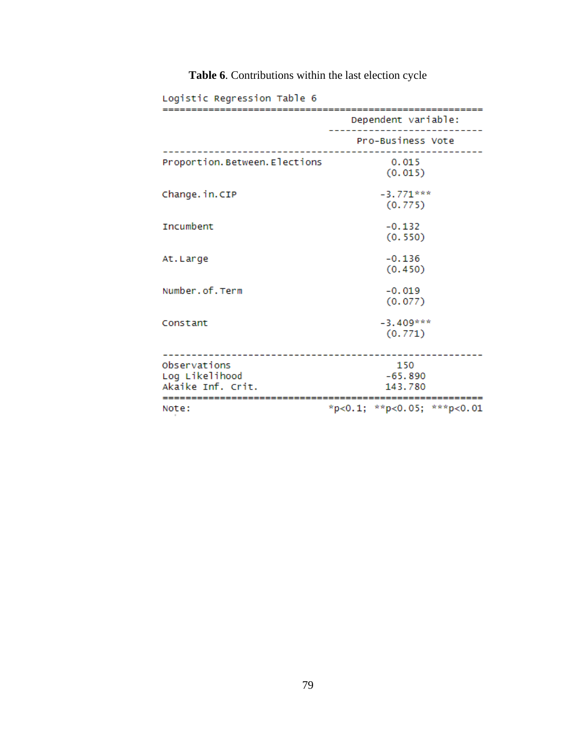**Table 6**. Contributions within the last election cycle

Logistic Regression Table 6

| | Dependent variable: |
|---|---|
| | Pro-Business Vote |
| Proportion.Between.Elections | 0.015 |
| | (0.015) |
| Change.in.CIP | -3.771*** |
| | (0.775) |
| Incumbent | -0.132 |
| | (0.550) |
| At.Large | -0.136 |
| | (0.450) |
| Number.of.Term | -0.019 |
| | (0.077) |
| Constant | -3.409*** |
| | (0.771) |
| Observations | 150 |
| Log Likelihood | -65.890 |
| Akaike Inf. Crit. | 143.780 |
| Note: | *p<0.1; **p<0.05; ***p<0.01 |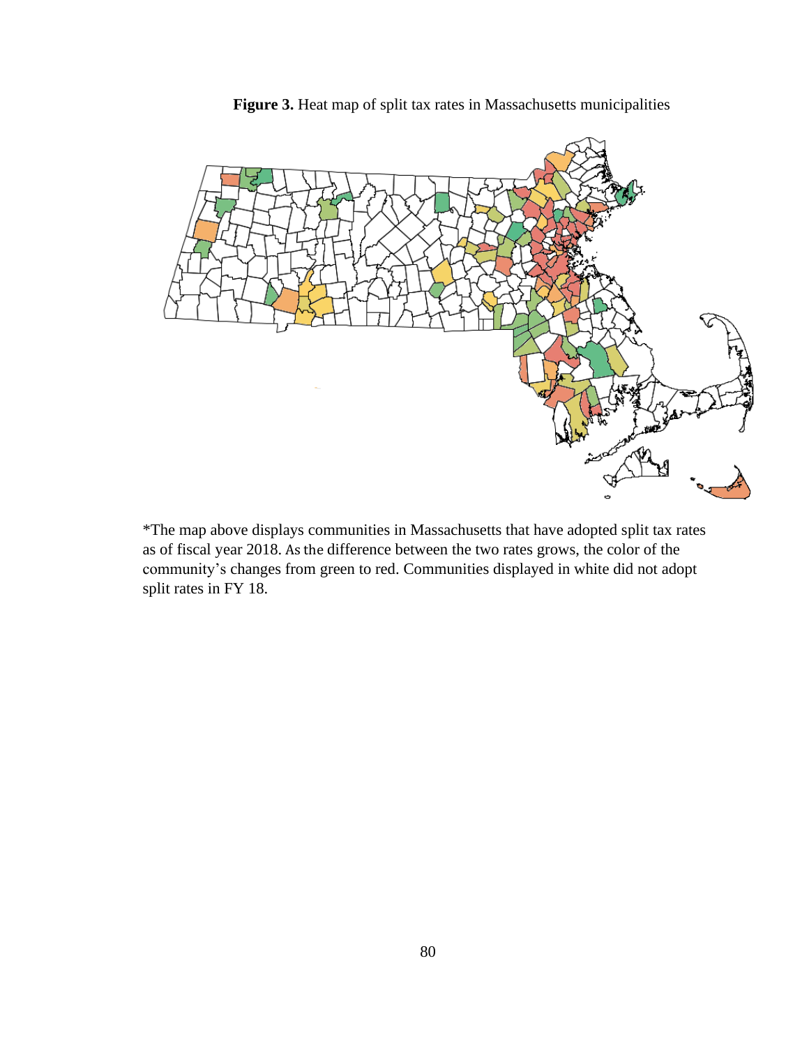**Figure 3.** Heat map of split tax rates in Massachusetts municipalities

*The map above displays communities in Massachusetts that have adopted split tax rates as of fiscal year 2018. As the difference between the two rates grows, the color of the community's changes from green to red. Communities displayed in white did not adopt split rates in FY 18.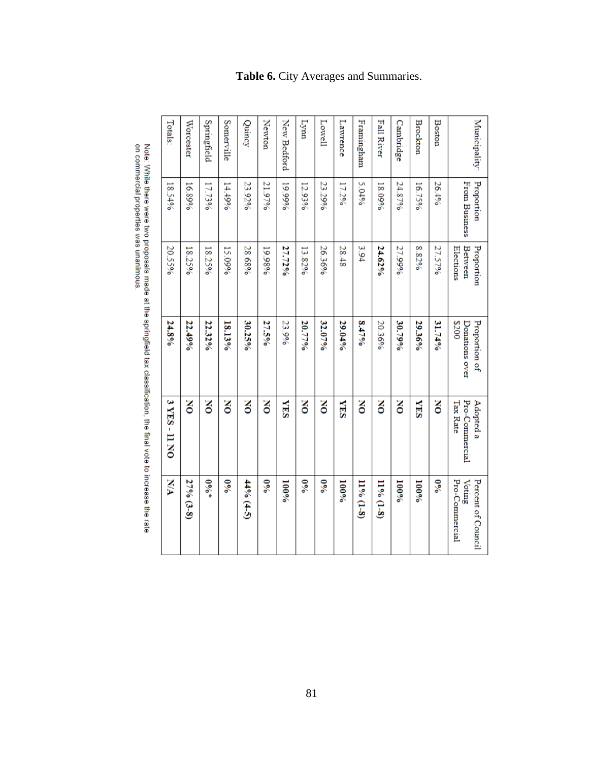**Table 6.** City Averages and Summaries.

| Municipality: | Proportion From Business | Proportion Between Elections | Proportion of Donations over $200 | Adopted a Pro-Commercial Tax Rate | Percent of Council Voting Pro-Commercial |
|---|---|---|---|---|---|
| Boston | 26.4% | 27.57% | **31.74%** | **NO** | 0% |
| Brockton | 16.75% | 8.82% | **29.36%** | **YES** | **100%** |
| Cambridge | 24.87% | 27.99% | **30.79%** | **NO** | **100%** |
| Fall River | 18.09% | **24.62%** | 20.36% | **NO** | **11% (1-8)** |
| Framingham | 5.04% | 3.94 | **8.47%** | **NO** | **11% (1-8)** |
| Lawrence | 17.2% | 28.48 | **29.04%** | **YES** | **100%** |
| Lowell | 23.29% | 26.36% | **32.07%** | **NO** | **0%** |
| Lynn | 12.93% | 13.82% | **20.77%** | **NO** | **0%** |
| New Bedford | 19.99% | **27.72%** | 23.9% | **YES** | **100%** |
| Newton | 21.97% | 19.98% | **27.5%** | **NO** | **0%** |
| Quincy | 23.92% | 28.68% | **30.25%** | **NO** | **44% (4-5)** |
| Somerville | 14.49% | 15.09% | **18.13%** | **NO** | **0%** |
| Springfield | 17.73% | 18.25% | **22.32%** | **NO** | **0%*** |
| Worcester | 16.89% | 18.25% | **22.49%** | **NO** | **27% (3-8)** |
| Totals: | 18.54% | 20.55% | **24.8%** | **3 YES - 11 NO** | **N/A** |

Note: While there were two proposals made at the springfield tax classification, the final vote to increase the rate on commercial properties was unanimous.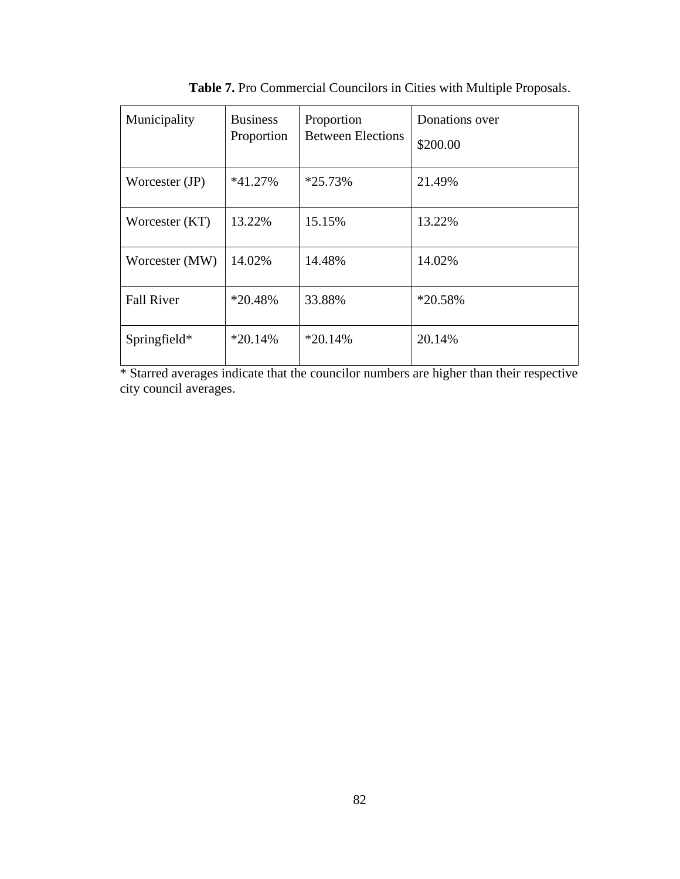**Table 7.** Pro Commercial Councilors in Cities with Multiple Proposals.

| Municipality | Business Proportion | Proportion Between Elections | Donations over $200.00 |
|---|---|---|---|
| Worcester (JP) | *41.27% | *25.73% | 21.49% |
| Worcester (KT) | 13.22% | 15.15% | 13.22% |
| Worcester (MW) | 14.02% | 14.48% | 14.02% |
| Fall River | *20.48% | 33.88% | *20.58% |
| Springfield* | *20.14% | *20.14% | 20.14% |

* Starred averages indicate that the councilor numbers are higher than their respective city council averages.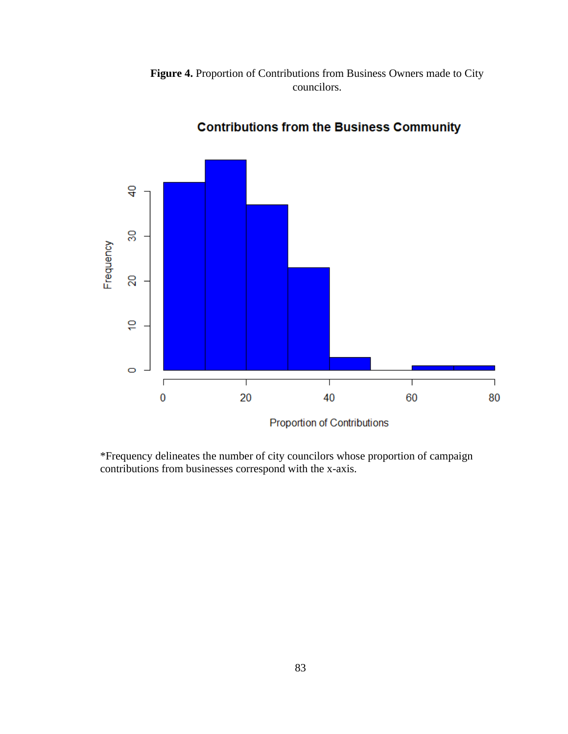**Figure 4.** Proportion of Contributions from Business Owners made to City councilors.

*Frequency delineates the number of city councilors whose proportion of campaign contributions from businesses correspond with the x-axis.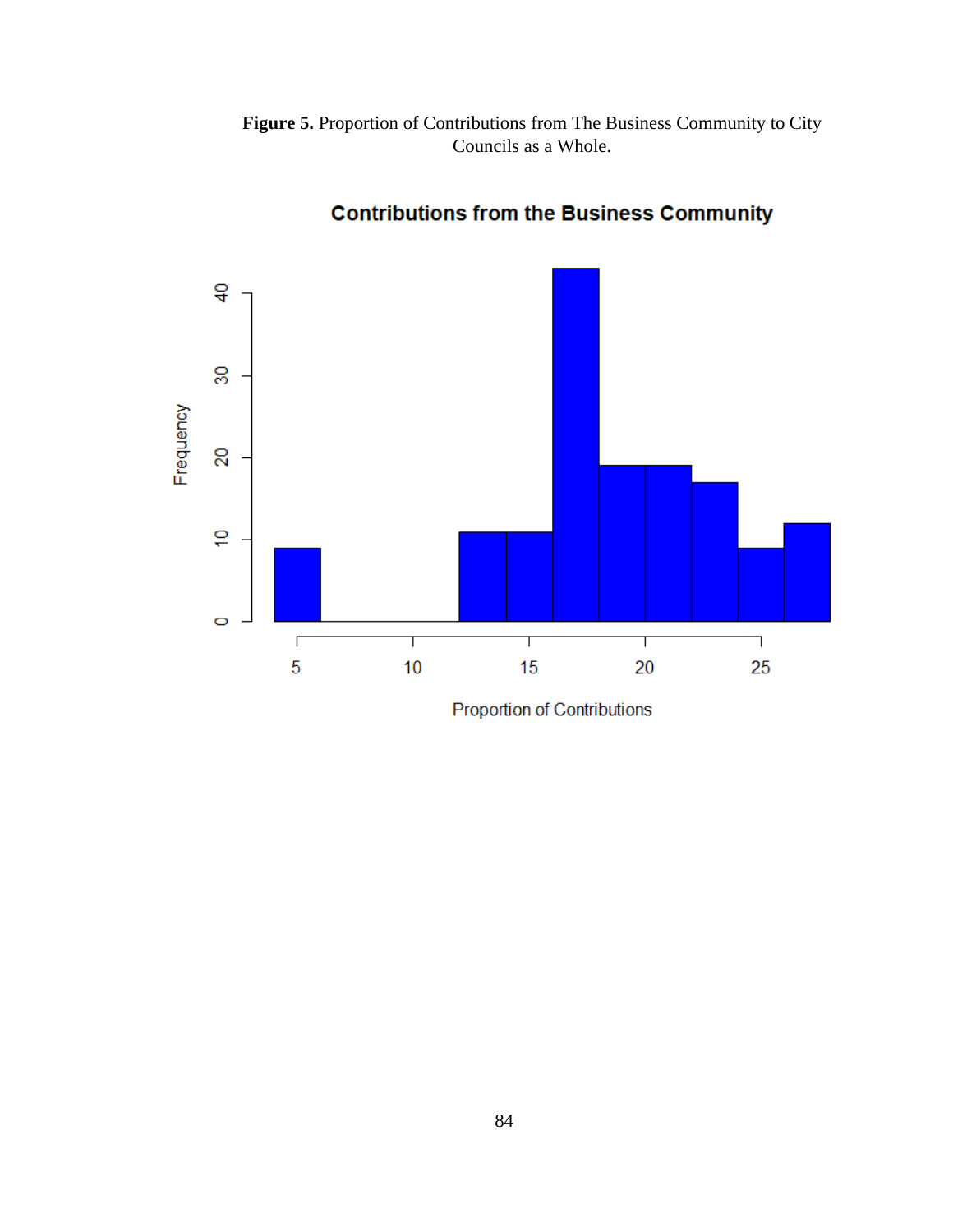**Figure 5.** Proportion of Contributions from The Business Community to City Councils as a Whole.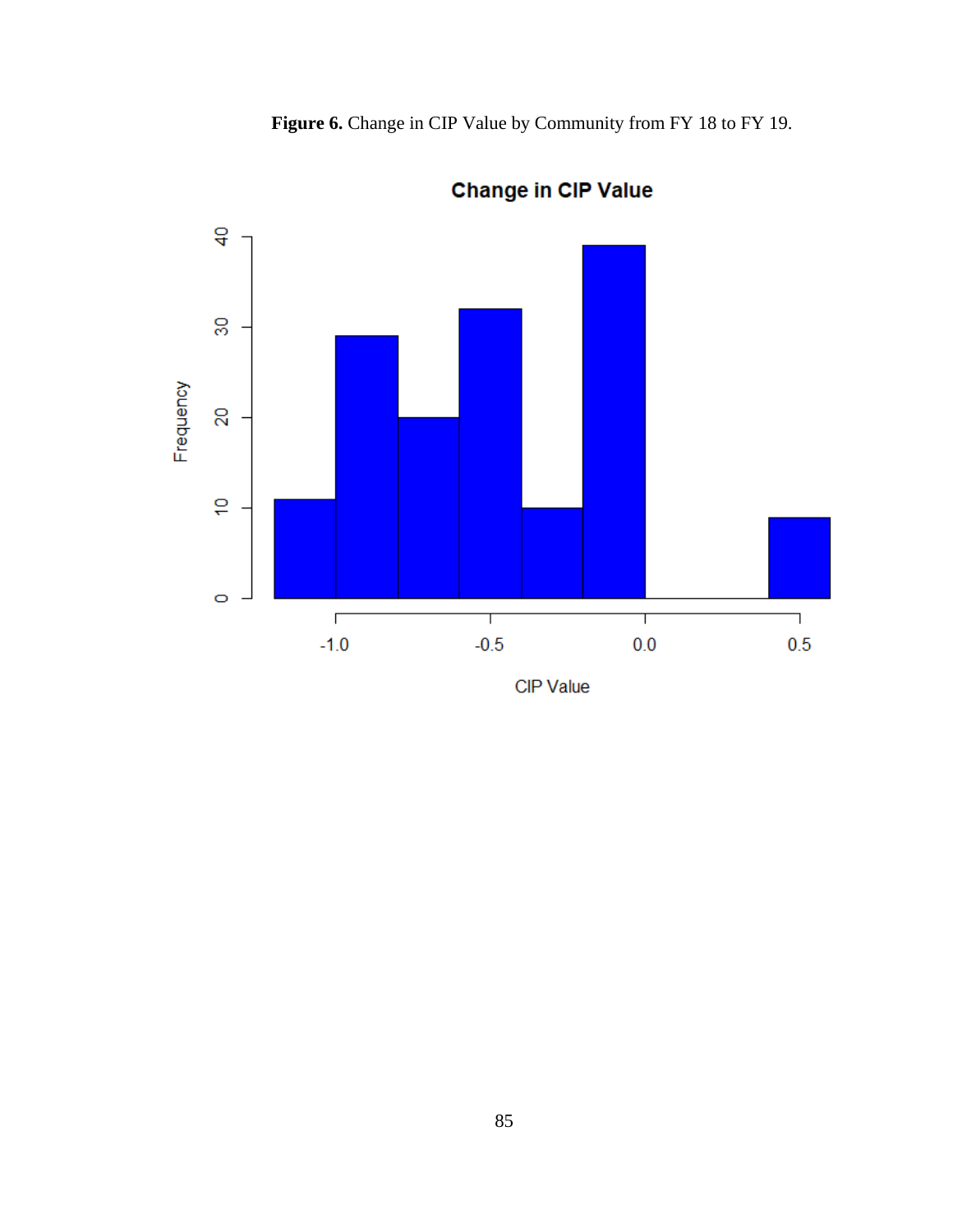**Figure 6.** Change in CIP Value by Community from FY 18 to FY 19.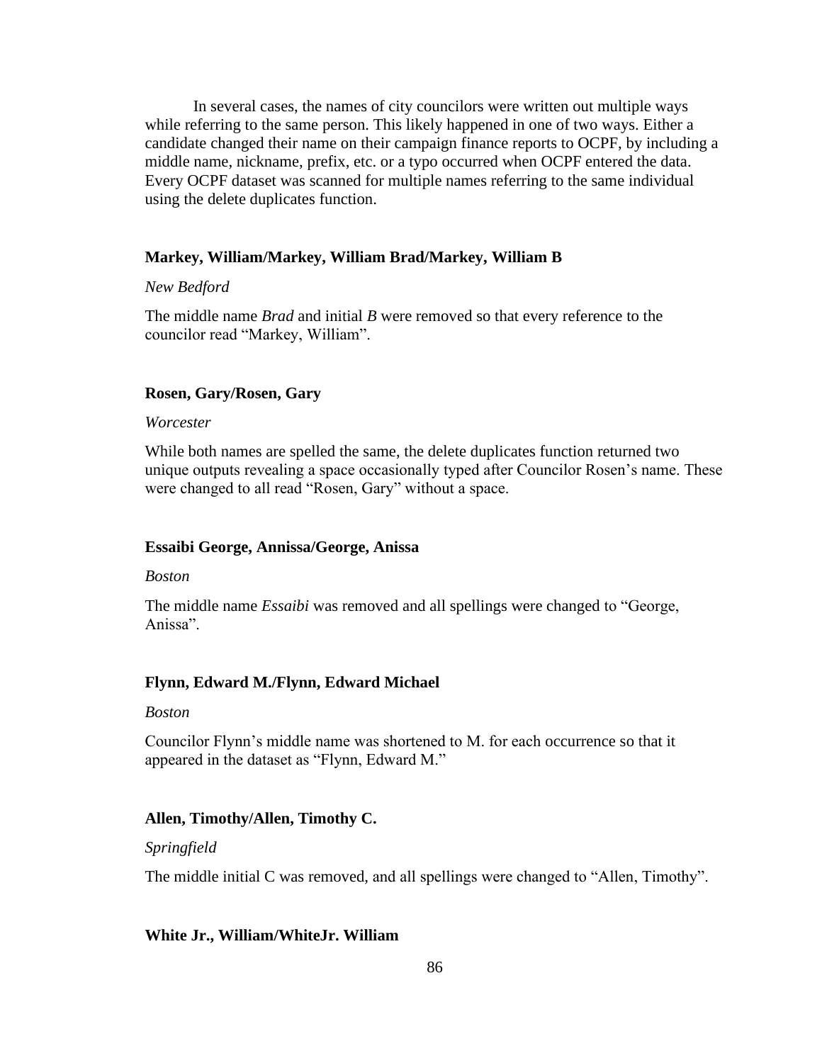In several cases, the names of city councilors were written out multiple ways while referring to the same person. This likely happened in one of two ways. Either a candidate changed their name on their campaign finance reports to OCPF, by including a middle name, nickname, prefix, etc. or a typo occurred when OCPF entered the data. Every OCPF dataset was scanned for multiple names referring to the same individual using the delete duplicates function.

**Markey, William/Markey, William Brad/Markey, William B**

*New Bedford*

The middle name *Brad* and initial *B* were removed so that every reference to the councilor read "Markey, William".

**Rosen, Gary/Rosen, Gary**

*Worcester*

While both names are spelled the same, the delete duplicates function returned two unique outputs revealing a space occasionally typed after Councilor Rosen's name. These were changed to all read "Rosen, Gary" without a space.

**Essaibi George, Annissa/George, Anissa**

*Boston*

The middle name *Essaibi* was removed and all spellings were changed to "George, Anissa".

**Flynn, Edward M./Flynn, Edward Michael**

*Boston*

Councilor Flynn's middle name was shortened to M. for each occurrence so that it appeared in the dataset as "Flynn, Edward M."

**Allen, Timothy/Allen, Timothy C.**

*Springfield*

The middle initial C was removed, and all spellings were changed to "Allen, Timothy".

**White Jr., William/WhiteJr. William**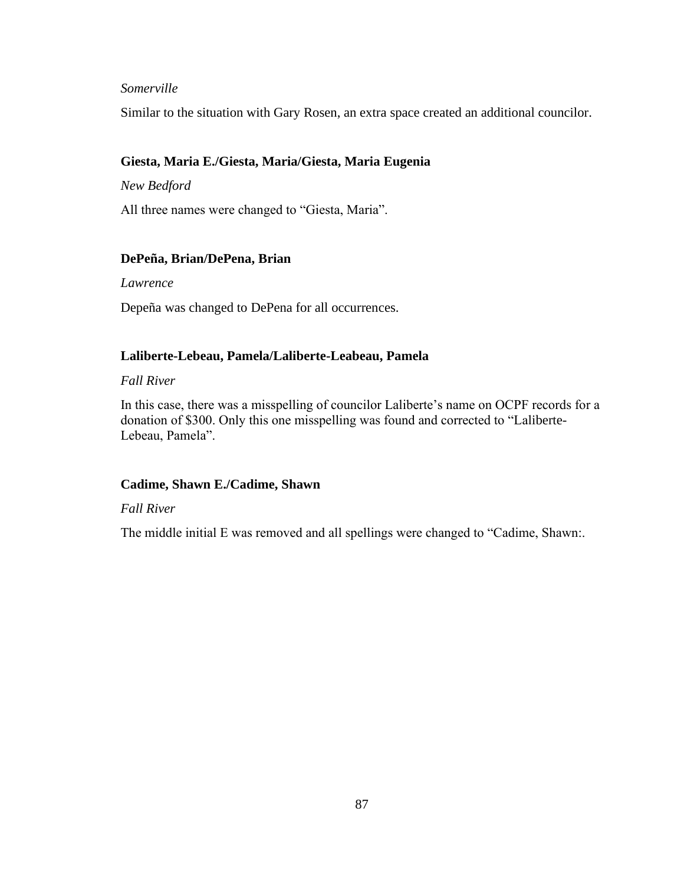*Somerville*

Similar to the situation with Gary Rosen, an extra space created an additional councilor.

**Giesta, Maria E./Giesta, Maria/Giesta, Maria Eugenia**

*New Bedford*

All three names were changed to "Giesta, Maria".

**DePeña, Brian/DePena, Brian**

*Lawrence*

Depeña was changed to DePena for all occurrences.

**Laliberte-Lebeau, Pamela/Laliberte-Leabeau, Pamela**

*Fall River*

In this case, there was a misspelling of councilor Laliberte's name on OCPF records for a donation of $300. Only this one misspelling was found and corrected to "Laliberte-Lebeau, Pamela".

**Cadime, Shawn E./Cadime, Shawn**

*Fall River*

The middle initial E was removed and all spellings were changed to "Cadime, Shawn:.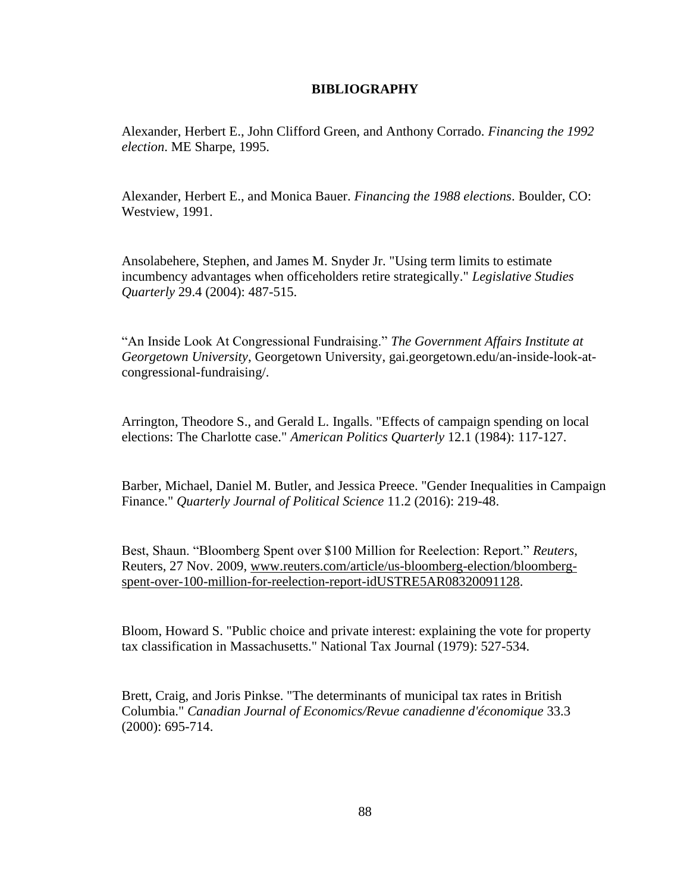# BIBLIOGRAPHY

Alexander, Herbert E., John Clifford Green, and Anthony Corrado. *Financing the 1992 election*. ME Sharpe, 1995.

Alexander, Herbert E., and Monica Bauer. *Financing the 1988 elections*. Boulder, CO: Westview, 1991.

Ansolabehere, Stephen, and James M. Snyder Jr. "Using term limits to estimate incumbency advantages when officeholders retire strategically." *Legislative Studies Quarterly* 29.4 (2004): 487-515.

"An Inside Look At Congressional Fundraising." *The Government Affairs Institute at Georgetown University*, Georgetown University, gai.georgetown.edu/an-inside-look-at-congressional-fundraising/.

Arrington, Theodore S., and Gerald L. Ingalls. "Effects of campaign spending on local elections: The Charlotte case." *American Politics Quarterly* 12.1 (1984): 117-127.

Barber, Michael, Daniel M. Butler, and Jessica Preece. "Gender Inequalities in Campaign Finance." *Quarterly Journal of Political Science* 11.2 (2016): 219-48.

Best, Shaun. "Bloomberg Spent over $100 Million for Reelection: Report." *Reuters*, Reuters, 27 Nov. 2009, www.reuters.com/article/us-bloomberg-election/bloomberg-spent-over-100-million-for-reelection-report-idUSTRE5AR08320091128.

Bloom, Howard S. "Public choice and private interest: explaining the vote for property tax classification in Massachusetts." National Tax Journal (1979): 527-534.

Brett, Craig, and Joris Pinkse. "The determinants of municipal tax rates in British Columbia." *Canadian Journal of Economics/Revue canadienne d'économique* 33.3 (2000): 695-714.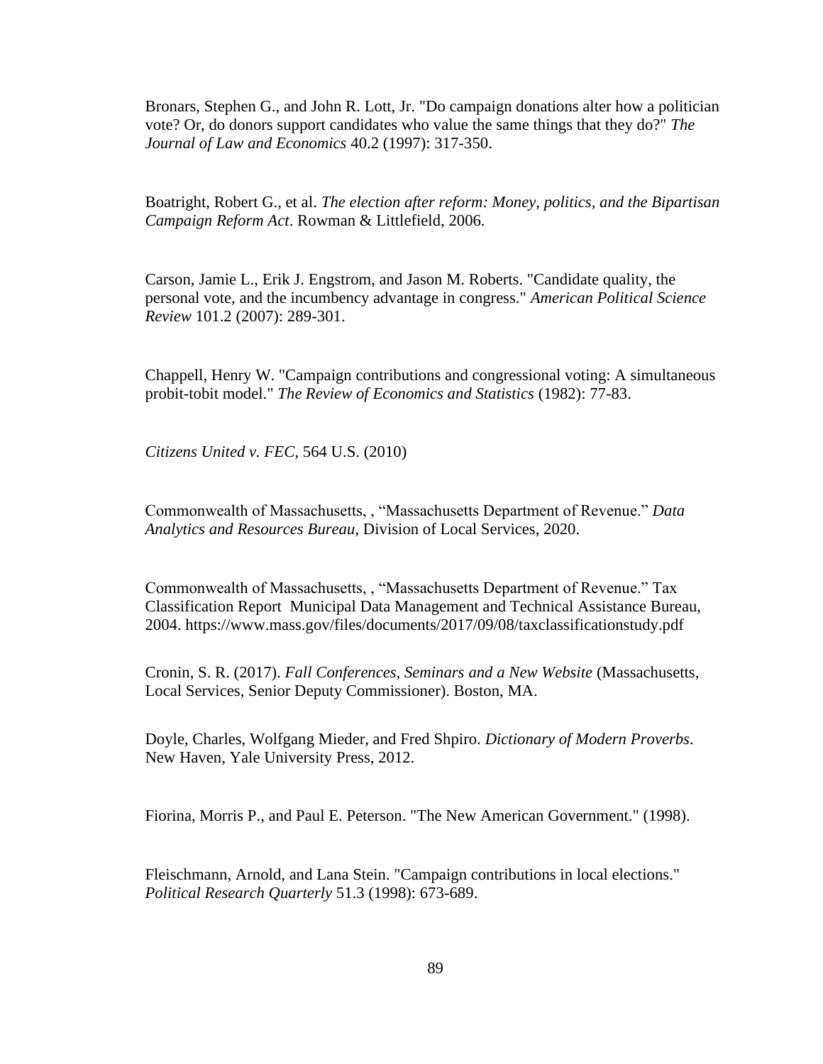Bronars, Stephen G., and John R. Lott, Jr. "Do campaign donations alter how a politician vote? Or, do donors support candidates who value the same things that they do?" *The Journal of Law and Economics* 40.2 (1997): 317-350.

Boatright, Robert G., et al. *The election after reform: Money, politics, and the Bipartisan Campaign Reform Act*. Rowman & Littlefield, 2006.

Carson, Jamie L., Erik J. Engstrom, and Jason M. Roberts. "Candidate quality, the personal vote, and the incumbency advantage in congress." *American Political Science Review* 101.2 (2007): 289-301.

Chappell, Henry W. "Campaign contributions and congressional voting: A simultaneous probit-tobit model." *The Review of Economics and Statistics* (1982): 77-83.

*Citizens United v. FEC*, 564 U.S. (2010)

Commonwealth of Massachusetts, , "Massachusetts Department of Revenue." *Data Analytics and Resources Bureau*, Division of Local Services, 2020.

Commonwealth of Massachusetts, , "Massachusetts Department of Revenue." Tax Classification Report Municipal Data Management and Technical Assistance Bureau, 2004. https://www.mass.gov/files/documents/2017/09/08/taxclassificationstudy.pdf

Cronin, S. R. (2017). *Fall Conferences, Seminars and a New Website* (Massachusetts, Local Services, Senior Deputy Commissioner). Boston, MA.

Doyle, Charles, Wolfgang Mieder, and Fred Shpiro. *Dictionary of Modern Proverbs*. New Haven, Yale University Press, 2012.

Fiorina, Morris P., and Paul E. Peterson. "The New American Government." (1998).

Fleischmann, Arnold, and Lana Stein. "Campaign contributions in local elections." *Political Research Quarterly* 51.3 (1998): 673-689.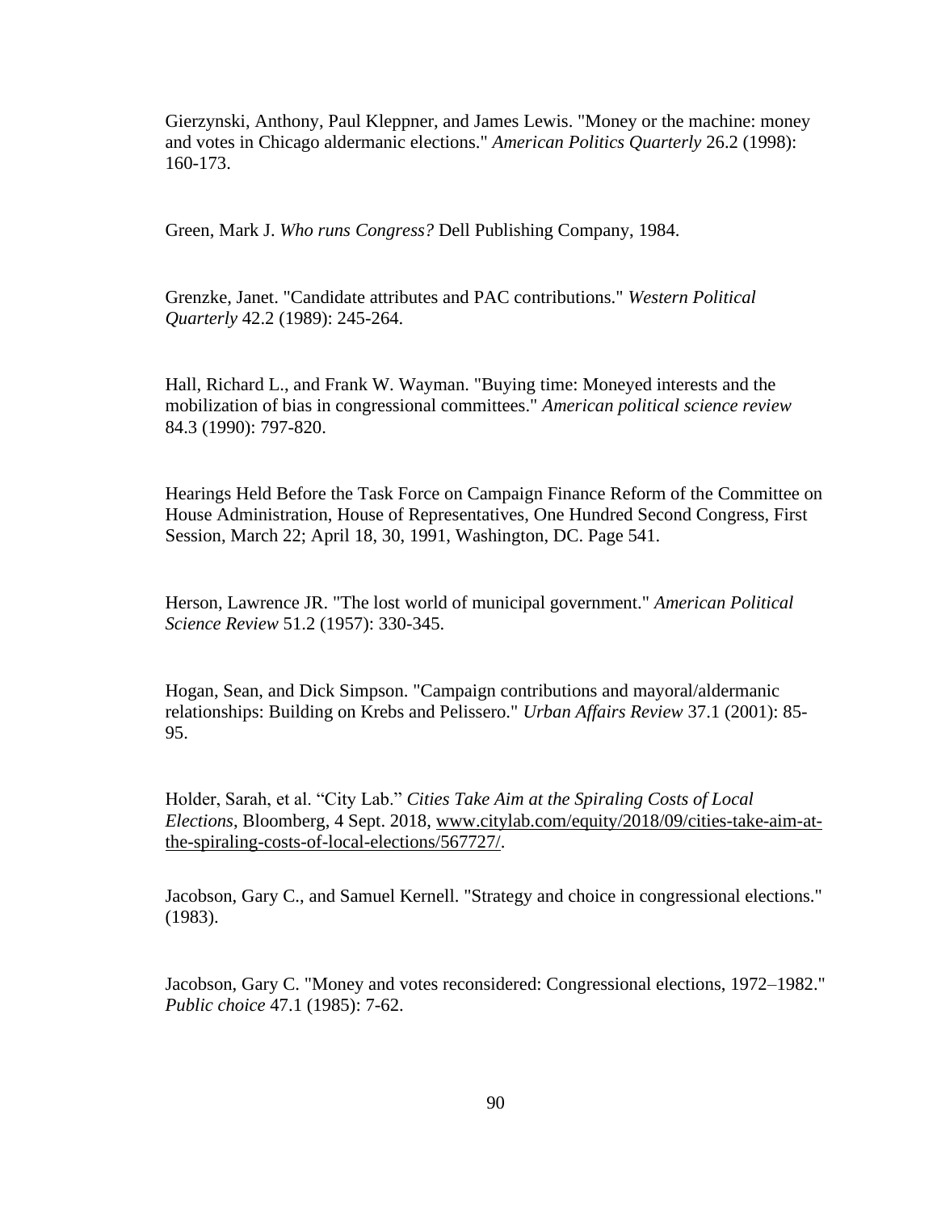Gierzynski, Anthony, Paul Kleppner, and James Lewis. "Money or the machine: money and votes in Chicago aldermanic elections." *American Politics Quarterly* 26.2 (1998): 160-173.

Green, Mark J. *Who runs Congress?* Dell Publishing Company, 1984.

Grenzke, Janet. "Candidate attributes and PAC contributions." *Western Political Quarterly* 42.2 (1989): 245-264.

Hall, Richard L., and Frank W. Wayman. "Buying time: Moneyed interests and the mobilization of bias in congressional committees." *American political science review* 84.3 (1990): 797-820.

Hearings Held Before the Task Force on Campaign Finance Reform of the Committee on House Administration, House of Representatives, One Hundred Second Congress, First Session, March 22; April 18, 30, 1991, Washington, DC. Page 541.

Herson, Lawrence JR. "The lost world of municipal government." *American Political Science Review* 51.2 (1957): 330-345.

Hogan, Sean, and Dick Simpson. "Campaign contributions and mayoral/aldermanic relationships: Building on Krebs and Pelissero." *Urban Affairs Review* 37.1 (2001): 85-95.

Holder, Sarah, et al. "City Lab." *Cities Take Aim at the Spiraling Costs of Local Elections*, Bloomberg, 4 Sept. 2018, www.citylab.com/equity/2018/09/cities-take-aim-at-the-spiraling-costs-of-local-elections/567727/.

Jacobson, Gary C., and Samuel Kernell. "Strategy and choice in congressional elections." (1983).

Jacobson, Gary C. "Money and votes reconsidered: Congressional elections, 1972–1982." *Public choice* 47.1 (1985): 7-62.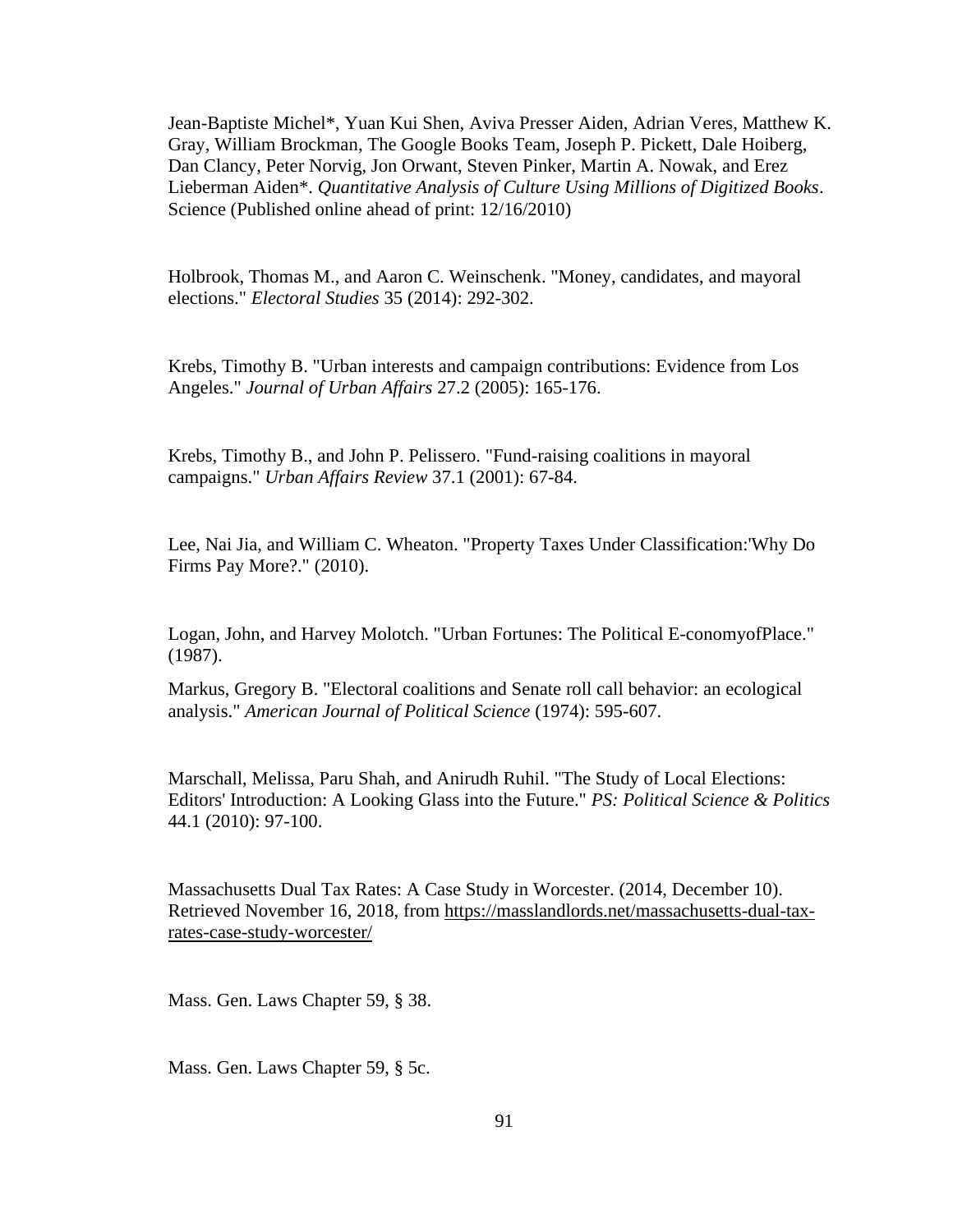Jean-Baptiste Michel*, Yuan Kui Shen, Aviva Presser Aiden, Adrian Veres, Matthew K. Gray, William Brockman, The Google Books Team, Joseph P. Pickett, Dale Hoiberg, Dan Clancy, Peter Norvig, Jon Orwant, Steven Pinker, Martin A. Nowak, and Erez Lieberman Aiden*. *Quantitative Analysis of Culture Using Millions of Digitized Books*. Science (Published online ahead of print: 12/16/2010)

Holbrook, Thomas M., and Aaron C. Weinschenk. "Money, candidates, and mayoral elections." *Electoral Studies* 35 (2014): 292-302.

Krebs, Timothy B. "Urban interests and campaign contributions: Evidence from Los Angeles." *Journal of Urban Affairs* 27.2 (2005): 165-176.

Krebs, Timothy B., and John P. Pelissero. "Fund-raising coalitions in mayoral campaigns." *Urban Affairs Review* 37.1 (2001): 67-84.

Lee, Nai Jia, and William C. Wheaton. "Property Taxes Under Classification:'Why Do Firms Pay More?." (2010).

Logan, John, and Harvey Molotch. "Urban Fortunes: The Political E-conomyofPlace." (1987).

Markus, Gregory B. "Electoral coalitions and Senate roll call behavior: an ecological analysis." *American Journal of Political Science* (1974): 595-607.

Marschall, Melissa, Paru Shah, and Anirudh Ruhil. "The Study of Local Elections: Editors' Introduction: A Looking Glass into the Future." *PS: Political Science & Politics* 44.1 (2010): 97-100.

Massachusetts Dual Tax Rates: A Case Study in Worcester. (2014, December 10). Retrieved November 16, 2018, from https://masslandlords.net/massachusetts-dual-tax-rates-case-study-worcester/

Mass. Gen. Laws Chapter 59, § 38.

Mass. Gen. Laws Chapter 59, § 5c.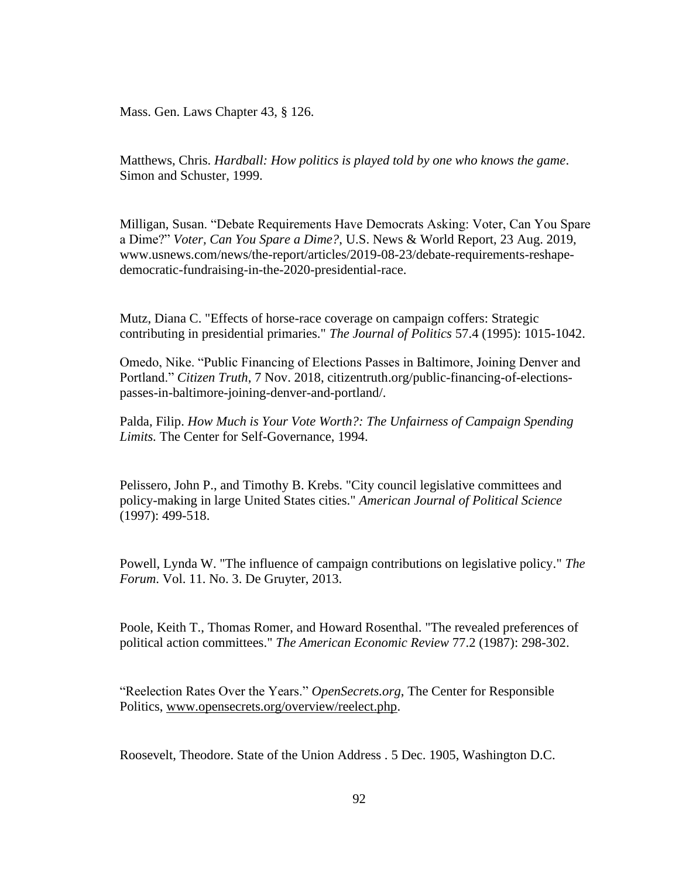Mass. Gen. Laws Chapter 43, § 126.

Matthews, Chris. *Hardball: How politics is played told by one who knows the game*. Simon and Schuster, 1999.

Milligan, Susan. “Debate Requirements Have Democrats Asking: Voter, Can You Spare a Dime?” *Voter, Can You Spare a Dime?*, U.S. News & World Report, 23 Aug. 2019, www.usnews.com/news/the-report/articles/2019-08-23/debate-requirements-reshape-democratic-fundraising-in-the-2020-presidential-race.

Mutz, Diana C. "Effects of horse-race coverage on campaign coffers: Strategic contributing in presidential primaries." *The Journal of Politics* 57.4 (1995): 1015-1042.

Omedo, Nike. “Public Financing of Elections Passes in Baltimore, Joining Denver and Portland.” *Citizen Truth*, 7 Nov. 2018, citizentruth.org/public-financing-of-elections-passes-in-baltimore-joining-denver-and-portland/.

Palda, Filip. *How Much is Your Vote Worth?: The Unfairness of Campaign Spending Limits*. The Center for Self-Governance, 1994.

Pelissero, John P., and Timothy B. Krebs. "City council legislative committees and policy-making in large United States cities." *American Journal of Political Science* (1997): 499-518.

Powell, Lynda W. "The influence of campaign contributions on legislative policy." *The Forum*. Vol. 11. No. 3. De Gruyter, 2013.

Poole, Keith T., Thomas Romer, and Howard Rosenthal. "The revealed preferences of political action committees." *The American Economic Review* 77.2 (1987): 298-302.

“Reelection Rates Over the Years.” *OpenSecrets.org*, The Center for Responsible Politics, www.opensecrets.org/overview/reelect.php.

Roosevelt, Theodore. State of the Union Address . 5 Dec. 1905, Washington D.C.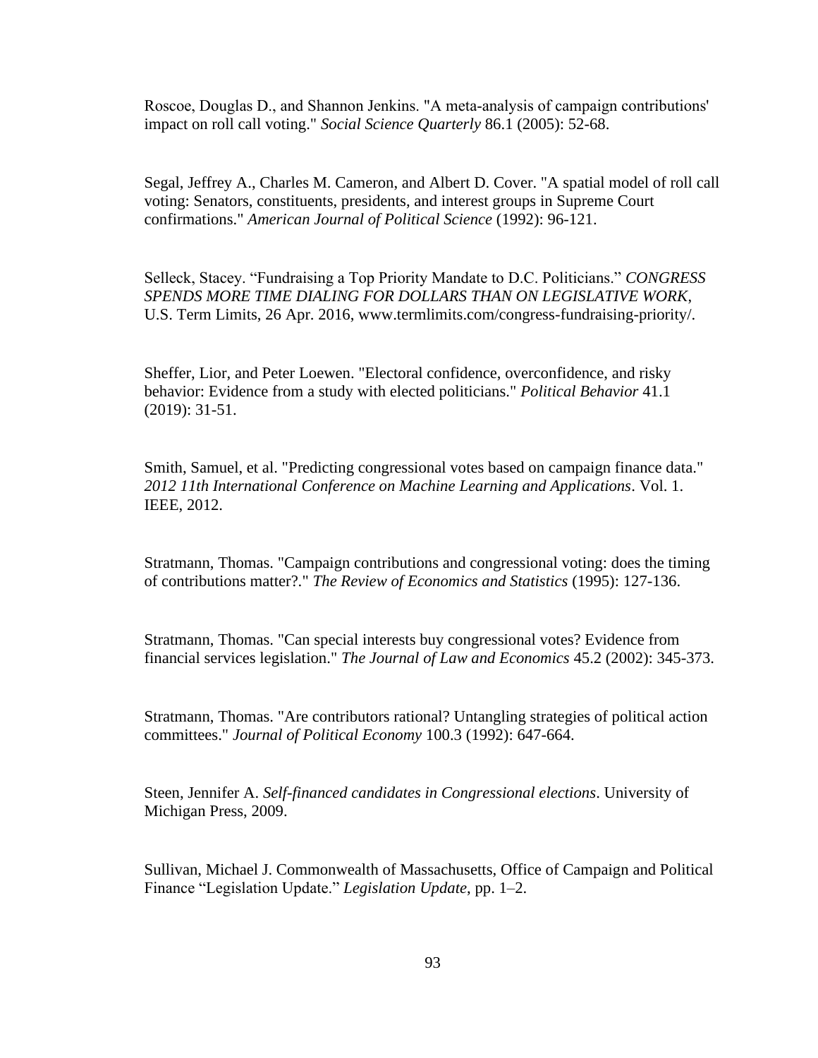Roscoe, Douglas D., and Shannon Jenkins. "A meta-analysis of campaign contributions' impact on roll call voting." *Social Science Quarterly* 86.1 (2005): 52-68.

Segal, Jeffrey A., Charles M. Cameron, and Albert D. Cover. "A spatial model of roll call voting: Senators, constituents, presidents, and interest groups in Supreme Court confirmations." *American Journal of Political Science* (1992): 96-121.

Selleck, Stacey. "Fundraising a Top Priority Mandate to D.C. Politicians." *CONGRESS SPENDS MORE TIME DIALING FOR DOLLARS THAN ON LEGISLATIVE WORK*, U.S. Term Limits, 26 Apr. 2016, www.termlimits.com/congress-fundraising-priority/.

Sheffer, Lior, and Peter Loewen. "Electoral confidence, overconfidence, and risky behavior: Evidence from a study with elected politicians." *Political Behavior* 41.1 (2019): 31-51.

Smith, Samuel, et al. "Predicting congressional votes based on campaign finance data." *2012 11th International Conference on Machine Learning and Applications*. Vol. 1. IEEE, 2012.

Stratmann, Thomas. "Campaign contributions and congressional voting: does the timing of contributions matter?." *The Review of Economics and Statistics* (1995): 127-136.

Stratmann, Thomas. "Can special interests buy congressional votes? Evidence from financial services legislation." *The Journal of Law and Economics* 45.2 (2002): 345-373.

Stratmann, Thomas. "Are contributors rational? Untangling strategies of political action committees." *Journal of Political Economy* 100.3 (1992): 647-664.

Steen, Jennifer A. *Self-financed candidates in Congressional elections*. University of Michigan Press, 2009.

Sullivan, Michael J. Commonwealth of Massachusetts, Office of Campaign and Political Finance "Legislation Update." *Legislation Update*, pp. 1–2.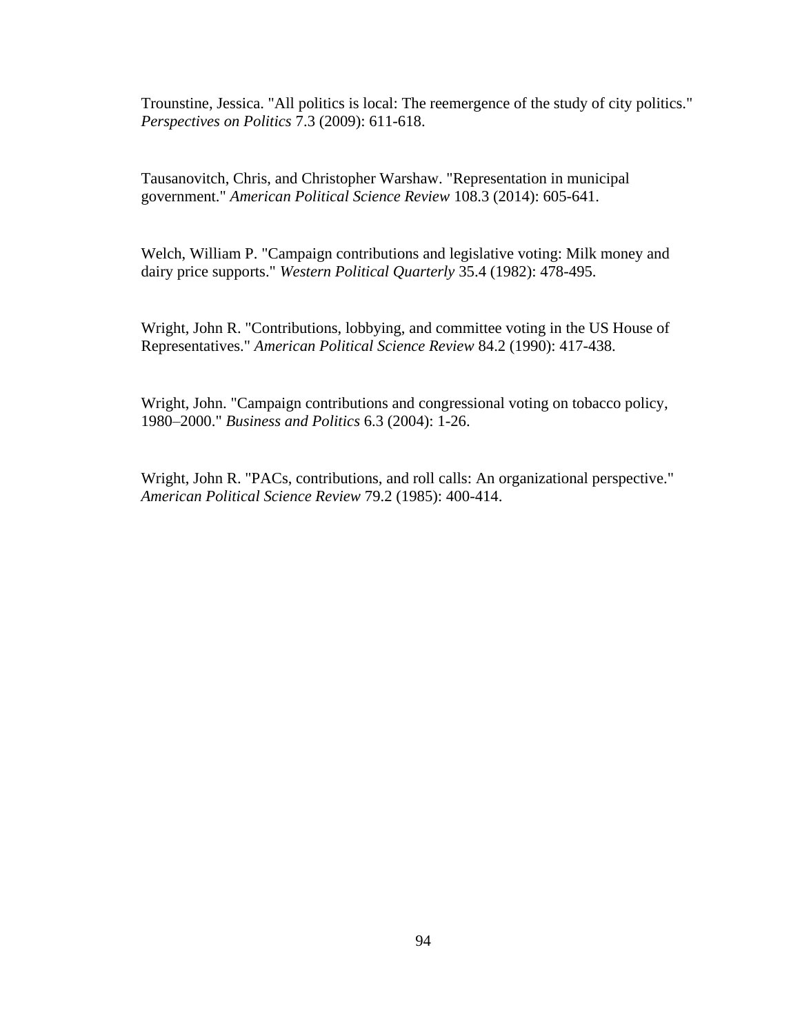Trounstine, Jessica. "All politics is local: The reemergence of the study of city politics." *Perspectives on Politics* 7.3 (2009): 611-618.

Tausanovitch, Chris, and Christopher Warshaw. "Representation in municipal government." *American Political Science Review* 108.3 (2014): 605-641.

Welch, William P. "Campaign contributions and legislative voting: Milk money and dairy price supports." *Western Political Quarterly* 35.4 (1982): 478-495.

Wright, John R. "Contributions, lobbying, and committee voting in the US House of Representatives." *American Political Science Review* 84.2 (1990): 417-438.

Wright, John. "Campaign contributions and congressional voting on tobacco policy, 1980–2000." *Business and Politics* 6.3 (2004): 1-26.

Wright, John R. "PACs, contributions, and roll calls: An organizational perspective." *American Political Science Review* 79.2 (1985): 400-414.